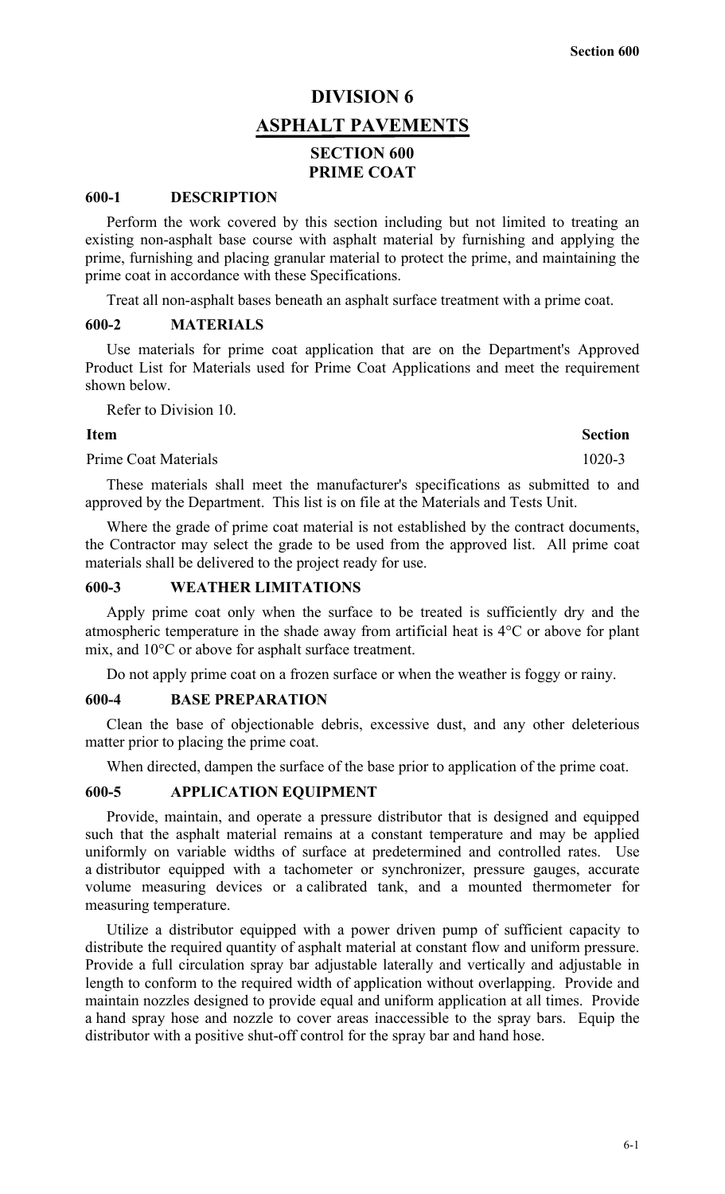# DIVISION 6

# ASPHALT PAVEMENTS

## SECTION 600
## PRIME COAT

### 600-1 DESCRIPTION

Perform the work covered by this section including but not limited to treating an existing non-asphalt base course with asphalt material by furnishing and applying the prime, furnishing and placing granular material to protect the prime, and maintaining the prime coat in accordance with these Specifications.

Treat all non-asphalt bases beneath an asphalt surface treatment with a prime coat.

### 600-2 MATERIALS

Use materials for prime coat application that are on the Department's Approved Product List for Materials used for Prime Coat Applications and meet the requirement shown below.

Refer to Division 10.

| Item | Section |
| --- | --- |
| Prime Coat Materials | 1020-3 |

These materials shall meet the manufacturer's specifications as submitted to and approved by the Department. This list is on file at the Materials and Tests Unit.

Where the grade of prime coat material is not established by the contract documents, the Contractor may select the grade to be used from the approved list. All prime coat materials shall be delivered to the project ready for use.

### 600-3 WEATHER LIMITATIONS

Apply prime coat only when the surface to be treated is sufficiently dry and the atmospheric temperature in the shade away from artificial heat is 4°C or above for plant mix, and 10°C or above for asphalt surface treatment.

Do not apply prime coat on a frozen surface or when the weather is foggy or rainy.

### 600-4 BASE PREPARATION

Clean the base of objectionable debris, excessive dust, and any other deleterious matter prior to placing the prime coat.

When directed, dampen the surface of the base prior to application of the prime coat.

### 600-5 APPLICATION EQUIPMENT

Provide, maintain, and operate a pressure distributor that is designed and equipped such that the asphalt material remains at a constant temperature and may be applied uniformly on variable widths of surface at predetermined and controlled rates. Use a distributor equipped with a tachometer or synchronizer, pressure gauges, accurate volume measuring devices or a calibrated tank, and a mounted thermometer for measuring temperature.

Utilize a distributor equipped with a power driven pump of sufficient capacity to distribute the required quantity of asphalt material at constant flow and uniform pressure. Provide a full circulation spray bar adjustable laterally and vertically and adjustable in length to conform to the required width of application without overlapping. Provide and maintain nozzles designed to provide equal and uniform application at all times. Provide a hand spray hose and nozzle to cover areas inaccessible to the spray bars. Equip the distributor with a positive shut-off control for the spray bar and hand hose.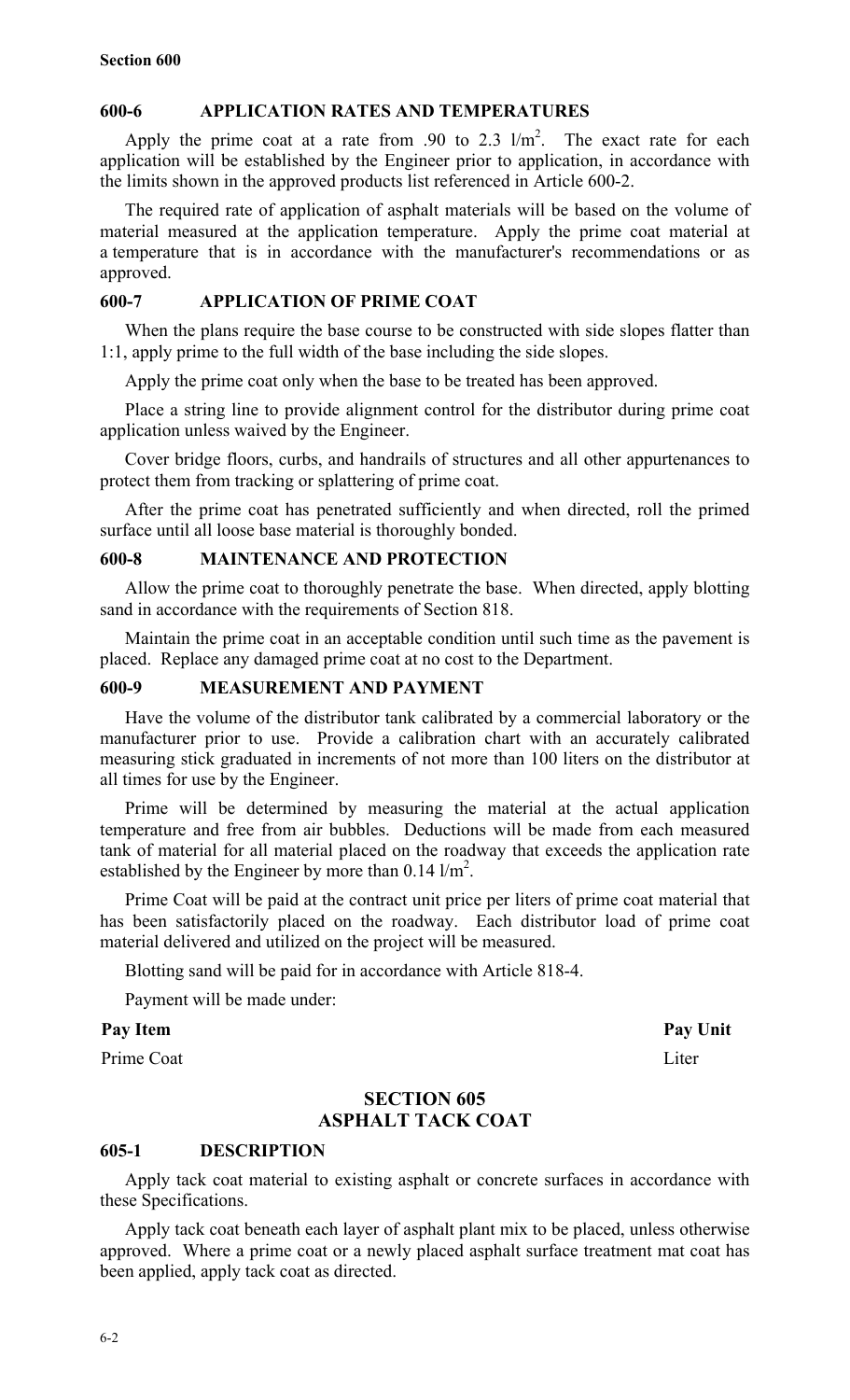### 600-6 APPLICATION RATES AND TEMPERATURES

Apply the prime coat at a rate from .90 to 2.3 $l/m^2$. The exact rate for each application will be established by the Engineer prior to application, in accordance with the limits shown in the approved products list referenced in Article 600-2.

The required rate of application of asphalt materials will be based on the volume of material measured at the application temperature. Apply the prime coat material at a temperature that is in accordance with the manufacturer's recommendations or as approved.

### 600-7 APPLICATION OF PRIME COAT

When the plans require the base course to be constructed with side slopes flatter than 1:1, apply prime to the full width of the base including the side slopes.

Apply the prime coat only when the base to be treated has been approved.

Place a string line to provide alignment control for the distributor during prime coat application unless waived by the Engineer.

Cover bridge floors, curbs, and handrails of structures and all other appurtenances to protect them from tracking or splattering of prime coat.

After the prime coat has penetrated sufficiently and when directed, roll the primed surface until all loose base material is thoroughly bonded.

### 600-8 MAINTENANCE AND PROTECTION

Allow the prime coat to thoroughly penetrate the base. When directed, apply blotting sand in accordance with the requirements of Section 818.

Maintain the prime coat in an acceptable condition until such time as the pavement is placed. Replace any damaged prime coat at no cost to the Department.

### 600-9 MEASUREMENT AND PAYMENT

Have the volume of the distributor tank calibrated by a commercial laboratory or the manufacturer prior to use. Provide a calibration chart with an accurately calibrated measuring stick graduated in increments of not more than 100 liters on the distributor at all times for use by the Engineer.

Prime will be determined by measuring the material at the actual application temperature and free from air bubbles. Deductions will be made from each measured tank of material for all material placed on the roadway that exceeds the application rate established by the Engineer by more than 0.14 $l/m^2$.

Prime Coat will be paid at the contract unit price per liters of prime coat material that has been satisfactorily placed on the roadway. Each distributor load of prime coat material delivered and utilized on the project will be measured.

Blotting sand will be paid for in accordance with Article 818-4.

Payment will be made under:

| Pay Item | Pay Unit |
|---|---|
| Prime Coat | Liter |

## SECTION 605
## ASPHALT TACK COAT

### 605-1 DESCRIPTION

Apply tack coat material to existing asphalt or concrete surfaces in accordance with these Specifications.

Apply tack coat beneath each layer of asphalt plant mix to be placed, unless otherwise approved. Where a prime coat or a newly placed asphalt surface treatment mat coat has been applied, apply tack coat as directed.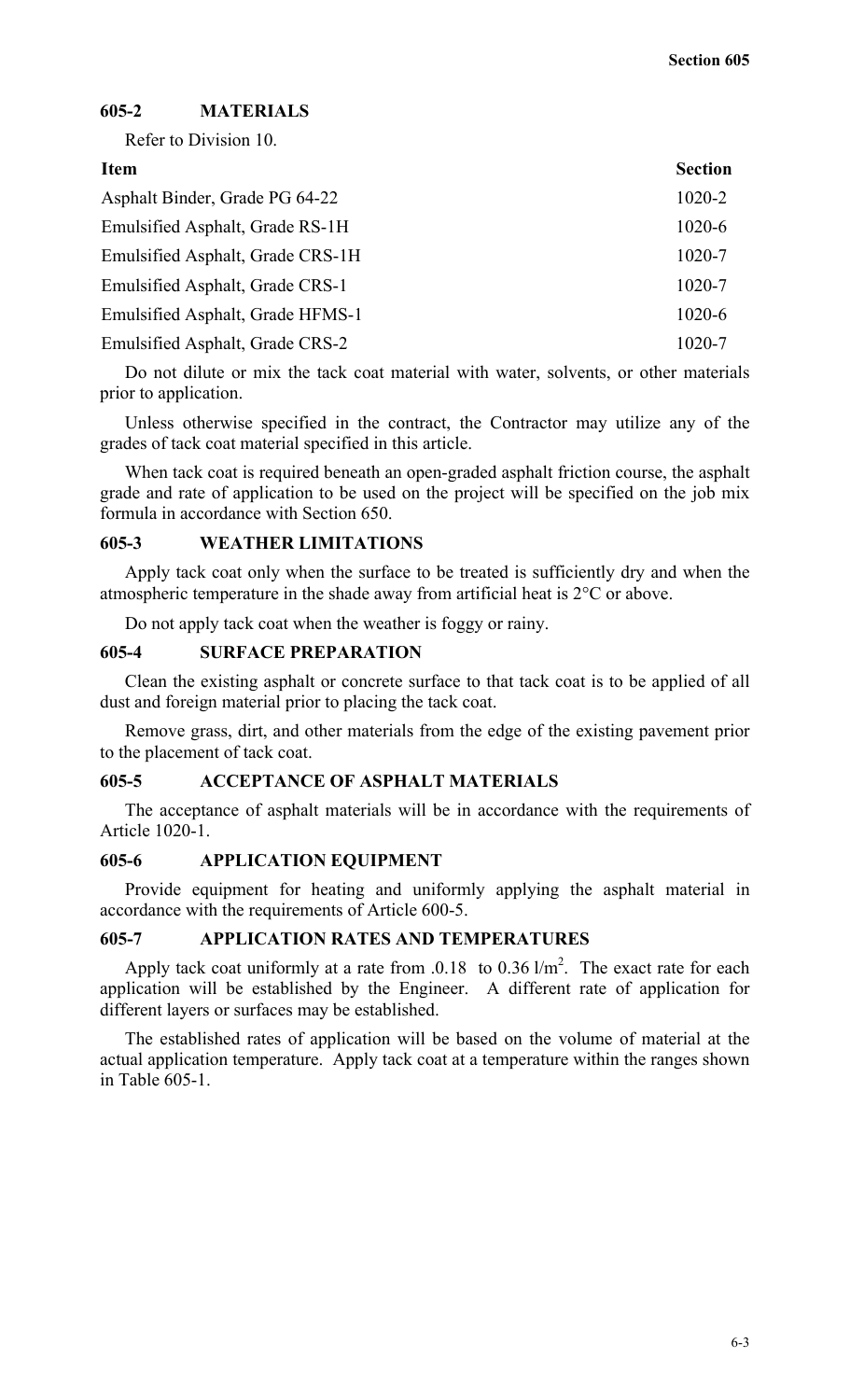## 605-2 MATERIALS

Refer to Division 10.

| Item | Section |
|---|---|
| Asphalt Binder, Grade PG 64-22 | 1020-2 |
| Emulsified Asphalt, Grade RS-1H | 1020-6 |
| Emulsified Asphalt, Grade CRS-1H | 1020-7 |
| Emulsified Asphalt, Grade CRS-1 | 1020-7 |
| Emulsified Asphalt, Grade HFMS-1 | 1020-6 |
| Emulsified Asphalt, Grade CRS-2 | 1020-7 |

Do not dilute or mix the tack coat material with water, solvents, or other materials prior to application.

Unless otherwise specified in the contract, the Contractor may utilize any of the grades of tack coat material specified in this article.

When tack coat is required beneath an open-graded asphalt friction course, the asphalt grade and rate of application to be used on the project will be specified on the job mix formula in accordance with Section 650.

## 605-3 WEATHER LIMITATIONS

Apply tack coat only when the surface to be treated is sufficiently dry and when the atmospheric temperature in the shade away from artificial heat is 2°C or above.

Do not apply tack coat when the weather is foggy or rainy.

## 605-4 SURFACE PREPARATION

Clean the existing asphalt or concrete surface to that tack coat is to be applied of all dust and foreign material prior to placing the tack coat.

Remove grass, dirt, and other materials from the edge of the existing pavement prior to the placement of tack coat.

## 605-5 ACCEPTANCE OF ASPHALT MATERIALS

The acceptance of asphalt materials will be in accordance with the requirements of Article 1020-1.

## 605-6 APPLICATION EQUIPMENT

Provide equipment for heating and uniformly applying the asphalt material in accordance with the requirements of Article 600-5.

## 605-7 APPLICATION RATES AND TEMPERATURES

Apply tack coat uniformly at a rate from .0.18 to 0.36 l/m$^2$. The exact rate for each application will be established by the Engineer. A different rate of application for different layers or surfaces may be established.

The established rates of application will be based on the volume of material at the actual application temperature. Apply tack coat at a temperature within the ranges shown in Table 605-1.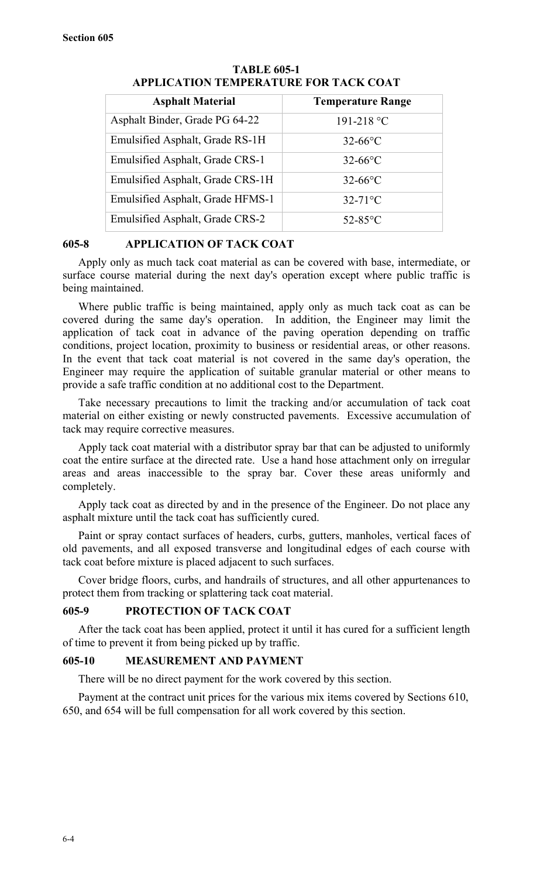**TABLE 605-1**
**APPLICATION TEMPERATURE FOR TACK COAT**

| Asphalt Material | Temperature Range |
| --- | --- |
| Asphalt Binder, Grade PG 64-22 | 191-218 °C |
| Emulsified Asphalt, Grade RS-1H | 32-66°C |
| Emulsified Asphalt, Grade CRS-1 | 32-66°C |
| Emulsified Asphalt, Grade CRS-1H | 32-66°C |
| Emulsified Asphalt, Grade HFMS-1 | 32-71°C |
| Emulsified Asphalt, Grade CRS-2 | 52-85°C |

## 605-8 APPLICATION OF TACK COAT

Apply only as much tack coat material as can be covered with base, intermediate, or surface course material during the next day's operation except where public traffic is being maintained.

Where public traffic is being maintained, apply only as much tack coat as can be covered during the same day's operation. In addition, the Engineer may limit the application of tack coat in advance of the paving operation depending on traffic conditions, project location, proximity to business or residential areas, or other reasons. In the event that tack coat material is not covered in the same day's operation, the Engineer may require the application of suitable granular material or other means to provide a safe traffic condition at no additional cost to the Department.

Take necessary precautions to limit the tracking and/or accumulation of tack coat material on either existing or newly constructed pavements. Excessive accumulation of tack may require corrective measures.

Apply tack coat material with a distributor spray bar that can be adjusted to uniformly coat the entire surface at the directed rate. Use a hand hose attachment only on irregular areas and areas inaccessible to the spray bar. Cover these areas uniformly and completely.

Apply tack coat as directed by and in the presence of the Engineer. Do not place any asphalt mixture until the tack coat has sufficiently cured.

Paint or spray contact surfaces of headers, curbs, gutters, manholes, vertical faces of old pavements, and all exposed transverse and longitudinal edges of each course with tack coat before mixture is placed adjacent to such surfaces.

Cover bridge floors, curbs, and handrails of structures, and all other appurtenances to protect them from tracking or splattering tack coat material.

## 605-9 PROTECTION OF TACK COAT

After the tack coat has been applied, protect it until it has cured for a sufficient length of time to prevent it from being picked up by traffic.

## 605-10 MEASUREMENT AND PAYMENT

There will be no direct payment for the work covered by this section.

Payment at the contract unit prices for the various mix items covered by Sections 610, 650, and 654 will be full compensation for all work covered by this section.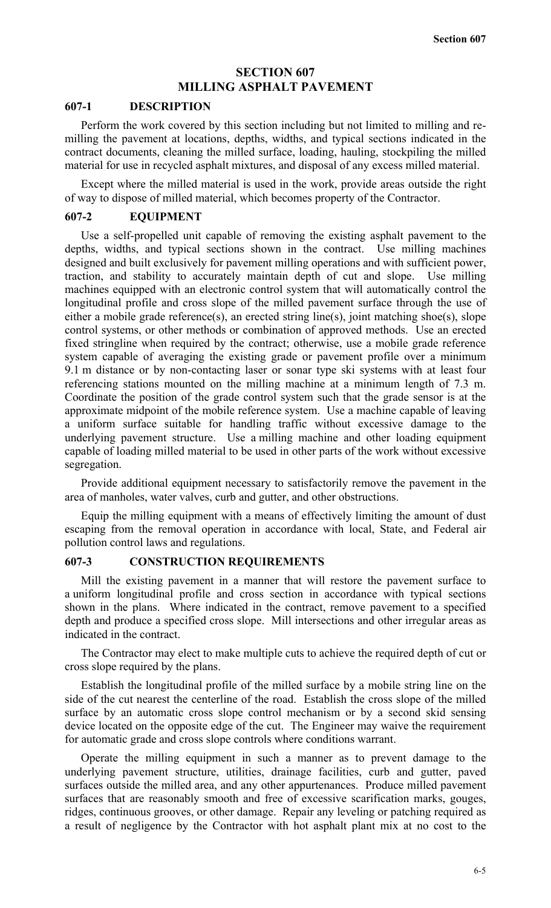# SECTION 607
# MILLING ASPHALT PAVEMENT

## 607-1 DESCRIPTION

Perform the work covered by this section including but not limited to milling and re-milling the pavement at locations, depths, widths, and typical sections indicated in the contract documents, cleaning the milled surface, loading, hauling, stockpiling the milled material for use in recycled asphalt mixtures, and disposal of any excess milled material.

Except where the milled material is used in the work, provide areas outside the right of way to dispose of milled material, which becomes property of the Contractor.

## 607-2 EQUIPMENT

Use a self-propelled unit capable of removing the existing asphalt pavement to the depths, widths, and typical sections shown in the contract. Use milling machines designed and built exclusively for pavement milling operations and with sufficient power, traction, and stability to accurately maintain depth of cut and slope. Use milling machines equipped with an electronic control system that will automatically control the longitudinal profile and cross slope of the milled pavement surface through the use of either a mobile grade reference(s), an erected string line(s), joint matching shoe(s), slope control systems, or other methods or combination of approved methods. Use an erected fixed stringline when required by the contract; otherwise, use a mobile grade reference system capable of averaging the existing grade or pavement profile over a minimum 9.1 m distance or by non-contacting laser or sonar type ski systems with at least four referencing stations mounted on the milling machine at a minimum length of 7.3 m. Coordinate the position of the grade control system such that the grade sensor is at the approximate midpoint of the mobile reference system. Use a machine capable of leaving a uniform surface suitable for handling traffic without excessive damage to the underlying pavement structure. Use a milling machine and other loading equipment capable of loading milled material to be used in other parts of the work without excessive segregation.

Provide additional equipment necessary to satisfactorily remove the pavement in the area of manholes, water valves, curb and gutter, and other obstructions.

Equip the milling equipment with a means of effectively limiting the amount of dust escaping from the removal operation in accordance with local, State, and Federal air pollution control laws and regulations.

## 607-3 CONSTRUCTION REQUIREMENTS

Mill the existing pavement in a manner that will restore the pavement surface to a uniform longitudinal profile and cross section in accordance with typical sections shown in the plans. Where indicated in the contract, remove pavement to a specified depth and produce a specified cross slope. Mill intersections and other irregular areas as indicated in the contract.

The Contractor may elect to make multiple cuts to achieve the required depth of cut or cross slope required by the plans.

Establish the longitudinal profile of the milled surface by a mobile string line on the side of the cut nearest the centerline of the road. Establish the cross slope of the milled surface by an automatic cross slope control mechanism or by a second skid sensing device located on the opposite edge of the cut. The Engineer may waive the requirement for automatic grade and cross slope controls where conditions warrant.

Operate the milling equipment in such a manner as to prevent damage to the underlying pavement structure, utilities, drainage facilities, curb and gutter, paved surfaces outside the milled area, and any other appurtenances. Produce milled pavement surfaces that are reasonably smooth and free of excessive scarification marks, gouges, ridges, continuous grooves, or other damage. Repair any leveling or patching required as a result of negligence by the Contractor with hot asphalt plant mix at no cost to the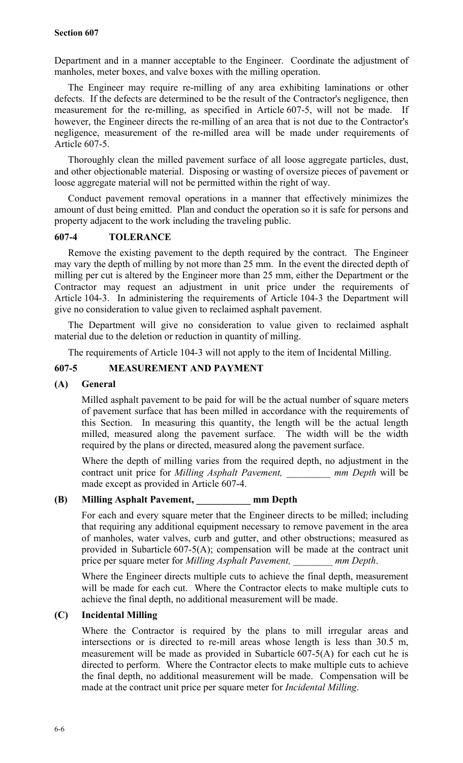Department and in a manner acceptable to the Engineer. Coordinate the adjustment of manholes, meter boxes, and valve boxes with the milling operation.

The Engineer may require re-milling of any area exhibiting laminations or other defects. If the defects are determined to be the result of the Contractor's negligence, then measurement for the re-milling, as specified in Article 607-5, will not be made. If however, the Engineer directs the re-milling of an area that is not due to the Contractor's negligence, measurement of the re-milled area will be made under requirements of Article 607-5.

Thoroughly clean the milled pavement surface of all loose aggregate particles, dust, and other objectionable material. Disposing or wasting of oversize pieces of pavement or loose aggregate material will not be permitted within the right of way.

Conduct pavement removal operations in a manner that effectively minimizes the amount of dust being emitted. Plan and conduct the operation so it is safe for persons and property adjacent to the work including the traveling public.

## 607-4 TOLERANCE

Remove the existing pavement to the depth required by the contract. The Engineer may vary the depth of milling by not more than 25 mm. In the event the directed depth of milling per cut is altered by the Engineer more than 25 mm, either the Department or the Contractor may request an adjustment in unit price under the requirements of Article 104-3. In administering the requirements of Article 104-3 the Department will give no consideration to value given to reclaimed asphalt pavement.

The Department will give no consideration to value given to reclaimed asphalt material due to the deletion or reduction in quantity of milling.

The requirements of Article 104-3 will not apply to the item of Incidental Milling.

## 607-5 MEASUREMENT AND PAYMENT

### (A) General

Milled asphalt pavement to be paid for will be the actual number of square meters of pavement surface that has been milled in accordance with the requirements of this Section. In measuring this quantity, the length will be the actual length milled, measured along the pavement surface. The width will be the width required by the plans or directed, measured along the pavement surface.

Where the depth of milling varies from the required depth, no adjustment in the contract unit price for *Milling Asphalt Pavement, _________ mm Depth* will be made except as provided in Article 607-4.

### (B) Milling Asphalt Pavement, ___________ mm Depth

For each and every square meter that the Engineer directs to be milled; including that requiring any additional equipment necessary to remove pavement in the area of manholes, water valves, curb and gutter, and other obstructions; measured as provided in Subarticle 607-5(A); compensation will be made at the contract unit price per square meter for *Milling Asphalt Pavement, ________ mm Depth*.

Where the Engineer directs multiple cuts to achieve the final depth, measurement will be made for each cut. Where the Contractor elects to make multiple cuts to achieve the final depth, no additional measurement will be made.

### (C) Incidental Milling

Where the Contractor is required by the plans to mill irregular areas and intersections or is directed to re-mill areas whose length is less than 30.5 m, measurement will be made as provided in Subarticle 607-5(A) for each cut he is directed to perform. Where the Contractor elects to make multiple cuts to achieve the final depth, no additional measurement will be made. Compensation will be made at the contract unit price per square meter for *Incidental Milling*.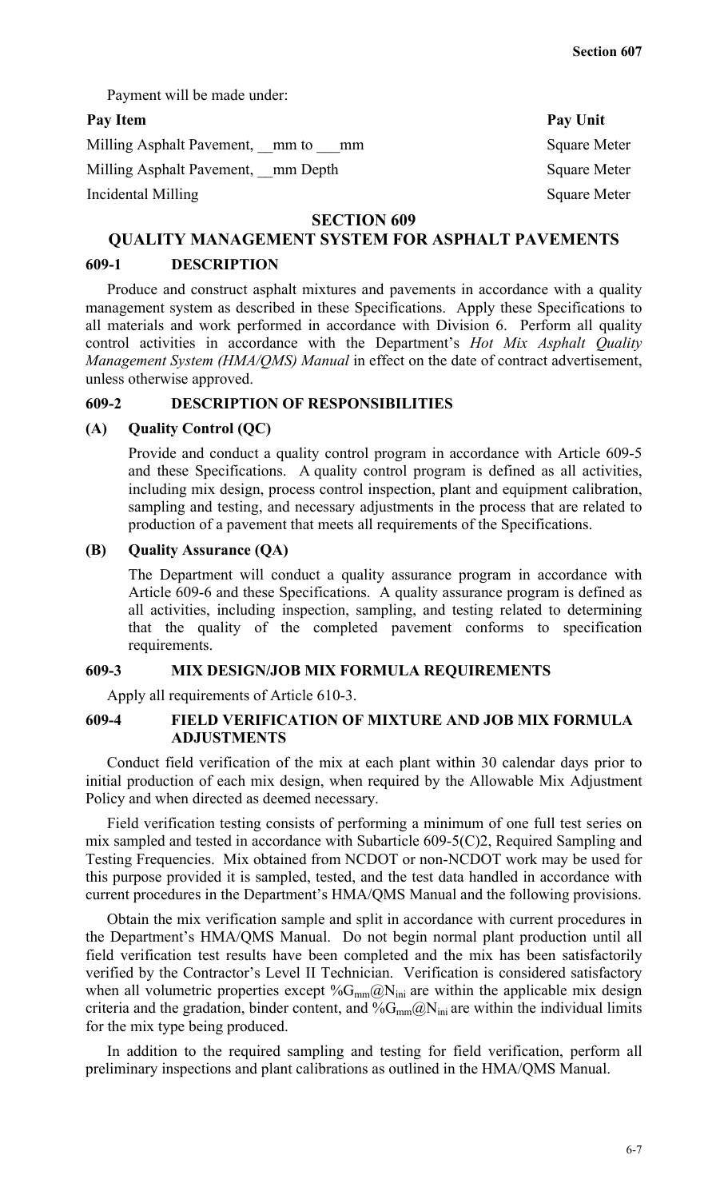Payment will be made under:

| Pay Item | Pay Unit |
|---|---|
| Milling Asphalt Pavement, __mm to ___mm | Square Meter |
| Milling Asphalt Pavement, __mm Depth | Square Meter |
| Incidental Milling | Square Meter |

# SECTION 609

# QUALITY MANAGEMENT SYSTEM FOR ASPHALT PAVEMENTS

## 609-1 DESCRIPTION

Produce and construct asphalt mixtures and pavements in accordance with a quality management system as described in these Specifications. Apply these Specifications to all materials and work performed in accordance with Division 6. Perform all quality control activities in accordance with the Department's *Hot Mix Asphalt Quality Management System (HMA/QMS) Manual* in effect on the date of contract advertisement, unless otherwise approved.

## 609-2 DESCRIPTION OF RESPONSIBILITIES

### (A) Quality Control (QC)

Provide and conduct a quality control program in accordance with Article 609-5 and these Specifications. A quality control program is defined as all activities, including mix design, process control inspection, plant and equipment calibration, sampling and testing, and necessary adjustments in the process that are related to production of a pavement that meets all requirements of the Specifications.

### (B) Quality Assurance (QA)

The Department will conduct a quality assurance program in accordance with Article 609-6 and these Specifications. A quality assurance program is defined as all activities, including inspection, sampling, and testing related to determining that the quality of the completed pavement conforms to specification requirements.

## 609-3 MIX DESIGN/JOB MIX FORMULA REQUIREMENTS

Apply all requirements of Article 610-3.

## 609-4 FIELD VERIFICATION OF MIXTURE AND JOB MIX FORMULA ADJUSTMENTS

Conduct field verification of the mix at each plant within 30 calendar days prior to initial production of each mix design, when required by the Allowable Mix Adjustment Policy and when directed as deemed necessary.

Field verification testing consists of performing a minimum of one full test series on mix sampled and tested in accordance with Subarticle 609-5(C)2, Required Sampling and Testing Frequencies. Mix obtained from NCDOT or non-NCDOT work may be used for this purpose provided it is sampled, tested, and the test data handled in accordance with current procedures in the Department's HMA/QMS Manual and the following provisions.

Obtain the mix verification sample and split in accordance with current procedures in the Department's HMA/QMS Manual. Do not begin normal plant production until all field verification test results have been completed and the mix has been satisfactorily verified by the Contractor's Level II Technician. Verification is considered satisfactory when all volumetric properties except $\%G_{mm}@N_{ini}$ are within the applicable mix design criteria and the gradation, binder content, and $\%G_{mm}@N_{ini}$ are within the individual limits for the mix type being produced.

In addition to the required sampling and testing for field verification, perform all preliminary inspections and plant calibrations as outlined in the HMA/QMS Manual.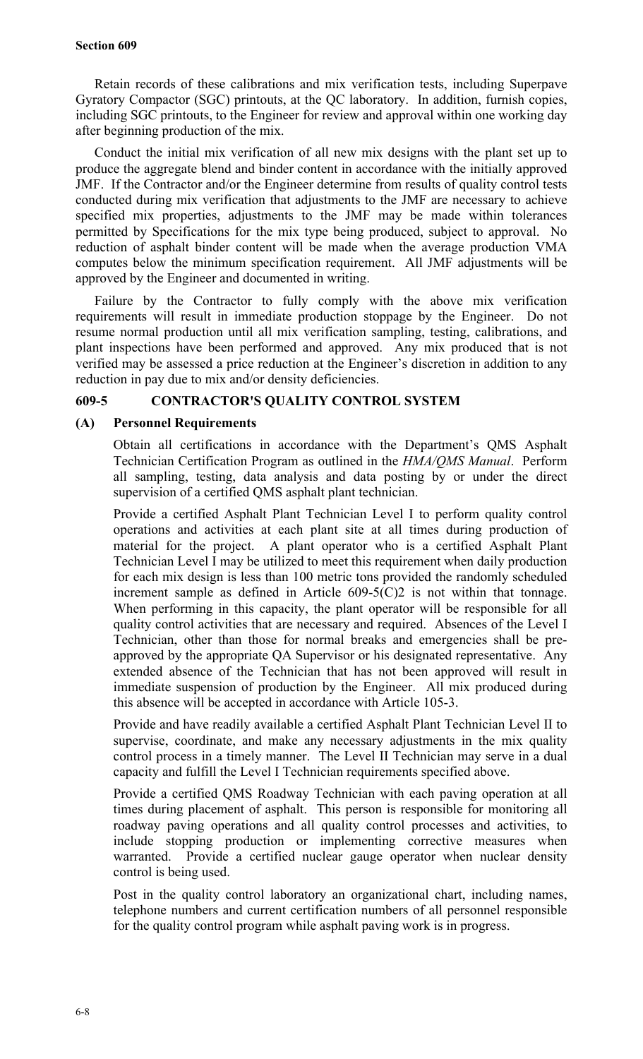Retain records of these calibrations and mix verification tests, including Superpave Gyratory Compactor (SGC) printouts, at the QC laboratory. In addition, furnish copies, including SGC printouts, to the Engineer for review and approval within one working day after beginning production of the mix.

Conduct the initial mix verification of all new mix designs with the plant set up to produce the aggregate blend and binder content in accordance with the initially approved JMF. If the Contractor and/or the Engineer determine from results of quality control tests conducted during mix verification that adjustments to the JMF are necessary to achieve specified mix properties, adjustments to the JMF may be made within tolerances permitted by Specifications for the mix type being produced, subject to approval. No reduction of asphalt binder content will be made when the average production VMA computes below the minimum specification requirement. All JMF adjustments will be approved by the Engineer and documented in writing.

Failure by the Contractor to fully comply with the above mix verification requirements will result in immediate production stoppage by the Engineer. Do not resume normal production until all mix verification sampling, testing, calibrations, and plant inspections have been performed and approved. Any mix produced that is not verified may be assessed a price reduction at the Engineer's discretion in addition to any reduction in pay due to mix and/or density deficiencies.

## 609-5 CONTRACTOR'S QUALITY CONTROL SYSTEM

### (A) Personnel Requirements

Obtain all certifications in accordance with the Department's QMS Asphalt Technician Certification Program as outlined in the *HMA/QMS Manual*. Perform all sampling, testing, data analysis and data posting by or under the direct supervision of a certified QMS asphalt plant technician.

Provide a certified Asphalt Plant Technician Level I to perform quality control operations and activities at each plant site at all times during production of material for the project. A plant operator who is a certified Asphalt Plant Technician Level I may be utilized to meet this requirement when daily production for each mix design is less than 100 metric tons provided the randomly scheduled increment sample as defined in Article 609-5(C)2 is not within that tonnage. When performing in this capacity, the plant operator will be responsible for all quality control activities that are necessary and required. Absences of the Level I Technician, other than those for normal breaks and emergencies shall be pre-approved by the appropriate QA Supervisor or his designated representative. Any extended absence of the Technician that has not been approved will result in immediate suspension of production by the Engineer. All mix produced during this absence will be accepted in accordance with Article 105-3.

Provide and have readily available a certified Asphalt Plant Technician Level II to supervise, coordinate, and make any necessary adjustments in the mix quality control process in a timely manner. The Level II Technician may serve in a dual capacity and fulfill the Level I Technician requirements specified above.

Provide a certified QMS Roadway Technician with each paving operation at all times during placement of asphalt. This person is responsible for monitoring all roadway paving operations and all quality control processes and activities, to include stopping production or implementing corrective measures when warranted. Provide a certified nuclear gauge operator when nuclear density control is being used.

Post in the quality control laboratory an organizational chart, including names, telephone numbers and current certification numbers of all personnel responsible for the quality control program while asphalt paving work is in progress.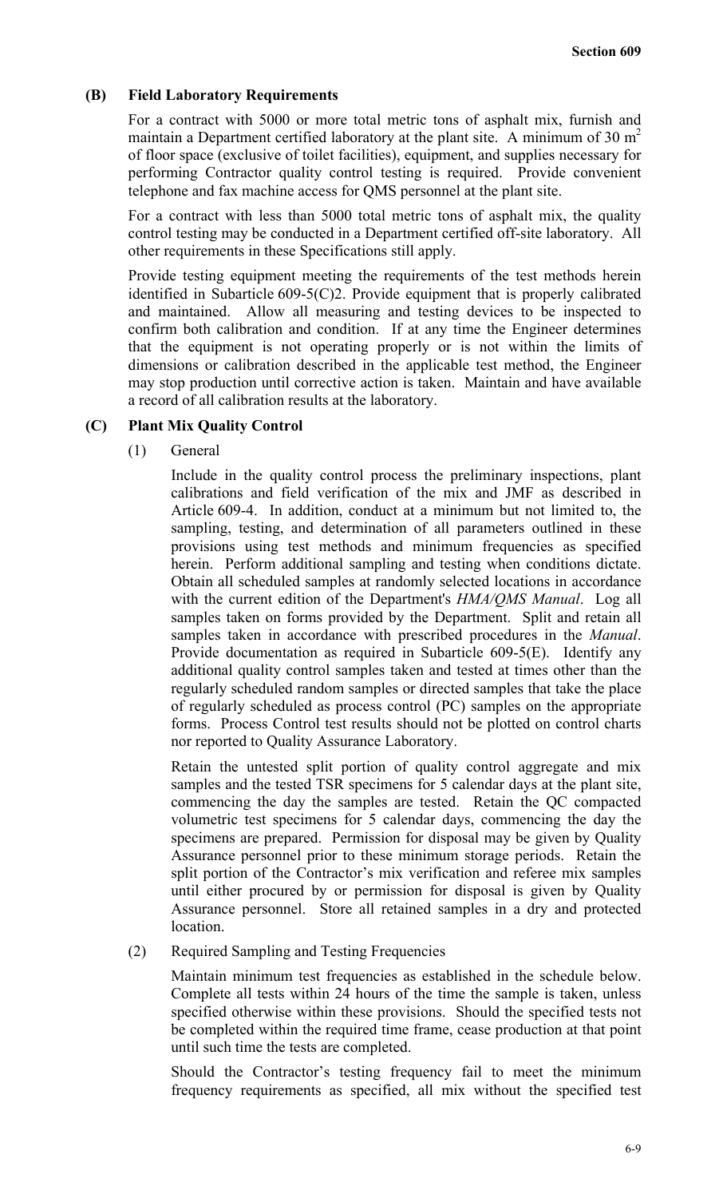### (B) Field Laboratory Requirements

For a contract with 5000 or more total metric tons of asphalt mix, furnish and maintain a Department certified laboratory at the plant site. A minimum of 30 $m^2$ of floor space (exclusive of toilet facilities), equipment, and supplies necessary for performing Contractor quality control testing is required. Provide convenient telephone and fax machine access for QMS personnel at the plant site.

For a contract with less than 5000 total metric tons of asphalt mix, the quality control testing may be conducted in a Department certified off-site laboratory. All other requirements in these Specifications still apply.

Provide testing equipment meeting the requirements of the test methods herein identified in Subarticle 609-5(C)2. Provide equipment that is properly calibrated and maintained. Allow all measuring and testing devices to be inspected to confirm both calibration and condition. If at any time the Engineer determines that the equipment is not operating properly or is not within the limits of dimensions or calibration described in the applicable test method, the Engineer may stop production until corrective action is taken. Maintain and have available a record of all calibration results at the laboratory.

### (C) Plant Mix Quality Control

(1) General

Include in the quality control process the preliminary inspections, plant calibrations and field verification of the mix and JMF as described in Article 609-4. In addition, conduct at a minimum but not limited to, the sampling, testing, and determination of all parameters outlined in these provisions using test methods and minimum frequencies as specified herein. Perform additional sampling and testing when conditions dictate. Obtain all scheduled samples at randomly selected locations in accordance with the current edition of the Department's *HMA/QMS Manual*. Log all samples taken on forms provided by the Department. Split and retain all samples taken in accordance with prescribed procedures in the *Manual*. Provide documentation as required in Subarticle 609-5(E). Identify any additional quality control samples taken and tested at times other than the regularly scheduled random samples or directed samples that take the place of regularly scheduled as process control (PC) samples on the appropriate forms. Process Control test results should not be plotted on control charts nor reported to Quality Assurance Laboratory.

Retain the untested split portion of quality control aggregate and mix samples and the tested TSR specimens for 5 calendar days at the plant site, commencing the day the samples are tested. Retain the QC compacted volumetric test specimens for 5 calendar days, commencing the day the specimens are prepared. Permission for disposal may be given by Quality Assurance personnel prior to these minimum storage periods. Retain the split portion of the Contractor's mix verification and referee mix samples until either procured by or permission for disposal is given by Quality Assurance personnel. Store all retained samples in a dry and protected location.

(2) Required Sampling and Testing Frequencies

Maintain minimum test frequencies as established in the schedule below. Complete all tests within 24 hours of the time the sample is taken, unless specified otherwise within these provisions. Should the specified tests not be completed within the required time frame, cease production at that point until such time the tests are completed.

Should the Contractor's testing frequency fail to meet the minimum frequency requirements as specified, all mix without the specified test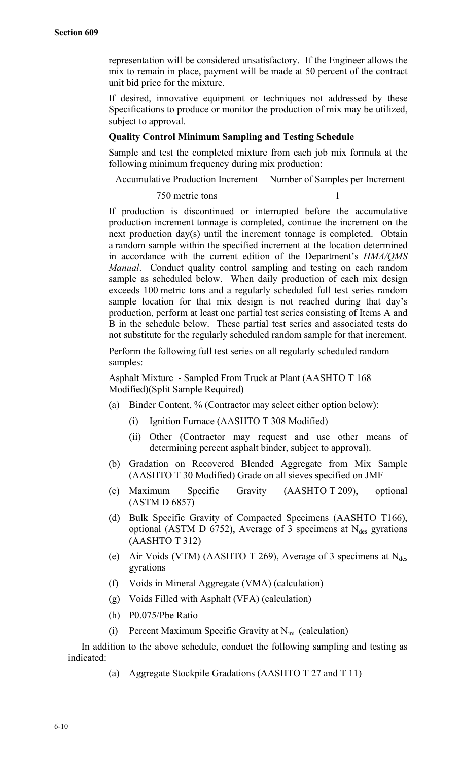representation will be considered unsatisfactory. If the Engineer allows the mix to remain in place, payment will be made at 50 percent of the contract unit bid price for the mixture.

If desired, innovative equipment or techniques not addressed by these Specifications to produce or monitor the production of mix may be utilized, subject to approval.

**Quality Control Minimum Sampling and Testing Schedule**

Sample and test the completed mixture from each job mix formula at the following minimum frequency during mix production:

| Accumulative Production Increment | Number of Samples per Increment |
| --- | --- |
| 750 metric tons | 1 |

If production is discontinued or interrupted before the accumulative production increment tonnage is completed, continue the increment on the next production day(s) until the increment tonnage is completed. Obtain a random sample within the specified increment at the location determined in accordance with the current edition of the Department's *HMA/QMS Manual*. Conduct quality control sampling and testing on each random sample as scheduled below. When daily production of each mix design exceeds 100 metric tons and a regularly scheduled full test series random sample location for that mix design is not reached during that day's production, perform at least one partial test series consisting of Items A and B in the schedule below. These partial test series and associated tests do not substitute for the regularly scheduled random sample for that increment.

Perform the following full test series on all regularly scheduled random samples:

Asphalt Mixture - Sampled From Truck at Plant (AASHTO T 168 Modified)(Split Sample Required)

- (a) Binder Content, % (Contractor may select either option below):
  - (i) Ignition Furnace (AASHTO T 308 Modified)
  - (ii) Other (Contractor may request and use other means of determining percent asphalt binder, subject to approval).
- (b) Gradation on Recovered Blended Aggregate from Mix Sample (AASHTO T 30 Modified) Grade on all sieves specified on JMF
- (c) Maximum Specific Gravity (AASHTO T 209), optional (ASTM D 6857)
- (d) Bulk Specific Gravity of Compacted Specimens (AASHTO T166), optional (ASTM D 6752), Average of 3 specimens at $N_{des}$ gyrations (AASHTO T 312)
- (e) Air Voids (VTM) (AASHTO T 269), Average of 3 specimens at $N_{des}$ gyrations
- (f) Voids in Mineral Aggregate (VMA) (calculation)
- (g) Voids Filled with Asphalt (VFA) (calculation)
- (h) P0.075/Pbe Ratio
- (i) Percent Maximum Specific Gravity at $N_{ini}$ (calculation)

In addition to the above schedule, conduct the following sampling and testing as indicated:

- (a) Aggregate Stockpile Gradations (AASHTO T 27 and T 11)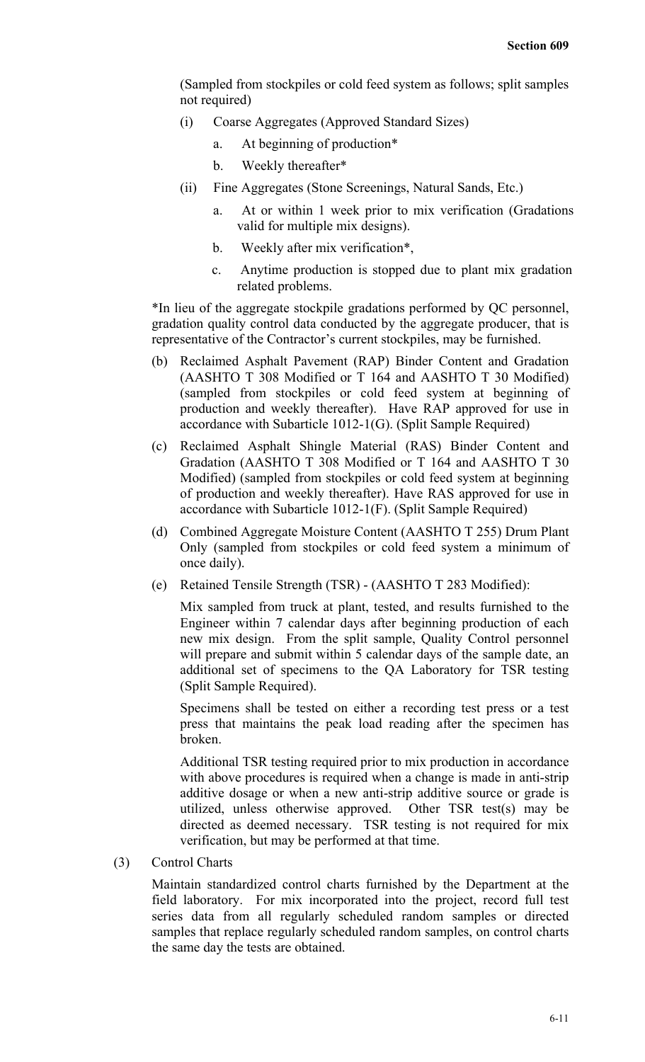(Sampled from stockpiles or cold feed system as follows; split samples not required)

(i) Coarse Aggregates (Approved Standard Sizes)

  a. At beginning of production*

  b. Weekly thereafter*

(ii) Fine Aggregates (Stone Screenings, Natural Sands, Etc.)

  a. At or within 1 week prior to mix verification (Gradations valid for multiple mix designs).

  b. Weekly after mix verification*,

  c. Anytime production is stopped due to plant mix gradation related problems.

*In lieu of the aggregate stockpile gradations performed by QC personnel, gradation quality control data conducted by the aggregate producer, that is representative of the Contractor's current stockpiles, may be furnished.

(b) Reclaimed Asphalt Pavement (RAP) Binder Content and Gradation (AASHTO T 308 Modified or T 164 and AASHTO T 30 Modified) (sampled from stockpiles or cold feed system at beginning of production and weekly thereafter). Have RAP approved for use in accordance with Subarticle 1012-1(G). (Split Sample Required)

(c) Reclaimed Asphalt Shingle Material (RAS) Binder Content and Gradation (AASHTO T 308 Modified or T 164 and AASHTO T 30 Modified) (sampled from stockpiles or cold feed system at beginning of production and weekly thereafter). Have RAS approved for use in accordance with Subarticle 1012-1(F). (Split Sample Required)

(d) Combined Aggregate Moisture Content (AASHTO T 255) Drum Plant Only (sampled from stockpiles or cold feed system a minimum of once daily).

(e) Retained Tensile Strength (TSR) - (AASHTO T 283 Modified):

Mix sampled from truck at plant, tested, and results furnished to the Engineer within 7 calendar days after beginning production of each new mix design. From the split sample, Quality Control personnel will prepare and submit within 5 calendar days of the sample date, an additional set of specimens to the QA Laboratory for TSR testing (Split Sample Required).

Specimens shall be tested on either a recording test press or a test press that maintains the peak load reading after the specimen has broken.

Additional TSR testing required prior to mix production in accordance with above procedures is required when a change is made in anti-strip additive dosage or when a new anti-strip additive source or grade is utilized, unless otherwise approved. Other TSR test(s) may be directed as deemed necessary. TSR testing is not required for mix verification, but may be performed at that time.

(3) Control Charts

Maintain standardized control charts furnished by the Department at the field laboratory. For mix incorporated into the project, record full test series data from all regularly scheduled random samples or directed samples that replace regularly scheduled random samples, on control charts the same day the tests are obtained.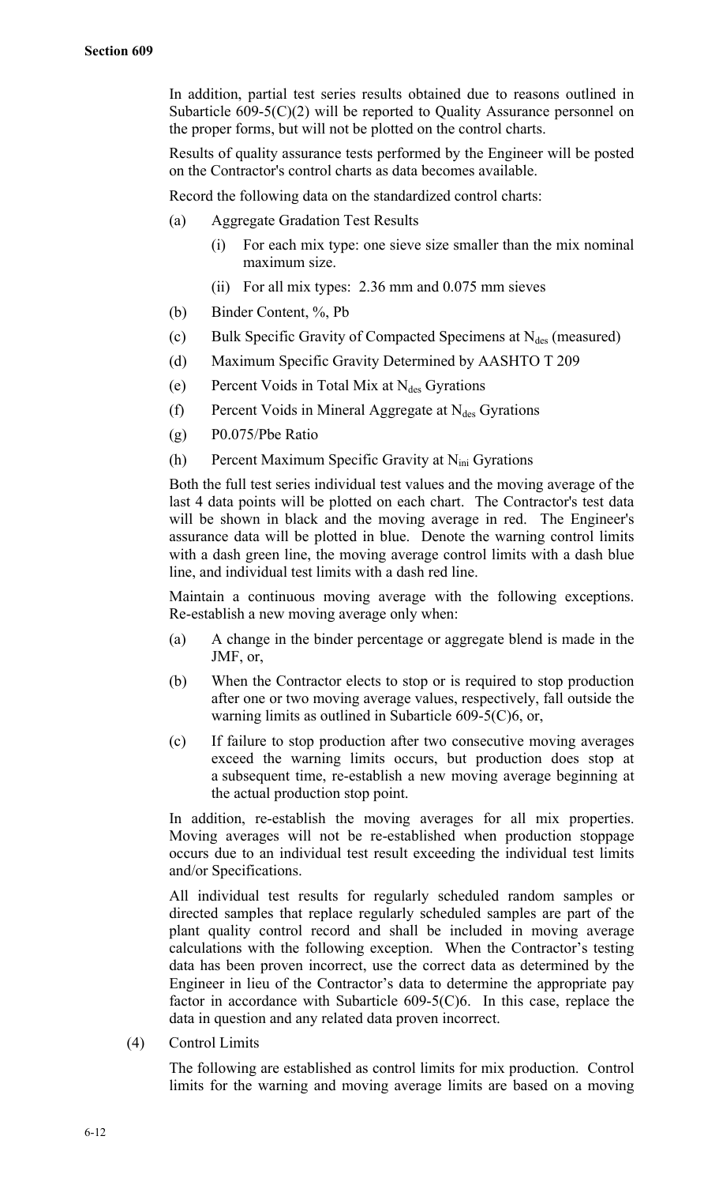In addition, partial test series results obtained due to reasons outlined in Subarticle 609-5(C)(2) will be reported to Quality Assurance personnel on the proper forms, but will not be plotted on the control charts.

Results of quality assurance tests performed by the Engineer will be posted on the Contractor's control charts as data becomes available.

Record the following data on the standardized control charts:

(a) Aggregate Gradation Test Results

  (i) For each mix type: one sieve size smaller than the mix nominal maximum size.

  (ii) For all mix types: 2.36 mm and 0.075 mm sieves

(b) Binder Content, %, Pb

(c) Bulk Specific Gravity of Compacted Specimens at $N_{des}$ (measured)

(d) Maximum Specific Gravity Determined by AASHTO T 209

(e) Percent Voids in Total Mix at $N_{des}$ Gyrations

(f) Percent Voids in Mineral Aggregate at $N_{des}$ Gyrations

(g) P0.075/Pbe Ratio

(h) Percent Maximum Specific Gravity at $N_{ini}$ Gyrations

Both the full test series individual test values and the moving average of the last 4 data points will be plotted on each chart. The Contractor's test data will be shown in black and the moving average in red. The Engineer's assurance data will be plotted in blue. Denote the warning control limits with a dash green line, the moving average control limits with a dash blue line, and individual test limits with a dash red line.

Maintain a continuous moving average with the following exceptions. Re-establish a new moving average only when:

(a) A change in the binder percentage or aggregate blend is made in the JMF, or,

(b) When the Contractor elects to stop or is required to stop production after one or two moving average values, respectively, fall outside the warning limits as outlined in Subarticle 609-5(C)6, or,

(c) If failure to stop production after two consecutive moving averages exceed the warning limits occurs, but production does stop at a subsequent time, re-establish a new moving average beginning at the actual production stop point.

In addition, re-establish the moving averages for all mix properties. Moving averages will not be re-established when production stoppage occurs due to an individual test result exceeding the individual test limits and/or Specifications.

All individual test results for regularly scheduled random samples or directed samples that replace regularly scheduled samples are part of the plant quality control record and shall be included in moving average calculations with the following exception. When the Contractor's testing data has been proven incorrect, use the correct data as determined by the Engineer in lieu of the Contractor's data to determine the appropriate pay factor in accordance with Subarticle 609-5(C)6. In this case, replace the data in question and any related data proven incorrect.

(4) Control Limits

The following are established as control limits for mix production. Control limits for the warning and moving average limits are based on a moving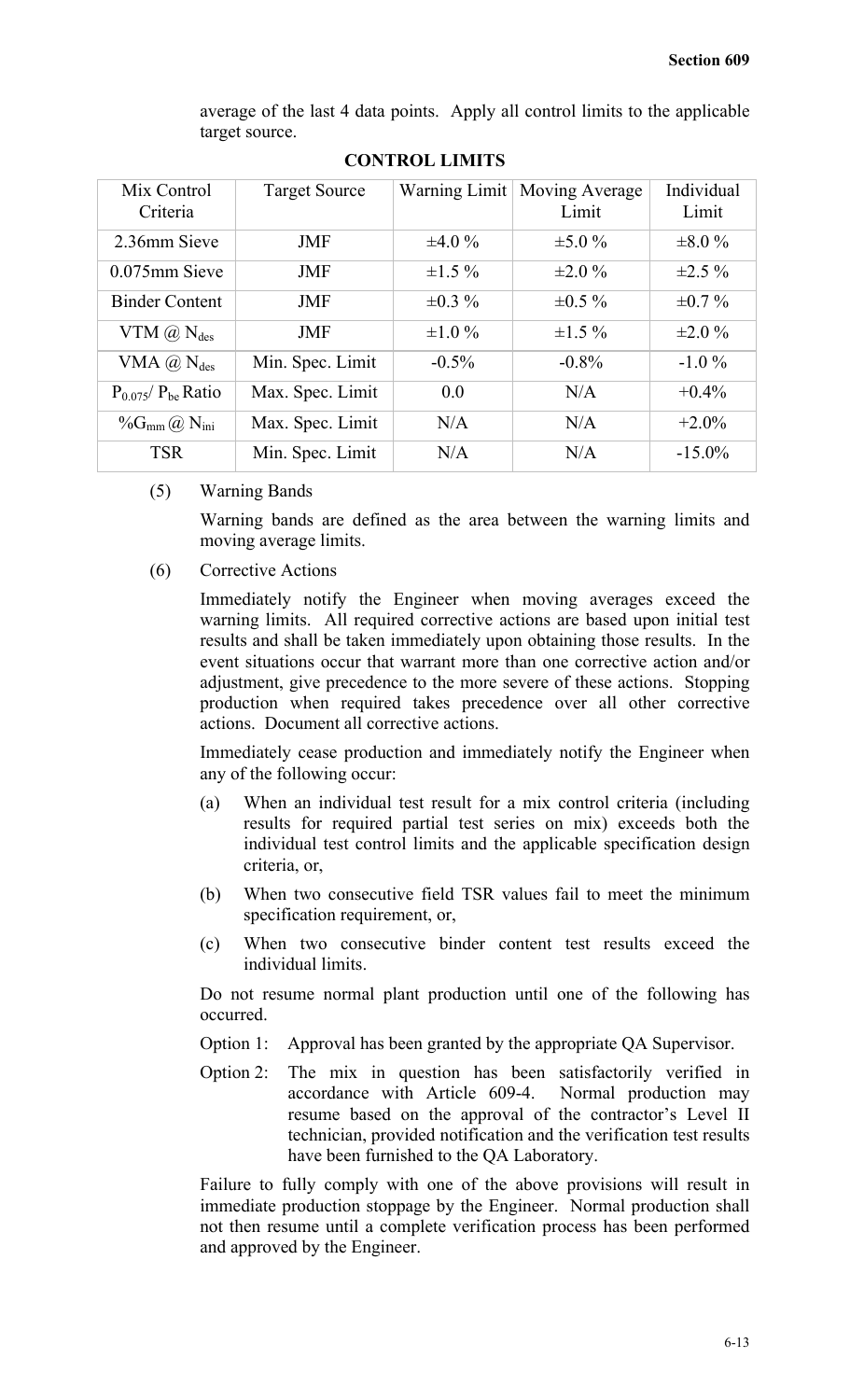average of the last 4 data points. Apply all control limits to the applicable target source.

**CONTROL LIMITS**

| Mix Control Criteria | Target Source | Warning Limit | Moving Average Limit | Individual Limit |
|---|---|---|---|---|
| 2.36mm Sieve | JMF | ±4.0 % | ±5.0 % | ±8.0 % |
| 0.075mm Sieve | JMF | ±1.5 % | ±2.0 % | ±2.5 % |
| Binder Content | JMF | ±0.3 % | ±0.5 % | ±0.7 % |
| VTM @ $N_{des}$ | JMF | ±1.0 % | ±1.5 % | ±2.0 % |
| VMA @ $N_{des}$ | Min. Spec. Limit | -0.5% | -0.8% | -1.0 % |
| $P_{0.075}$/ $P_{be}$ Ratio | Max. Spec. Limit | 0.0 | N/A | +0.4% |
| $\%G_{mm}$ @ $N_{ini}$ | Max. Spec. Limit | N/A | N/A | +2.0% |
| TSR | Min. Spec. Limit | N/A | N/A | -15.0% |

(5) Warning Bands

Warning bands are defined as the area between the warning limits and moving average limits.

(6) Corrective Actions

Immediately notify the Engineer when moving averages exceed the warning limits. All required corrective actions are based upon initial test results and shall be taken immediately upon obtaining those results. In the event situations occur that warrant more than one corrective action and/or adjustment, give precedence to the more severe of these actions. Stopping production when required takes precedence over all other corrective actions. Document all corrective actions.

Immediately cease production and immediately notify the Engineer when any of the following occur:

(a) When an individual test result for a mix control criteria (including results for required partial test series on mix) exceeds both the individual test control limits and the applicable specification design criteria, or,

(b) When two consecutive field TSR values fail to meet the minimum specification requirement, or,

(c) When two consecutive binder content test results exceed the individual limits.

Do not resume normal plant production until one of the following has occurred.

Option 1: Approval has been granted by the appropriate QA Supervisor.

Option 2: The mix in question has been satisfactorily verified in accordance with Article 609-4. Normal production may resume based on the approval of the contractor's Level II technician, provided notification and the verification test results have been furnished to the QA Laboratory.

Failure to fully comply with one of the above provisions will result in immediate production stoppage by the Engineer. Normal production shall not then resume until a complete verification process has been performed and approved by the Engineer.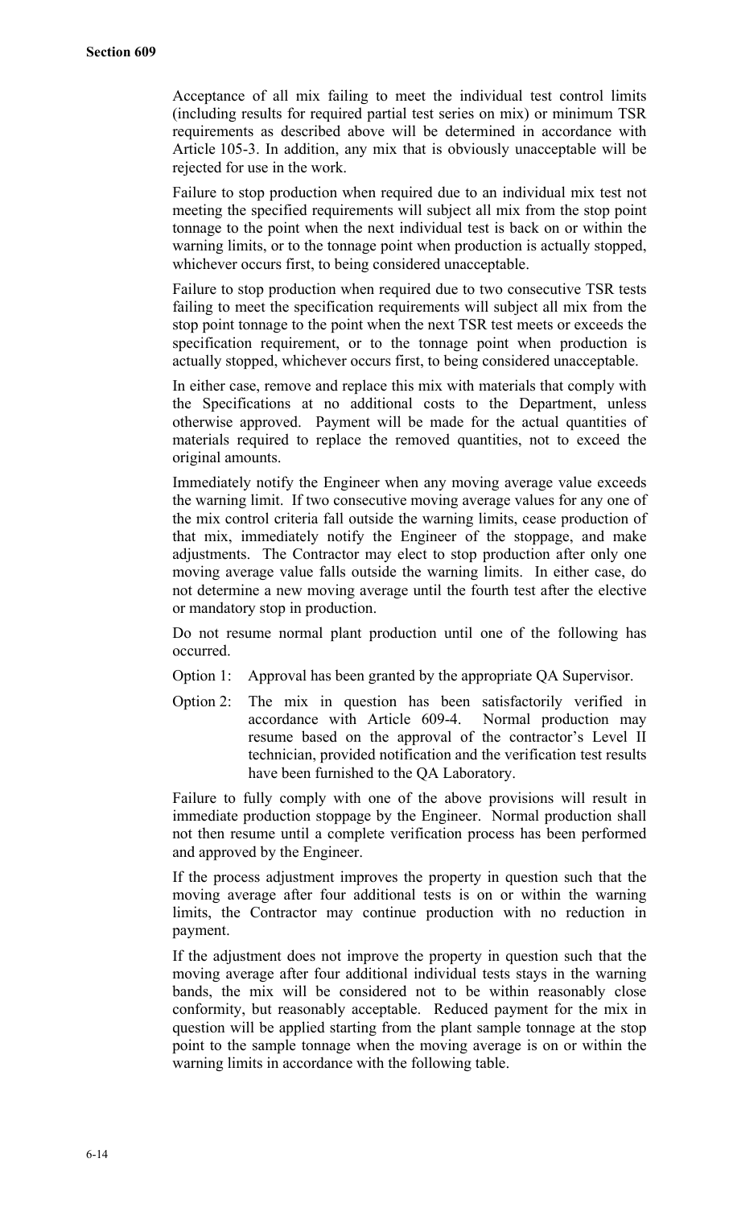Acceptance of all mix failing to meet the individual test control limits (including results for required partial test series on mix) or minimum TSR requirements as described above will be determined in accordance with Article 105-3. In addition, any mix that is obviously unacceptable will be rejected for use in the work.

Failure to stop production when required due to an individual mix test not meeting the specified requirements will subject all mix from the stop point tonnage to the point when the next individual test is back on or within the warning limits, or to the tonnage point when production is actually stopped, whichever occurs first, to being considered unacceptable.

Failure to stop production when required due to two consecutive TSR tests failing to meet the specification requirements will subject all mix from the stop point tonnage to the point when the next TSR test meets or exceeds the specification requirement, or to the tonnage point when production is actually stopped, whichever occurs first, to being considered unacceptable.

In either case, remove and replace this mix with materials that comply with the Specifications at no additional costs to the Department, unless otherwise approved. Payment will be made for the actual quantities of materials required to replace the removed quantities, not to exceed the original amounts.

Immediately notify the Engineer when any moving average value exceeds the warning limit. If two consecutive moving average values for any one of the mix control criteria fall outside the warning limits, cease production of that mix, immediately notify the Engineer of the stoppage, and make adjustments. The Contractor may elect to stop production after only one moving average value falls outside the warning limits. In either case, do not determine a new moving average until the fourth test after the elective or mandatory stop in production.

Do not resume normal plant production until one of the following has occurred.

Option 1: Approval has been granted by the appropriate QA Supervisor.

Option 2: The mix in question has been satisfactorily verified in accordance with Article 609-4. Normal production may resume based on the approval of the contractor's Level II technician, provided notification and the verification test results have been furnished to the QA Laboratory.

Failure to fully comply with one of the above provisions will result in immediate production stoppage by the Engineer. Normal production shall not then resume until a complete verification process has been performed and approved by the Engineer.

If the process adjustment improves the property in question such that the moving average after four additional tests is on or within the warning limits, the Contractor may continue production with no reduction in payment.

If the adjustment does not improve the property in question such that the moving average after four additional individual tests stays in the warning bands, the mix will be considered not to be within reasonably close conformity, but reasonably acceptable. Reduced payment for the mix in question will be applied starting from the plant sample tonnage at the stop point to the sample tonnage when the moving average is on or within the warning limits in accordance with the following table.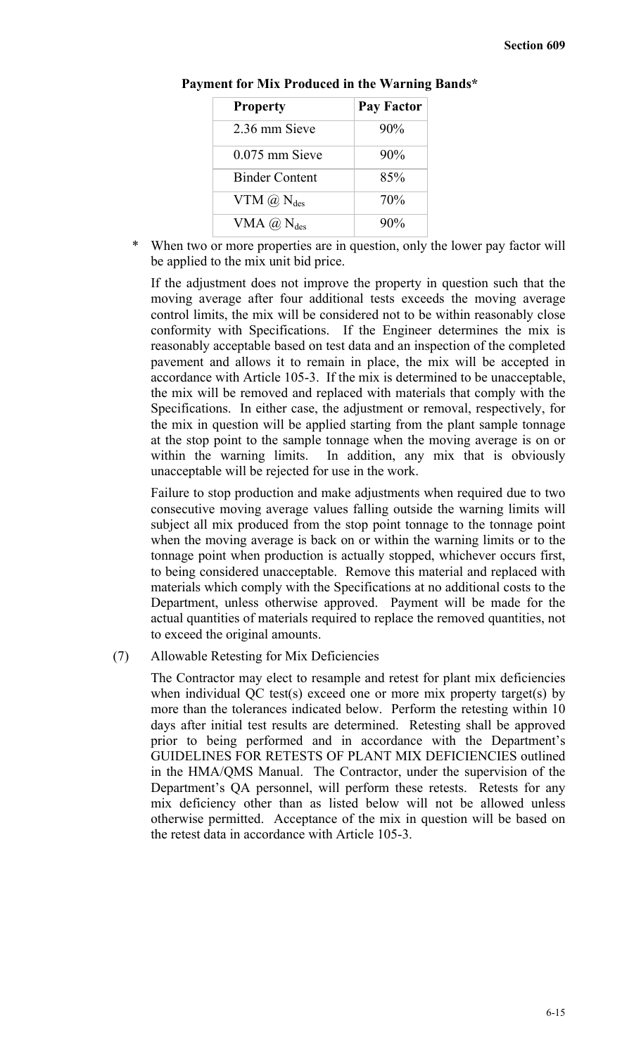**Payment for Mix Produced in the Warning Bands***

| Property | Pay Factor |
|---|---|
| 2.36 mm Sieve | 90% |
| 0.075 mm Sieve | 90% |
| Binder Content | 85% |
| VTM @ $N_{des}$ | 70% |
| VMA @ $N_{des}$ | 90% |

\* When two or more properties are in question, only the lower pay factor will be applied to the mix unit bid price.

If the adjustment does not improve the property in question such that the moving average after four additional tests exceeds the moving average control limits, the mix will be considered not to be within reasonably close conformity with Specifications. If the Engineer determines the mix is reasonably acceptable based on test data and an inspection of the completed pavement and allows it to remain in place, the mix will be accepted in accordance with Article 105-3. If the mix is determined to be unacceptable, the mix will be removed and replaced with materials that comply with the Specifications. In either case, the adjustment or removal, respectively, for the mix in question will be applied starting from the plant sample tonnage at the stop point to the sample tonnage when the moving average is on or within the warning limits. In addition, any mix that is obviously unacceptable will be rejected for use in the work.

Failure to stop production and make adjustments when required due to two consecutive moving average values falling outside the warning limits will subject all mix produced from the stop point tonnage to the tonnage point when the moving average is back on or within the warning limits or to the tonnage point when production is actually stopped, whichever occurs first, to being considered unacceptable. Remove this material and replaced with materials which comply with the Specifications at no additional costs to the Department, unless otherwise approved. Payment will be made for the actual quantities of materials required to replace the removed quantities, not to exceed the original amounts.

(7) Allowable Retesting for Mix Deficiencies

The Contractor may elect to resample and retest for plant mix deficiencies when individual QC test(s) exceed one or more mix property target(s) by more than the tolerances indicated below. Perform the retesting within 10 days after initial test results are determined. Retesting shall be approved prior to being performed and in accordance with the Department's GUIDELINES FOR RETESTS OF PLANT MIX DEFICIENCIES outlined in the HMA/QMS Manual. The Contractor, under the supervision of the Department's QA personnel, will perform these retests. Retests for any mix deficiency other than as listed below will not be allowed unless otherwise permitted. Acceptance of the mix in question will be based on the retest data in accordance with Article 105-3.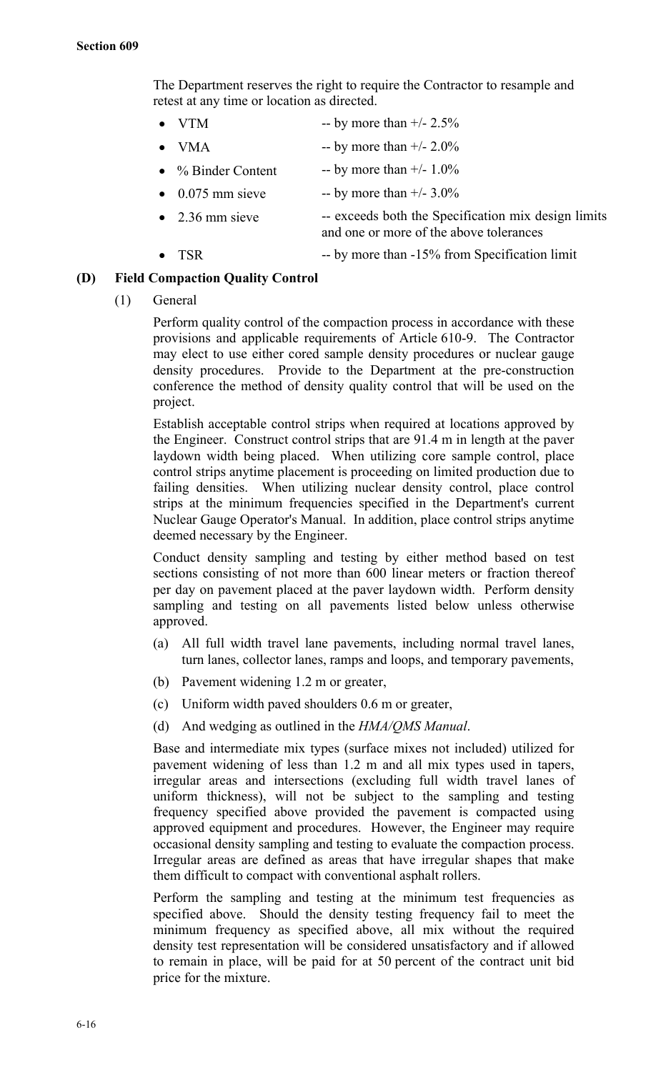The Department reserves the right to require the Contractor to resample and retest at any time or location as directed.

- VTM -- by more than +/- 2.5%
- VMA -- by more than +/- 2.0%
- % Binder Content -- by more than +/- 1.0%
- 0.075 mm sieve -- by more than +/- 3.0%
- 2.36 mm sieve -- exceeds both the Specification mix design limits and one or more of the above tolerances
- TSR -- by more than -15% from Specification limit

### (D) Field Compaction Quality Control

(1) General

Perform quality control of the compaction process in accordance with these provisions and applicable requirements of Article 610-9. The Contractor may elect to use either cored sample density procedures or nuclear gauge density procedures. Provide to the Department at the pre-construction conference the method of density quality control that will be used on the project.

Establish acceptable control strips when required at locations approved by the Engineer. Construct control strips that are 91.4 m in length at the paver laydown width being placed. When utilizing core sample control, place control strips anytime placement is proceeding on limited production due to failing densities. When utilizing nuclear density control, place control strips at the minimum frequencies specified in the Department's current Nuclear Gauge Operator's Manual. In addition, place control strips anytime deemed necessary by the Engineer.

Conduct density sampling and testing by either method based on test sections consisting of not more than 600 linear meters or fraction thereof per day on pavement placed at the paver laydown width. Perform density sampling and testing on all pavements listed below unless otherwise approved.

(a) All full width travel lane pavements, including normal travel lanes, turn lanes, collector lanes, ramps and loops, and temporary pavements,

(b) Pavement widening 1.2 m or greater,

(c) Uniform width paved shoulders 0.6 m or greater,

(d) And wedging as outlined in the *HMA/QMS Manual*.

Base and intermediate mix types (surface mixes not included) utilized for pavement widening of less than 1.2 m and all mix types used in tapers, irregular areas and intersections (excluding full width travel lanes of uniform thickness), will not be subject to the sampling and testing frequency specified above provided the pavement is compacted using approved equipment and procedures. However, the Engineer may require occasional density sampling and testing to evaluate the compaction process. Irregular areas are defined as areas that have irregular shapes that make them difficult to compact with conventional asphalt rollers.

Perform the sampling and testing at the minimum test frequencies as specified above. Should the density testing frequency fail to meet the minimum frequency as specified above, all mix without the required density test representation will be considered unsatisfactory and if allowed to remain in place, will be paid for at 50 percent of the contract unit bid price for the mixture.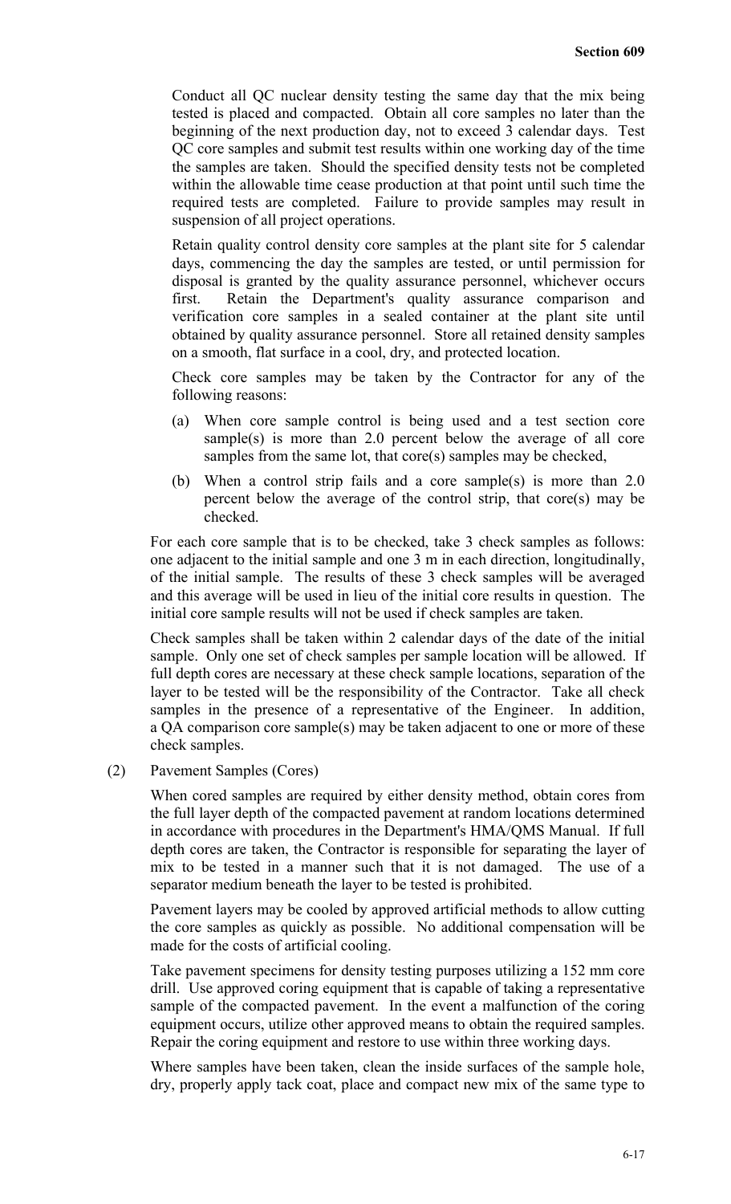Conduct all QC nuclear density testing the same day that the mix being tested is placed and compacted. Obtain all core samples no later than the beginning of the next production day, not to exceed 3 calendar days. Test QC core samples and submit test results within one working day of the time the samples are taken. Should the specified density tests not be completed within the allowable time cease production at that point until such time the required tests are completed. Failure to provide samples may result in suspension of all project operations.

Retain quality control density core samples at the plant site for 5 calendar days, commencing the day the samples are tested, or until permission for disposal is granted by the quality assurance personnel, whichever occurs first. Retain the Department's quality assurance comparison and verification core samples in a sealed container at the plant site until obtained by quality assurance personnel. Store all retained density samples on a smooth, flat surface in a cool, dry, and protected location.

Check core samples may be taken by the Contractor for any of the following reasons:

(a) When core sample control is being used and a test section core sample(s) is more than 2.0 percent below the average of all core samples from the same lot, that core(s) samples may be checked,

(b) When a control strip fails and a core sample(s) is more than 2.0 percent below the average of the control strip, that core(s) may be checked.

For each core sample that is to be checked, take 3 check samples as follows: one adjacent to the initial sample and one 3 m in each direction, longitudinally, of the initial sample. The results of these 3 check samples will be averaged and this average will be used in lieu of the initial core results in question. The initial core sample results will not be used if check samples are taken.

Check samples shall be taken within 2 calendar days of the date of the initial sample. Only one set of check samples per sample location will be allowed. If full depth cores are necessary at these check sample locations, separation of the layer to be tested will be the responsibility of the Contractor. Take all check samples in the presence of a representative of the Engineer. In addition, a QA comparison core sample(s) may be taken adjacent to one or more of these check samples.

(2) Pavement Samples (Cores)

When cored samples are required by either density method, obtain cores from the full layer depth of the compacted pavement at random locations determined in accordance with procedures in the Department's HMA/QMS Manual. If full depth cores are taken, the Contractor is responsible for separating the layer of mix to be tested in a manner such that it is not damaged. The use of a separator medium beneath the layer to be tested is prohibited.

Pavement layers may be cooled by approved artificial methods to allow cutting the core samples as quickly as possible. No additional compensation will be made for the costs of artificial cooling.

Take pavement specimens for density testing purposes utilizing a 152 mm core drill. Use approved coring equipment that is capable of taking a representative sample of the compacted pavement. In the event a malfunction of the coring equipment occurs, utilize other approved means to obtain the required samples. Repair the coring equipment and restore to use within three working days.

Where samples have been taken, clean the inside surfaces of the sample hole, dry, properly apply tack coat, place and compact new mix of the same type to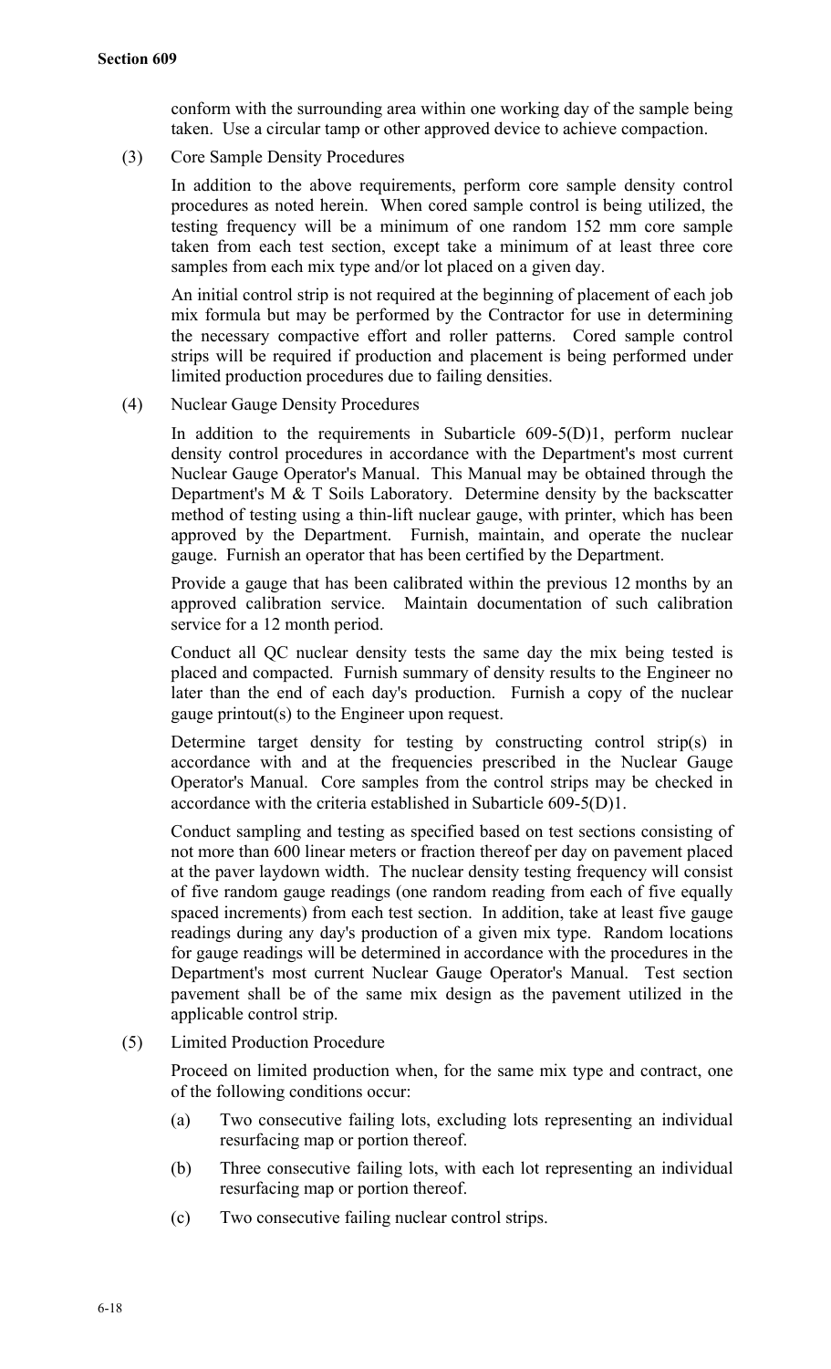conform with the surrounding area within one working day of the sample being taken. Use a circular tamp or other approved device to achieve compaction.

(3) Core Sample Density Procedures

In addition to the above requirements, perform core sample density control procedures as noted herein. When cored sample control is being utilized, the testing frequency will be a minimum of one random 152 mm core sample taken from each test section, except take a minimum of at least three core samples from each mix type and/or lot placed on a given day.

An initial control strip is not required at the beginning of placement of each job mix formula but may be performed by the Contractor for use in determining the necessary compactive effort and roller patterns. Cored sample control strips will be required if production and placement is being performed under limited production procedures due to failing densities.

(4) Nuclear Gauge Density Procedures

In addition to the requirements in Subarticle 609-5(D)1, perform nuclear density control procedures in accordance with the Department's most current Nuclear Gauge Operator's Manual. This Manual may be obtained through the Department's M & T Soils Laboratory. Determine density by the backscatter method of testing using a thin-lift nuclear gauge, with printer, which has been approved by the Department. Furnish, maintain, and operate the nuclear gauge. Furnish an operator that has been certified by the Department.

Provide a gauge that has been calibrated within the previous 12 months by an approved calibration service. Maintain documentation of such calibration service for a 12 month period.

Conduct all QC nuclear density tests the same day the mix being tested is placed and compacted. Furnish summary of density results to the Engineer no later than the end of each day's production. Furnish a copy of the nuclear gauge printout(s) to the Engineer upon request.

Determine target density for testing by constructing control strip(s) in accordance with and at the frequencies prescribed in the Nuclear Gauge Operator's Manual. Core samples from the control strips may be checked in accordance with the criteria established in Subarticle 609-5(D)1.

Conduct sampling and testing as specified based on test sections consisting of not more than 600 linear meters or fraction thereof per day on pavement placed at the paver laydown width. The nuclear density testing frequency will consist of five random gauge readings (one random reading from each of five equally spaced increments) from each test section. In addition, take at least five gauge readings during any day's production of a given mix type. Random locations for gauge readings will be determined in accordance with the procedures in the Department's most current Nuclear Gauge Operator's Manual. Test section pavement shall be of the same mix design as the pavement utilized in the applicable control strip.

(5) Limited Production Procedure

Proceed on limited production when, for the same mix type and contract, one of the following conditions occur:

(a) Two consecutive failing lots, excluding lots representing an individual resurfacing map or portion thereof.

(b) Three consecutive failing lots, with each lot representing an individual resurfacing map or portion thereof.

(c) Two consecutive failing nuclear control strips.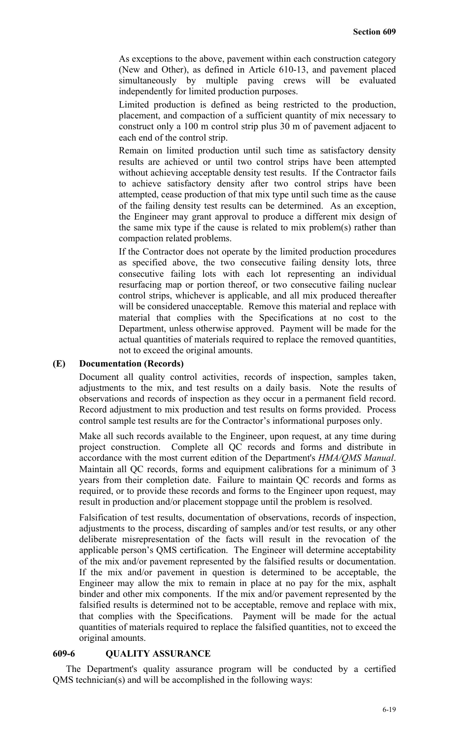As exceptions to the above, pavement within each construction category (New and Other), as defined in Article 610-13, and pavement placed simultaneously by multiple paving crews will be evaluated independently for limited production purposes.

Limited production is defined as being restricted to the production, placement, and compaction of a sufficient quantity of mix necessary to construct only a 100 m control strip plus 30 m of pavement adjacent to each end of the control strip.

Remain on limited production until such time as satisfactory density results are achieved or until two control strips have been attempted without achieving acceptable density test results. If the Contractor fails to achieve satisfactory density after two control strips have been attempted, cease production of that mix type until such time as the cause of the failing density test results can be determined. As an exception, the Engineer may grant approval to produce a different mix design of the same mix type if the cause is related to mix problem(s) rather than compaction related problems.

If the Contractor does not operate by the limited production procedures as specified above, the two consecutive failing density lots, three consecutive failing lots with each lot representing an individual resurfacing map or portion thereof, or two consecutive failing nuclear control strips, whichever is applicable, and all mix produced thereafter will be considered unacceptable. Remove this material and replace with material that complies with the Specifications at no cost to the Department, unless otherwise approved. Payment will be made for the actual quantities of materials required to replace the removed quantities, not to exceed the original amounts.

### (E) Documentation (Records)

Document all quality control activities, records of inspection, samples taken, adjustments to the mix, and test results on a daily basis. Note the results of observations and records of inspection as they occur in a permanent field record. Record adjustment to mix production and test results on forms provided. Process control sample test results are for the Contractor's informational purposes only.

Make all such records available to the Engineer, upon request, at any time during project construction. Complete all QC records and forms and distribute in accordance with the most current edition of the Department's *HMA/QMS Manual*. Maintain all QC records, forms and equipment calibrations for a minimum of 3 years from their completion date. Failure to maintain QC records and forms as required, or to provide these records and forms to the Engineer upon request, may result in production and/or placement stoppage until the problem is resolved.

Falsification of test results, documentation of observations, records of inspection, adjustments to the process, discarding of samples and/or test results, or any other deliberate misrepresentation of the facts will result in the revocation of the applicable person's QMS certification. The Engineer will determine acceptability of the mix and/or pavement represented by the falsified results or documentation. If the mix and/or pavement in question is determined to be acceptable, the Engineer may allow the mix to remain in place at no pay for the mix, asphalt binder and other mix components. If the mix and/or pavement represented by the falsified results is determined not to be acceptable, remove and replace with mix, that complies with the Specifications. Payment will be made for the actual quantities of materials required to replace the falsified quantities, not to exceed the original amounts.

## 609-6 QUALITY ASSURANCE

The Department's quality assurance program will be conducted by a certified QMS technician(s) and will be accomplished in the following ways: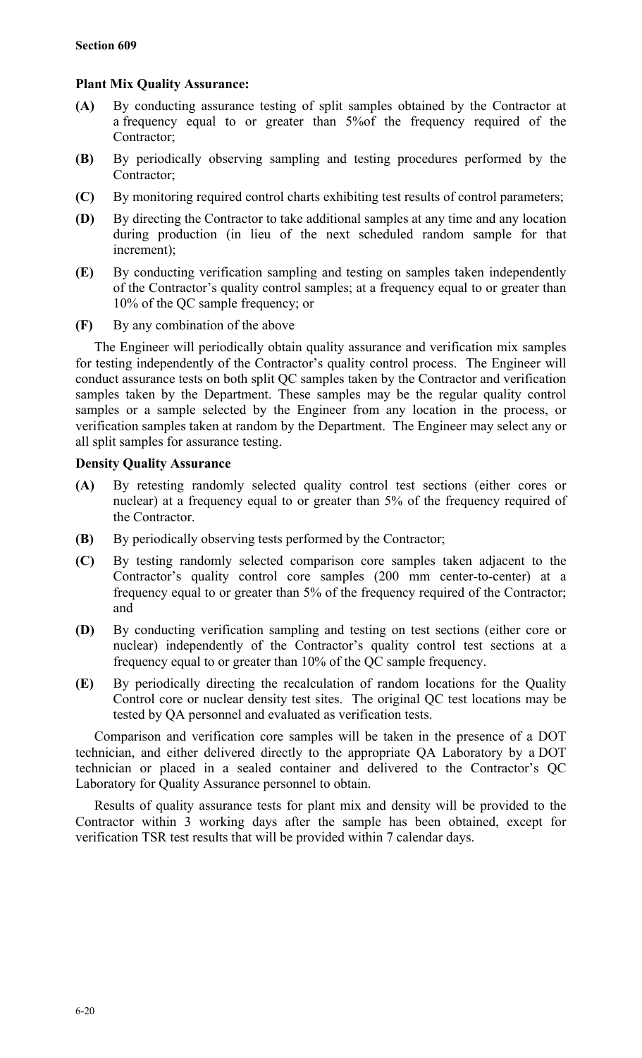**Plant Mix Quality Assurance:**

**(A)** By conducting assurance testing of split samples obtained by the Contractor at a frequency equal to or greater than 5%of the frequency required of the Contractor;

**(B)** By periodically observing sampling and testing procedures performed by the Contractor;

**(C)** By monitoring required control charts exhibiting test results of control parameters;

**(D)** By directing the Contractor to take additional samples at any time and any location during production (in lieu of the next scheduled random sample for that increment);

**(E)** By conducting verification sampling and testing on samples taken independently of the Contractor's quality control samples; at a frequency equal to or greater than 10% of the QC sample frequency; or

**(F)** By any combination of the above

The Engineer will periodically obtain quality assurance and verification mix samples for testing independently of the Contractor's quality control process. The Engineer will conduct assurance tests on both split QC samples taken by the Contractor and verification samples taken by the Department. These samples may be the regular quality control samples or a sample selected by the Engineer from any location in the process, or verification samples taken at random by the Department. The Engineer may select any or all split samples for assurance testing.

**Density Quality Assurance**

**(A)** By retesting randomly selected quality control test sections (either cores or nuclear) at a frequency equal to or greater than 5% of the frequency required of the Contractor.

**(B)** By periodically observing tests performed by the Contractor;

**(C)** By testing randomly selected comparison core samples taken adjacent to the Contractor's quality control core samples (200 mm center-to-center) at a frequency equal to or greater than 5% of the frequency required of the Contractor; and

**(D)** By conducting verification sampling and testing on test sections (either core or nuclear) independently of the Contractor's quality control test sections at a frequency equal to or greater than 10% of the QC sample frequency.

**(E)** By periodically directing the recalculation of random locations for the Quality Control core or nuclear density test sites. The original QC test locations may be tested by QA personnel and evaluated as verification tests.

Comparison and verification core samples will be taken in the presence of a DOT technician, and either delivered directly to the appropriate QA Laboratory by a DOT technician or placed in a sealed container and delivered to the Contractor's QC Laboratory for Quality Assurance personnel to obtain.

Results of quality assurance tests for plant mix and density will be provided to the Contractor within 3 working days after the sample has been obtained, except for verification TSR test results that will be provided within 7 calendar days.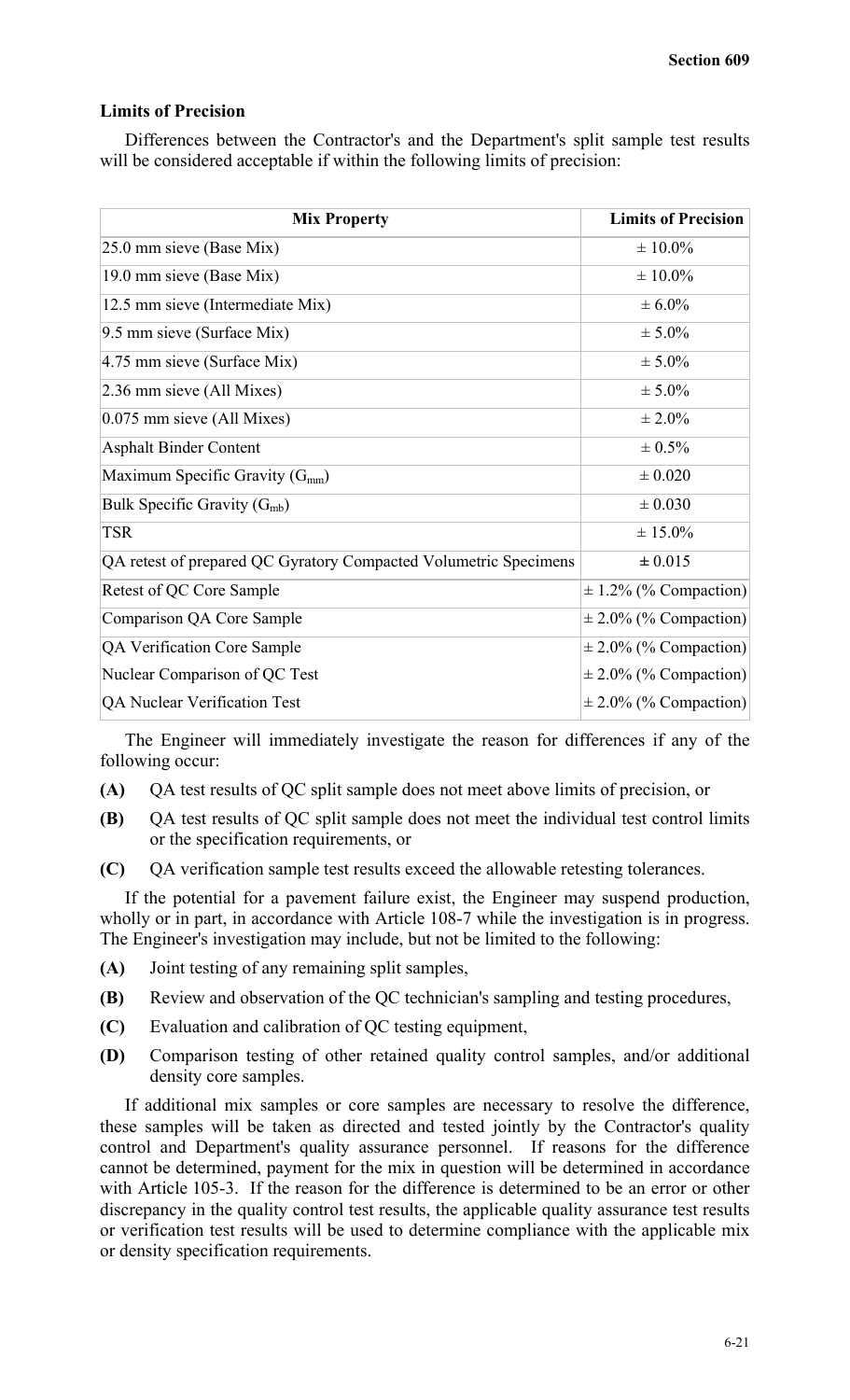### Limits of Precision

Differences between the Contractor's and the Department's split sample test results will be considered acceptable if within the following limits of precision:

| Mix Property | Limits of Precision |
|---|---|
| 25.0 mm sieve (Base Mix) | ± 10.0% |
| 19.0 mm sieve (Base Mix) | ± 10.0% |
| 12.5 mm sieve (Intermediate Mix) | ± 6.0% |
| 9.5 mm sieve (Surface Mix) | ± 5.0% |
| 4.75 mm sieve (Surface Mix) | ± 5.0% |
| 2.36 mm sieve (All Mixes) | ± 5.0% |
| 0.075 mm sieve (All Mixes) | ± 2.0% |
| Asphalt Binder Content | ± 0.5% |
| Maximum Specific Gravity ($G_{mm}$) | ± 0.020 |
| Bulk Specific Gravity ($G_{mb}$) | ± 0.030 |
| TSR | ± 15.0% |
| QA retest of prepared QC Gyratory Compacted Volumetric Specimens | **±** 0.015 |
| Retest of QC Core Sample | ± 1.2% (% Compaction) |
| Comparison QA Core Sample | ± 2.0% (% Compaction) |
| QA Verification Core Sample | ± 2.0% (% Compaction) |
| Nuclear Comparison of QC Test | ± 2.0% (% Compaction) |
| QA Nuclear Verification Test | ± 2.0% (% Compaction) |

The Engineer will immediately investigate the reason for differences if any of the following occur:

**(A)** QA test results of QC split sample does not meet above limits of precision, or

**(B)** QA test results of QC split sample does not meet the individual test control limits or the specification requirements, or

**(C)** QA verification sample test results exceed the allowable retesting tolerances.

If the potential for a pavement failure exist, the Engineer may suspend production, wholly or in part, in accordance with Article 108-7 while the investigation is in progress. The Engineer's investigation may include, but not be limited to the following:

**(A)** Joint testing of any remaining split samples,

**(B)** Review and observation of the QC technician's sampling and testing procedures,

**(C)** Evaluation and calibration of QC testing equipment,

**(D)** Comparison testing of other retained quality control samples, and/or additional density core samples.

If additional mix samples or core samples are necessary to resolve the difference, these samples will be taken as directed and tested jointly by the Contractor's quality control and Department's quality assurance personnel. If reasons for the difference cannot be determined, payment for the mix in question will be determined in accordance with Article 105-3. If the reason for the difference is determined to be an error or other discrepancy in the quality control test results, the applicable quality assurance test results or verification test results will be used to determine compliance with the applicable mix or density specification requirements.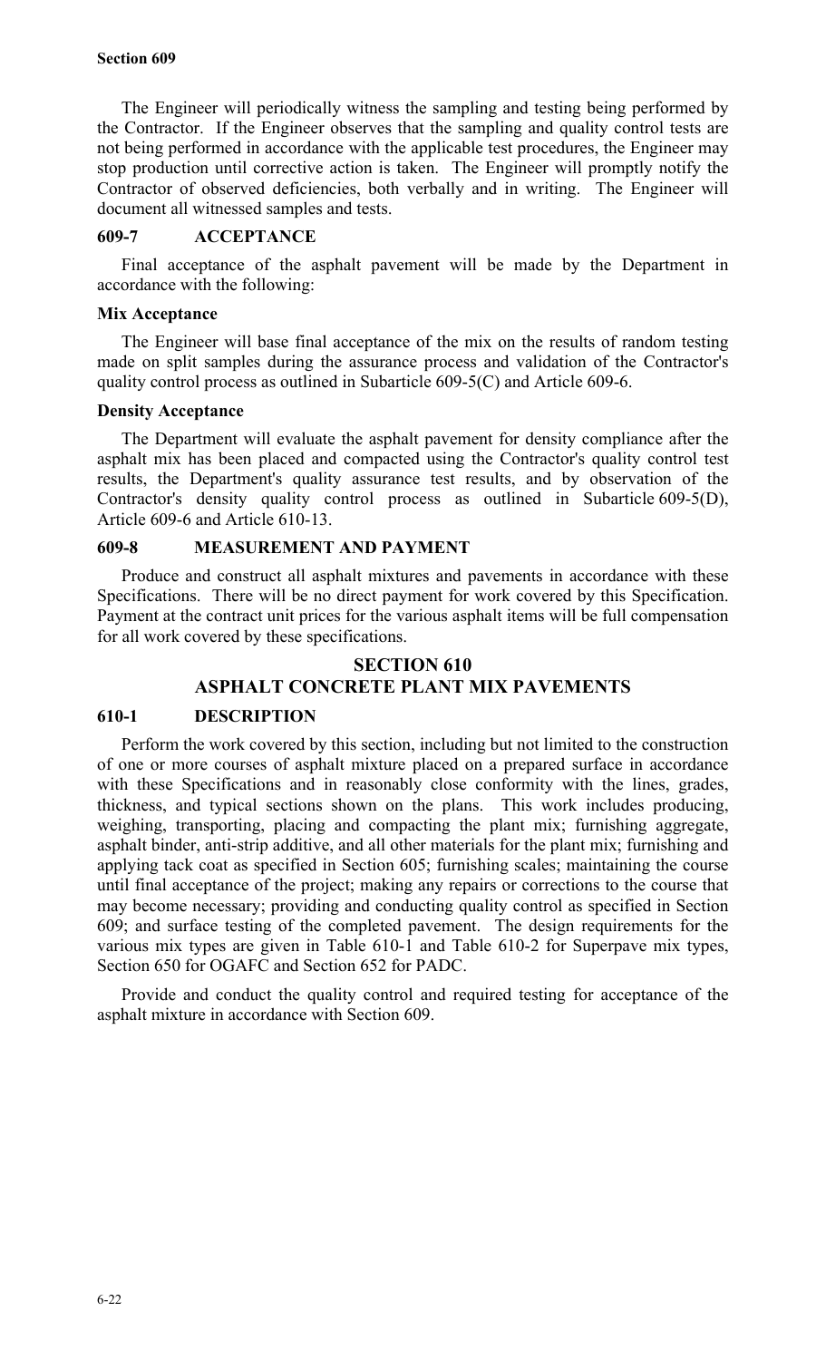The Engineer will periodically witness the sampling and testing being performed by the Contractor. If the Engineer observes that the sampling and quality control tests are not being performed in accordance with the applicable test procedures, the Engineer may stop production until corrective action is taken. The Engineer will promptly notify the Contractor of observed deficiencies, both verbally and in writing. The Engineer will document all witnessed samples and tests.

### 609-7 ACCEPTANCE

Final acceptance of the asphalt pavement will be made by the Department in accordance with the following:

**Mix Acceptance**

The Engineer will base final acceptance of the mix on the results of random testing made on split samples during the assurance process and validation of the Contractor's quality control process as outlined in Subarticle 609-5(C) and Article 609-6.

**Density Acceptance**

The Department will evaluate the asphalt pavement for density compliance after the asphalt mix has been placed and compacted using the Contractor's quality control test results, the Department's quality assurance test results, and by observation of the Contractor's density quality control process as outlined in Subarticle 609-5(D), Article 609-6 and Article 610-13.

### 609-8 MEASUREMENT AND PAYMENT

Produce and construct all asphalt mixtures and pavements in accordance with these Specifications. There will be no direct payment for work covered by this Specification. Payment at the contract unit prices for the various asphalt items will be full compensation for all work covered by these specifications.

## SECTION 610
## ASPHALT CONCRETE PLANT MIX PAVEMENTS

### 610-1 DESCRIPTION

Perform the work covered by this section, including but not limited to the construction of one or more courses of asphalt mixture placed on a prepared surface in accordance with these Specifications and in reasonably close conformity with the lines, grades, thickness, and typical sections shown on the plans. This work includes producing, weighing, transporting, placing and compacting the plant mix; furnishing aggregate, asphalt binder, anti-strip additive, and all other materials for the plant mix; furnishing and applying tack coat as specified in Section 605; furnishing scales; maintaining the course until final acceptance of the project; making any repairs or corrections to the course that may become necessary; providing and conducting quality control as specified in Section 609; and surface testing of the completed pavement. The design requirements for the various mix types are given in Table 610-1 and Table 610-2 for Superpave mix types, Section 650 for OGAFC and Section 652 for PADC.

Provide and conduct the quality control and required testing for acceptance of the asphalt mixture in accordance with Section 609.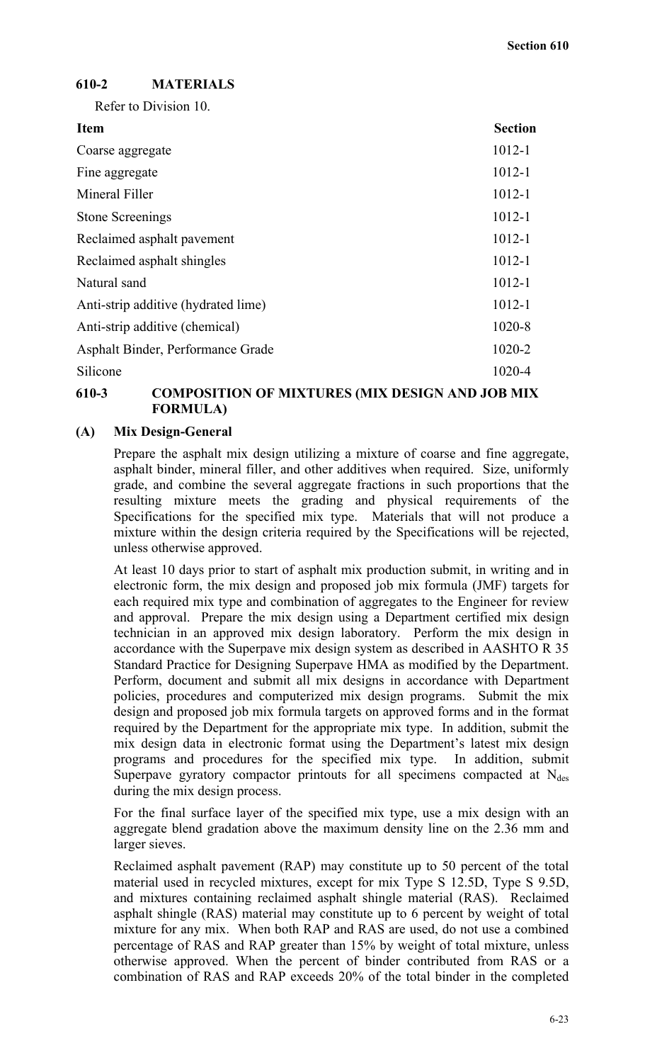## 610-2 MATERIALS

Refer to Division 10.

| Item | Section |
|---|---|
| Coarse aggregate | 1012-1 |
| Fine aggregate | 1012-1 |
| Mineral Filler | 1012-1 |
| Stone Screenings | 1012-1 |
| Reclaimed asphalt pavement | 1012-1 |
| Reclaimed asphalt shingles | 1012-1 |
| Natural sand | 1012-1 |
| Anti-strip additive (hydrated lime) | 1012-1 |
| Anti-strip additive (chemical) | 1020-8 |
| Asphalt Binder, Performance Grade | 1020-2 |
| Silicone | 1020-4 |

## 610-3 COMPOSITION OF MIXTURES (MIX DESIGN AND JOB MIX FORMULA)

### (A) Mix Design-General

Prepare the asphalt mix design utilizing a mixture of coarse and fine aggregate, asphalt binder, mineral filler, and other additives when required. Size, uniformly grade, and combine the several aggregate fractions in such proportions that the resulting mixture meets the grading and physical requirements of the Specifications for the specified mix type. Materials that will not produce a mixture within the design criteria required by the Specifications will be rejected, unless otherwise approved.

At least 10 days prior to start of asphalt mix production submit, in writing and in electronic form, the mix design and proposed job mix formula (JMF) targets for each required mix type and combination of aggregates to the Engineer for review and approval. Prepare the mix design using a Department certified mix design technician in an approved mix design laboratory. Perform the mix design in accordance with the Superpave mix design system as described in AASHTO R 35 Standard Practice for Designing Superpave HMA as modified by the Department. Perform, document and submit all mix designs in accordance with Department policies, procedures and computerized mix design programs. Submit the mix design and proposed job mix formula targets on approved forms and in the format required by the Department for the appropriate mix type. In addition, submit the mix design data in electronic format using the Department's latest mix design programs and procedures for the specified mix type. In addition, submit Superpave gyratory compactor printouts for all specimens compacted at $N_{des}$ during the mix design process.

For the final surface layer of the specified mix type, use a mix design with an aggregate blend gradation above the maximum density line on the 2.36 mm and larger sieves.

Reclaimed asphalt pavement (RAP) may constitute up to 50 percent of the total material used in recycled mixtures, except for mix Type S 12.5D, Type S 9.5D, and mixtures containing reclaimed asphalt shingle material (RAS). Reclaimed asphalt shingle (RAS) material may constitute up to 6 percent by weight of total mixture for any mix. When both RAP and RAS are used, do not use a combined percentage of RAS and RAP greater than 15% by weight of total mixture, unless otherwise approved. When the percent of binder contributed from RAS or a combination of RAS and RAP exceeds 20% of the total binder in the completed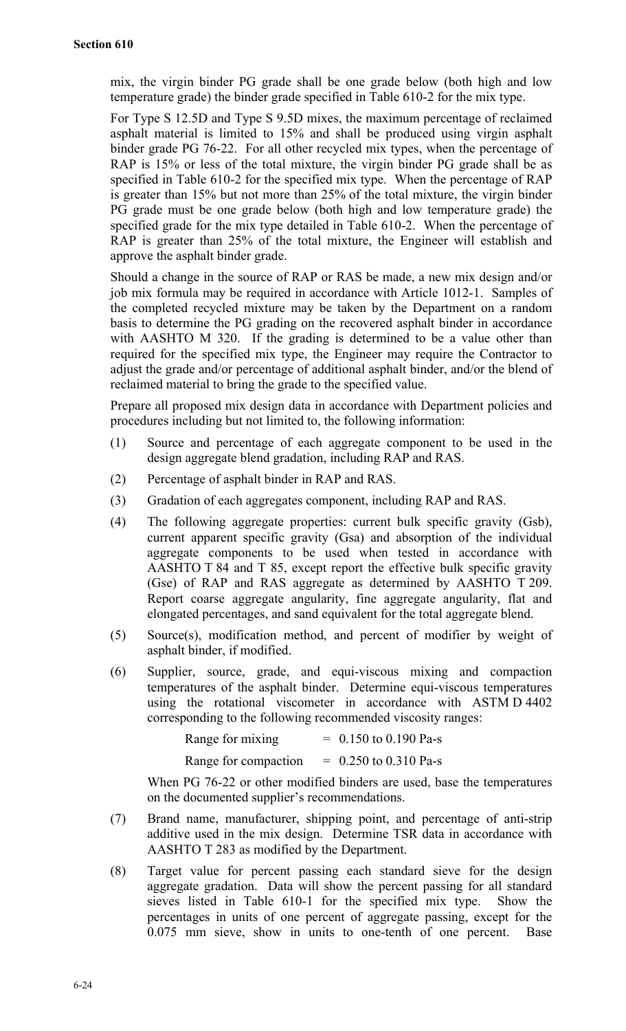mix, the virgin binder PG grade shall be one grade below (both high and low temperature grade) the binder grade specified in Table 610-2 for the mix type.

For Type S 12.5D and Type S 9.5D mixes, the maximum percentage of reclaimed asphalt material is limited to 15% and shall be produced using virgin asphalt binder grade PG 76-22. For all other recycled mix types, when the percentage of RAP is 15% or less of the total mixture, the virgin binder PG grade shall be as specified in Table 610-2 for the specified mix type. When the percentage of RAP is greater than 15% but not more than 25% of the total mixture, the virgin binder PG grade must be one grade below (both high and low temperature grade) the specified grade for the mix type detailed in Table 610-2. When the percentage of RAP is greater than 25% of the total mixture, the Engineer will establish and approve the asphalt binder grade.

Should a change in the source of RAP or RAS be made, a new mix design and/or job mix formula may be required in accordance with Article 1012-1. Samples of the completed recycled mixture may be taken by the Department on a random basis to determine the PG grading on the recovered asphalt binder in accordance with AASHTO M 320. If the grading is determined to be a value other than required for the specified mix type, the Engineer may require the Contractor to adjust the grade and/or percentage of additional asphalt binder, and/or the blend of reclaimed material to bring the grade to the specified value.

Prepare all proposed mix design data in accordance with Department policies and procedures including but not limited to, the following information:

(1) Source and percentage of each aggregate component to be used in the design aggregate blend gradation, including RAP and RAS.

(2) Percentage of asphalt binder in RAP and RAS.

(3) Gradation of each aggregates component, including RAP and RAS.

(4) The following aggregate properties: current bulk specific gravity (Gsb), current apparent specific gravity (Gsa) and absorption of the individual aggregate components to be used when tested in accordance with AASHTO T 84 and T 85, except report the effective bulk specific gravity (Gse) of RAP and RAS aggregate as determined by AASHTO T 209. Report coarse aggregate angularity, fine aggregate angularity, flat and elongated percentages, and sand equivalent for the total aggregate blend.

(5) Source(s), modification method, and percent of modifier by weight of asphalt binder, if modified.

(6) Supplier, source, grade, and equi-viscous mixing and compaction temperatures of the asphalt binder. Determine equi-viscous temperatures using the rotational viscometer in accordance with ASTM D 4402 corresponding to the following recommended viscosity ranges:

    Range for mixing = 0.150 to 0.190 Pa-s

    Range for compaction = 0.250 to 0.310 Pa-s

    When PG 76-22 or other modified binders are used, base the temperatures on the documented supplier's recommendations.

(7) Brand name, manufacturer, shipping point, and percentage of anti-strip additive used in the mix design. Determine TSR data in accordance with AASHTO T 283 as modified by the Department.

(8) Target value for percent passing each standard sieve for the design aggregate gradation. Data will show the percent passing for all standard sieves listed in Table 610-1 for the specified mix type. Show the percentages in units of one percent of aggregate passing, except for the 0.075 mm sieve, show in units to one-tenth of one percent. Base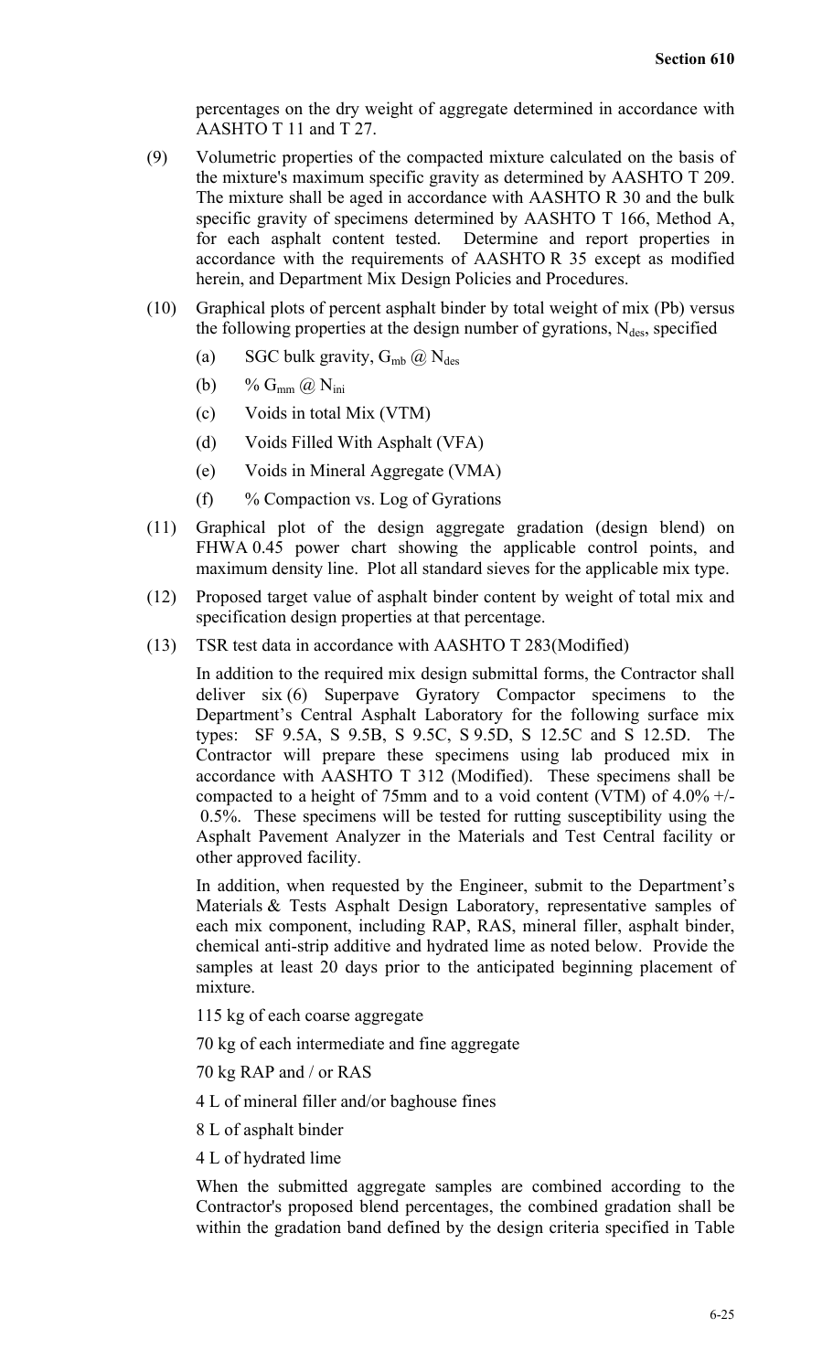percentages on the dry weight of aggregate determined in accordance with AASHTO T 11 and T 27.

(9) Volumetric properties of the compacted mixture calculated on the basis of the mixture's maximum specific gravity as determined by AASHTO T 209. The mixture shall be aged in accordance with AASHTO R 30 and the bulk specific gravity of specimens determined by AASHTO T 166, Method A, for each asphalt content tested. Determine and report properties in accordance with the requirements of AASHTO R 35 except as modified herein, and Department Mix Design Policies and Procedures.

(10) Graphical plots of percent asphalt binder by total weight of mix (Pb) versus the following properties at the design number of gyrations, $N_{des}$, specified

- (a) SGC bulk gravity, $G_{mb}$ @ $N_{des}$
- (b) % $G_{mm}$ @ $N_{ini}$
- (c) Voids in total Mix (VTM)
- (d) Voids Filled With Asphalt (VFA)
- (e) Voids in Mineral Aggregate (VMA)
- (f) % Compaction vs. Log of Gyrations

(11) Graphical plot of the design aggregate gradation (design blend) on FHWA 0.45 power chart showing the applicable control points, and maximum density line. Plot all standard sieves for the applicable mix type.

(12) Proposed target value of asphalt binder content by weight of total mix and specification design properties at that percentage.

(13) TSR test data in accordance with AASHTO T 283(Modified)

In addition to the required mix design submittal forms, the Contractor shall deliver six (6) Superpave Gyratory Compactor specimens to the Department's Central Asphalt Laboratory for the following surface mix types: SF 9.5A, S 9.5B, S 9.5C, S 9.5D, S 12.5C and S 12.5D. The Contractor will prepare these specimens using lab produced mix in accordance with AASHTO T 312 (Modified). These specimens shall be compacted to a height of 75mm and to a void content (VTM) of 4.0% +/- 0.5%. These specimens will be tested for rutting susceptibility using the Asphalt Pavement Analyzer in the Materials and Test Central facility or other approved facility.

In addition, when requested by the Engineer, submit to the Department's Materials & Tests Asphalt Design Laboratory, representative samples of each mix component, including RAP, RAS, mineral filler, asphalt binder, chemical anti-strip additive and hydrated lime as noted below. Provide the samples at least 20 days prior to the anticipated beginning placement of mixture.

115 kg of each coarse aggregate

70 kg of each intermediate and fine aggregate

70 kg RAP and / or RAS

4 L of mineral filler and/or baghouse fines

8 L of asphalt binder

4 L of hydrated lime

When the submitted aggregate samples are combined according to the Contractor's proposed blend percentages, the combined gradation shall be within the gradation band defined by the design criteria specified in Table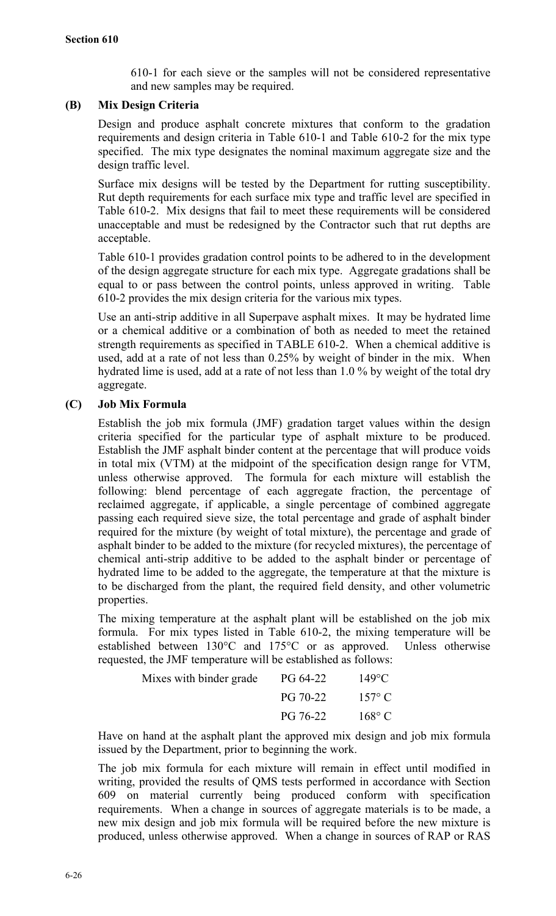610-1 for each sieve or the samples will not be considered representative and new samples may be required.

**(B) Mix Design Criteria**

Design and produce asphalt concrete mixtures that conform to the gradation requirements and design criteria in Table 610-1 and Table 610-2 for the mix type specified. The mix type designates the nominal maximum aggregate size and the design traffic level.

Surface mix designs will be tested by the Department for rutting susceptibility. Rut depth requirements for each surface mix type and traffic level are specified in Table 610-2. Mix designs that fail to meet these requirements will be considered unacceptable and must be redesigned by the Contractor such that rut depths are acceptable.

Table 610-1 provides gradation control points to be adhered to in the development of the design aggregate structure for each mix type. Aggregate gradations shall be equal to or pass between the control points, unless approved in writing. Table 610-2 provides the mix design criteria for the various mix types.

Use an anti-strip additive in all Superpave asphalt mixes. It may be hydrated lime or a chemical additive or a combination of both as needed to meet the retained strength requirements as specified in TABLE 610-2. When a chemical additive is used, add at a rate of not less than 0.25% by weight of binder in the mix. When hydrated lime is used, add at a rate of not less than 1.0 % by weight of the total dry aggregate.

**(C) Job Mix Formula**

Establish the job mix formula (JMF) gradation target values within the design criteria specified for the particular type of asphalt mixture to be produced. Establish the JMF asphalt binder content at the percentage that will produce voids in total mix (VTM) at the midpoint of the specification design range for VTM, unless otherwise approved. The formula for each mixture will establish the following: blend percentage of each aggregate fraction, the percentage of reclaimed aggregate, if applicable, a single percentage of combined aggregate passing each required sieve size, the total percentage and grade of asphalt binder required for the mixture (by weight of total mixture), the percentage and grade of asphalt binder to be added to the mixture (for recycled mixtures), the percentage of chemical anti-strip additive to be added to the asphalt binder or percentage of hydrated lime to be added to the aggregate, the temperature at that the mixture is to be discharged from the plant, the required field density, and other volumetric properties.

The mixing temperature at the asphalt plant will be established on the job mix formula. For mix types listed in Table 610-2, the mixing temperature will be established between 130°C and 175°C or as approved. Unless otherwise requested, the JMF temperature will be established as follows:

| | | |
|---|---|---|
| Mixes with binder grade | PG 64-22 | 149°C |
| | PG 70-22 | 157° C |
| | PG 76-22 | 168° C |

Have on hand at the asphalt plant the approved mix design and job mix formula issued by the Department, prior to beginning the work.

The job mix formula for each mixture will remain in effect until modified in writing, provided the results of QMS tests performed in accordance with Section 609 on material currently being produced conform with specification requirements. When a change in sources of aggregate materials is to be made, a new mix design and job mix formula will be required before the new mixture is produced, unless otherwise approved. When a change in sources of RAP or RAS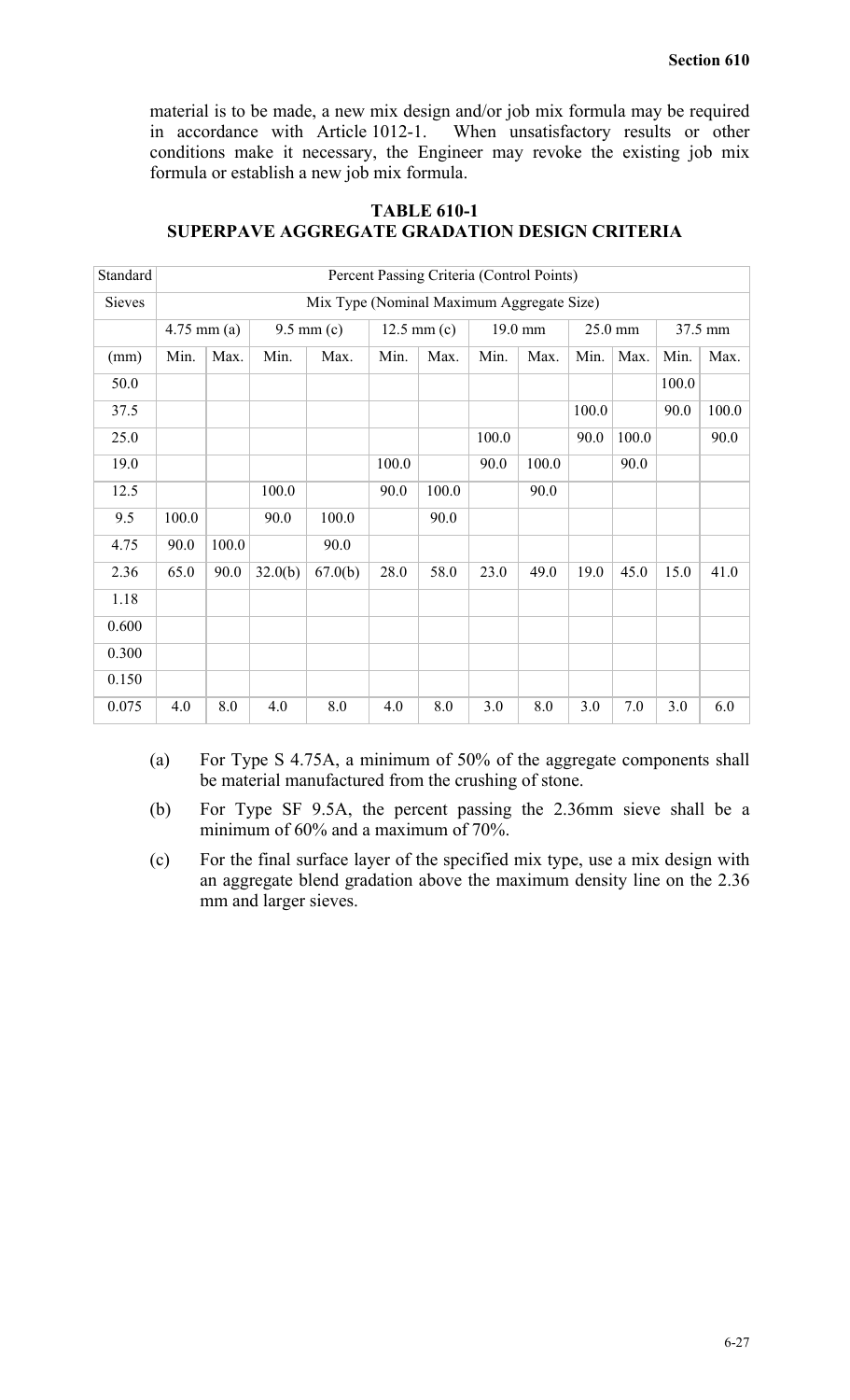material is to be made, a new mix design and/or job mix formula may be required in accordance with Article 1012-1. When unsatisfactory results or other conditions make it necessary, the Engineer may revoke the existing job mix formula or establish a new job mix formula.

**TABLE 610-1**
**SUPERPAVE AGGREGATE GRADATION DESIGN CRITERIA**

| Standard | Percent Passing Criteria (Control Points) | | | | | | | | | | | |
|---|---|---|---|---|---|---|---|---|---|---|---|---|
| Sieves | Mix Type (Nominal Maximum Aggregate Size) | | | | | | | | | | | |
| | 4.75 mm (a) | | 9.5 mm (c) | | 12.5 mm (c) | | 19.0 mm | | 25.0 mm | | 37.5 mm | |
| (mm) | Min. | Max. | Min. | Max. | Min. | Max. | Min. | Max. | Min. | Max. | Min. | Max. |
| 50.0 | | | | | | | | | | | 100.0 | |
| 37.5 | | | | | | | | | 100.0 | | 90.0 | 100.0 |
| 25.0 | | | | | | | 100.0 | | 90.0 | 100.0 | | 90.0 |
| 19.0 | | | | | 100.0 | | 90.0 | 100.0 | | 90.0 | | |
| 12.5 | | | 100.0 | | 90.0 | 100.0 | | 90.0 | | | | |
| 9.5 | 100.0 | | 90.0 | 100.0 | | 90.0 | | | | | | |
| 4.75 | 90.0 | 100.0 | | 90.0 | | | | | | | | |
| 2.36 | 65.0 | 90.0 | 32.0(b) | 67.0(b) | 28.0 | 58.0 | 23.0 | 49.0 | 19.0 | 45.0 | 15.0 | 41.0 |
| 1.18 | | | | | | | | | | | | |
| 0.600 | | | | | | | | | | | | |
| 0.300 | | | | | | | | | | | | |
| 0.150 | | | | | | | | | | | | |
| 0.075 | 4.0 | 8.0 | 4.0 | 8.0 | 4.0 | 8.0 | 3.0 | 8.0 | 3.0 | 7.0 | 3.0 | 6.0 |

(a) For Type S 4.75A, a minimum of 50% of the aggregate components shall be material manufactured from the crushing of stone.

(b) For Type SF 9.5A, the percent passing the 2.36mm sieve shall be a minimum of 60% and a maximum of 70%.

(c) For the final surface layer of the specified mix type, use a mix design with an aggregate blend gradation above the maximum density line on the 2.36 mm and larger sieves.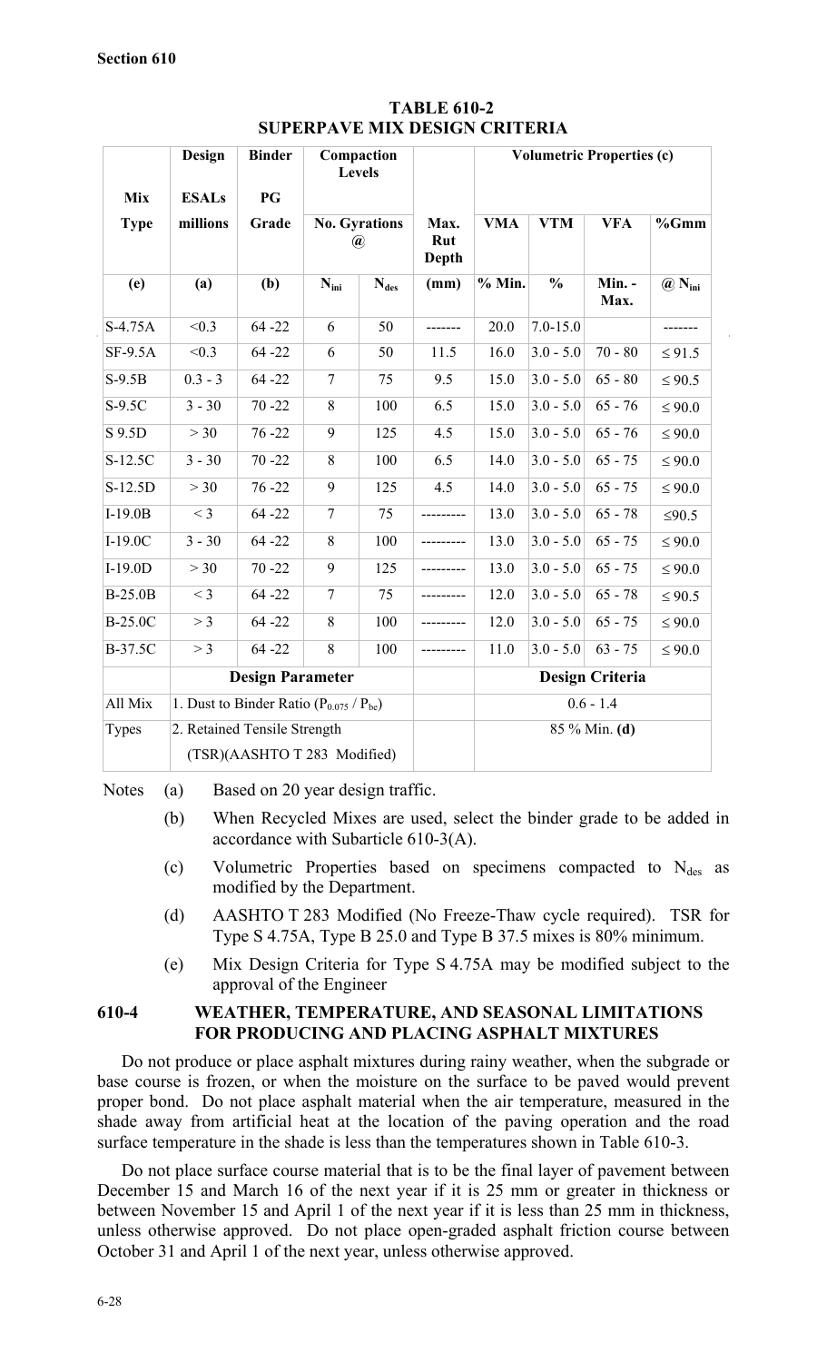Section 610

**TABLE 610-2**
**SUPERPAVE MIX DESIGN CRITERIA**

| Mix Type | Design ESALs millions | Binder PG Grade | Compaction Levels No. Gyrations @ | | Max. Rut Depth | Volumetric Properties (c) | | | |
|---|---|---|---|---|---|---|---|---|---|
| (e) | (a) | (b) | $N_{ini}$ | $N_{des}$ | (mm) | VMA % Min. | VTM % | VFA Min. - Max. | %Gmm @ $N_{ini}$ |
| S-4.75A | <0.3 | 64 -22 | 6 | 50 | ------- | 20.0 | 7.0-15.0 | | ------- |
| SF-9.5A | <0.3 | 64 -22 | 6 | 50 | 11.5 | 16.0 | 3.0 - 5.0 | 70 - 80 | ≤ 91.5 |
| S-9.5B | 0.3 - 3 | 64 -22 | 7 | 75 | 9.5 | 15.0 | 3.0 - 5.0 | 65 - 80 | ≤ 90.5 |
| S-9.5C | 3 - 30 | 70 -22 | 8 | 100 | 6.5 | 15.0 | 3.0 - 5.0 | 65 - 76 | ≤ 90.0 |
| S 9.5D | > 30 | 76 -22 | 9 | 125 | 4.5 | 15.0 | 3.0 - 5.0 | 65 - 76 | ≤ 90.0 |
| S-12.5C | 3 - 30 | 70 -22 | 8 | 100 | 6.5 | 14.0 | 3.0 - 5.0 | 65 - 75 | ≤ 90.0 |
| S-12.5D | > 30 | 76 -22 | 9 | 125 | 4.5 | 14.0 | 3.0 - 5.0 | 65 - 75 | ≤ 90.0 |
| I-19.0B | < 3 | 64 -22 | 7 | 75 | --------- | 13.0 | 3.0 - 5.0 | 65 - 78 | ≤90.5 |
| I-19.0C | 3 - 30 | 64 -22 | 8 | 100 | --------- | 13.0 | 3.0 - 5.0 | 65 - 75 | ≤ 90.0 |
| I-19.0D | > 30 | 70 -22 | 9 | 125 | --------- | 13.0 | 3.0 - 5.0 | 65 - 75 | ≤ 90.0 |
| B-25.0B | < 3 | 64 -22 | 7 | 75 | --------- | 12.0 | 3.0 - 5.0 | 65 - 78 | ≤ 90.5 |
| B-25.0C | > 3 | 64 -22 | 8 | 100 | --------- | 12.0 | 3.0 - 5.0 | 65 - 75 | ≤ 90.0 |
| B-37.5C | > 3 | 64 -22 | 8 | 100 | --------- | 11.0 | 3.0 - 5.0 | 63 - 75 | ≤ 90.0 |
| | Design Parameter | | | | | Design Criteria | | | |
| All Mix Types | 1. Dust to Binder Ratio ($P_{0.075}$ / $P_{be}$) | | | | | 0.6 - 1.4 | | | |
| | 2. Retained Tensile Strength (TSR)(AASHTO T 283 Modified) | | | | | 85 % Min. **(d)** | | | |

Notes

(a) Based on 20 year design traffic.

(b) When Recycled Mixes are used, select the binder grade to be added in accordance with Subarticle 610-3(A).

(c) Volumetric Properties based on specimens compacted to $N_{des}$ as modified by the Department.

(d) AASHTO T 283 Modified (No Freeze-Thaw cycle required). TSR for Type S 4.75A, Type B 25.0 and Type B 37.5 mixes is 80% minimum.

(e) Mix Design Criteria for Type S 4.75A may be modified subject to the approval of the Engineer

## 610-4 WEATHER, TEMPERATURE, AND SEASONAL LIMITATIONS FOR PRODUCING AND PLACING ASPHALT MIXTURES

Do not produce or place asphalt mixtures during rainy weather, when the subgrade or base course is frozen, or when the moisture on the surface to be paved would prevent proper bond. Do not place asphalt material when the air temperature, measured in the shade away from artificial heat at the location of the paving operation and the road surface temperature in the shade is less than the temperatures shown in Table 610-3.

Do not place surface course material that is to be the final layer of pavement between December 15 and March 16 of the next year if it is 25 mm or greater in thickness or between November 15 and April 1 of the next year if it is less than 25 mm in thickness, unless otherwise approved. Do not place open-graded asphalt friction course between October 31 and April 1 of the next year, unless otherwise approved.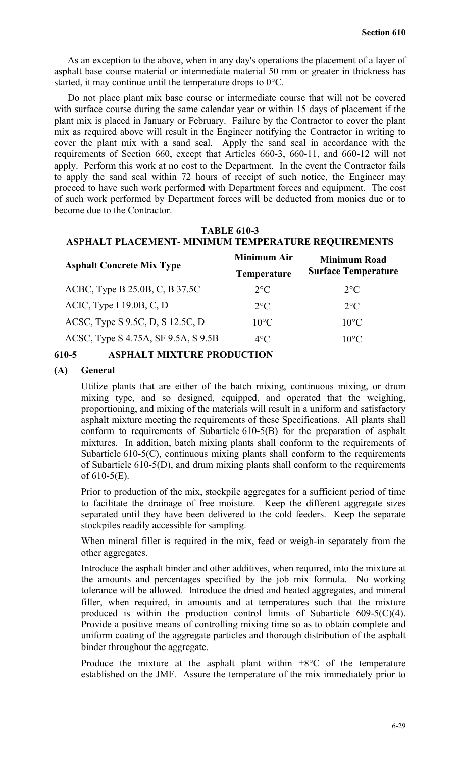As an exception to the above, when in any day's operations the placement of a layer of asphalt base course material or intermediate material 50 mm or greater in thickness has started, it may continue until the temperature drops to 0°C.

Do not place plant mix base course or intermediate course that will not be covered with surface course during the same calendar year or within 15 days of placement if the plant mix is placed in January or February. Failure by the Contractor to cover the plant mix as required above will result in the Engineer notifying the Contractor in writing to cover the plant mix with a sand seal. Apply the sand seal in accordance with the requirements of Section 660, except that Articles 660-3, 660-11, and 660-12 will not apply. Perform this work at no cost to the Department. In the event the Contractor fails to apply the sand seal within 72 hours of receipt of such notice, the Engineer may proceed to have such work performed with Department forces and equipment. The cost of such work performed by Department forces will be deducted from monies due or to become due to the Contractor.

**TABLE 610-3**
**ASPHALT PLACEMENT- MINIMUM TEMPERATURE REQUIREMENTS**

| Asphalt Concrete Mix Type | Minimum Air Temperature | Minimum Road Surface Temperature |
|---|---|---|
| ACBC, Type B 25.0B, C, B 37.5C | 2°C | 2°C |
| ACIC, Type I 19.0B, C, D | 2°C | 2°C |
| ACSC, Type S 9.5C, D, S 12.5C, D | 10°C | 10°C |
| ACSC, Type S 4.75A, SF 9.5A, S 9.5B | 4°C | 10°C |

## 610-5 ASPHALT MIXTURE PRODUCTION

### (A) General

Utilize plants that are either of the batch mixing, continuous mixing, or drum mixing type, and so designed, equipped, and operated that the weighing, proportioning, and mixing of the materials will result in a uniform and satisfactory asphalt mixture meeting the requirements of these Specifications. All plants shall conform to requirements of Subarticle 610-5(B) for the preparation of asphalt mixtures. In addition, batch mixing plants shall conform to the requirements of Subarticle 610-5(C), continuous mixing plants shall conform to the requirements of Subarticle 610-5(D), and drum mixing plants shall conform to the requirements of 610-5(E).

Prior to production of the mix, stockpile aggregates for a sufficient period of time to facilitate the drainage of free moisture. Keep the different aggregate sizes separated until they have been delivered to the cold feeders. Keep the separate stockpiles readily accessible for sampling.

When mineral filler is required in the mix, feed or weigh-in separately from the other aggregates.

Introduce the asphalt binder and other additives, when required, into the mixture at the amounts and percentages specified by the job mix formula. No working tolerance will be allowed. Introduce the dried and heated aggregates, and mineral filler, when required, in amounts and at temperatures such that the mixture produced is within the production control limits of Subarticle 609-5(C)(4). Provide a positive means of controlling mixing time so as to obtain complete and uniform coating of the aggregate particles and thorough distribution of the asphalt binder throughout the aggregate.

Produce the mixture at the asphalt plant within ±8°C of the temperature established on the JMF. Assure the temperature of the mix immediately prior to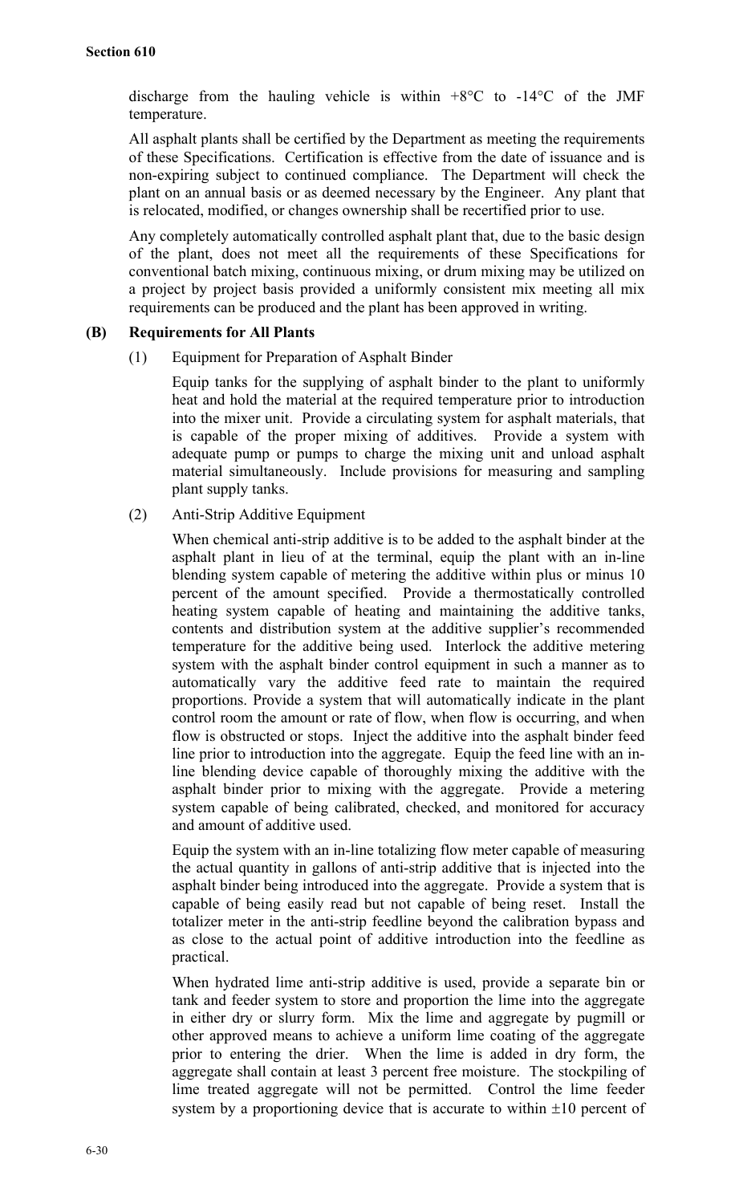discharge from the hauling vehicle is within +8°C to -14°C of the JMF temperature.

All asphalt plants shall be certified by the Department as meeting the requirements of these Specifications. Certification is effective from the date of issuance and is non-expiring subject to continued compliance. The Department will check the plant on an annual basis or as deemed necessary by the Engineer. Any plant that is relocated, modified, or changes ownership shall be recertified prior to use.

Any completely automatically controlled asphalt plant that, due to the basic design of the plant, does not meet all the requirements of these Specifications for conventional batch mixing, continuous mixing, or drum mixing may be utilized on a project by project basis provided a uniformly consistent mix meeting all mix requirements can be produced and the plant has been approved in writing.

### (B) Requirements for All Plants

(1) Equipment for Preparation of Asphalt Binder

Equip tanks for the supplying of asphalt binder to the plant to uniformly heat and hold the material at the required temperature prior to introduction into the mixer unit. Provide a circulating system for asphalt materials, that is capable of the proper mixing of additives. Provide a system with adequate pump or pumps to charge the mixing unit and unload asphalt material simultaneously. Include provisions for measuring and sampling plant supply tanks.

(2) Anti-Strip Additive Equipment

When chemical anti-strip additive is to be added to the asphalt binder at the asphalt plant in lieu of at the terminal, equip the plant with an in-line blending system capable of metering the additive within plus or minus 10 percent of the amount specified. Provide a thermostatically controlled heating system capable of heating and maintaining the additive tanks, contents and distribution system at the additive supplier's recommended temperature for the additive being used. Interlock the additive metering system with the asphalt binder control equipment in such a manner as to automatically vary the additive feed rate to maintain the required proportions. Provide a system that will automatically indicate in the plant control room the amount or rate of flow, when flow is occurring, and when flow is obstructed or stops. Inject the additive into the asphalt binder feed line prior to introduction into the aggregate. Equip the feed line with an in-line blending device capable of thoroughly mixing the additive with the asphalt binder prior to mixing with the aggregate. Provide a metering system capable of being calibrated, checked, and monitored for accuracy and amount of additive used.

Equip the system with an in-line totalizing flow meter capable of measuring the actual quantity in gallons of anti-strip additive that is injected into the asphalt binder being introduced into the aggregate. Provide a system that is capable of being easily read but not capable of being reset. Install the totalizer meter in the anti-strip feedline beyond the calibration bypass and as close to the actual point of additive introduction into the feedline as practical.

When hydrated lime anti-strip additive is used, provide a separate bin or tank and feeder system to store and proportion the lime into the aggregate in either dry or slurry form. Mix the lime and aggregate by pugmill or other approved means to achieve a uniform lime coating of the aggregate prior to entering the drier. When the lime is added in dry form, the aggregate shall contain at least 3 percent free moisture. The stockpiling of lime treated aggregate will not be permitted. Control the lime feeder system by a proportioning device that is accurate to within ±10 percent of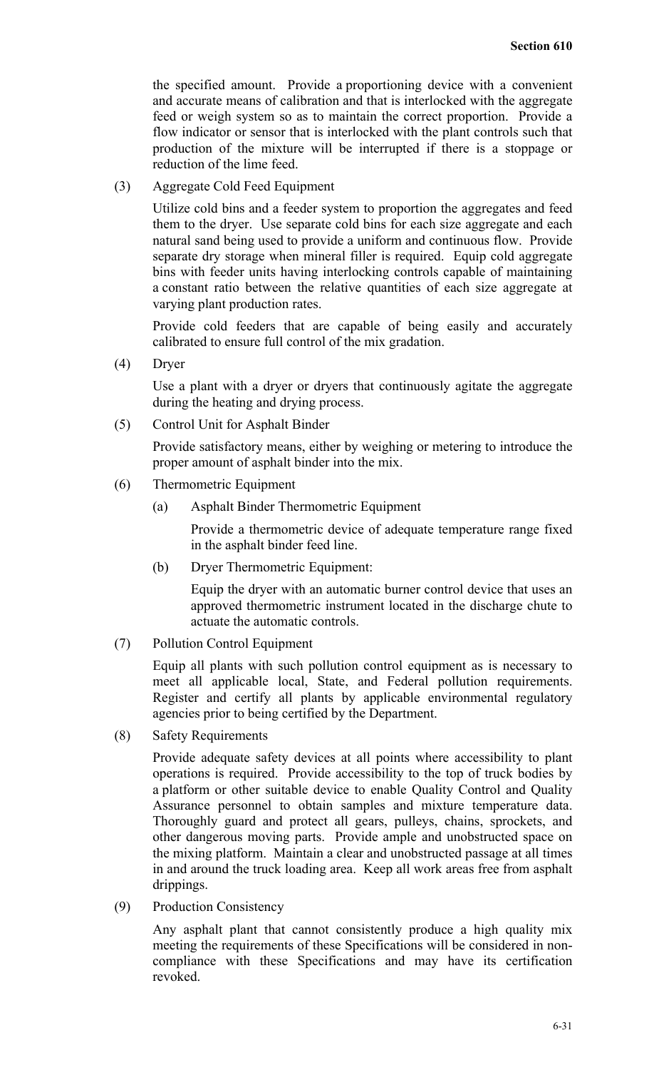the specified amount. Provide a proportioning device with a convenient and accurate means of calibration and that is interlocked with the aggregate feed or weigh system so as to maintain the correct proportion. Provide a flow indicator or sensor that is interlocked with the plant controls such that production of the mixture will be interrupted if there is a stoppage or reduction of the lime feed.

(3) Aggregate Cold Feed Equipment

Utilize cold bins and a feeder system to proportion the aggregates and feed them to the dryer. Use separate cold bins for each size aggregate and each natural sand being used to provide a uniform and continuous flow. Provide separate dry storage when mineral filler is required. Equip cold aggregate bins with feeder units having interlocking controls capable of maintaining a constant ratio between the relative quantities of each size aggregate at varying plant production rates.

Provide cold feeders that are capable of being easily and accurately calibrated to ensure full control of the mix gradation.

(4) Dryer

Use a plant with a dryer or dryers that continuously agitate the aggregate during the heating and drying process.

(5) Control Unit for Asphalt Binder

Provide satisfactory means, either by weighing or metering to introduce the proper amount of asphalt binder into the mix.

(6) Thermometric Equipment

(a) Asphalt Binder Thermometric Equipment

Provide a thermometric device of adequate temperature range fixed in the asphalt binder feed line.

(b) Dryer Thermometric Equipment:

Equip the dryer with an automatic burner control device that uses an approved thermometric instrument located in the discharge chute to actuate the automatic controls.

(7) Pollution Control Equipment

Equip all plants with such pollution control equipment as is necessary to meet all applicable local, State, and Federal pollution requirements. Register and certify all plants by applicable environmental regulatory agencies prior to being certified by the Department.

(8) Safety Requirements

Provide adequate safety devices at all points where accessibility to plant operations is required. Provide accessibility to the top of truck bodies by a platform or other suitable device to enable Quality Control and Quality Assurance personnel to obtain samples and mixture temperature data. Thoroughly guard and protect all gears, pulleys, chains, sprockets, and other dangerous moving parts. Provide ample and unobstructed space on the mixing platform. Maintain a clear and unobstructed passage at all times in and around the truck loading area. Keep all work areas free from asphalt drippings.

(9) Production Consistency

Any asphalt plant that cannot consistently produce a high quality mix meeting the requirements of these Specifications will be considered in non-compliance with these Specifications and may have its certification revoked.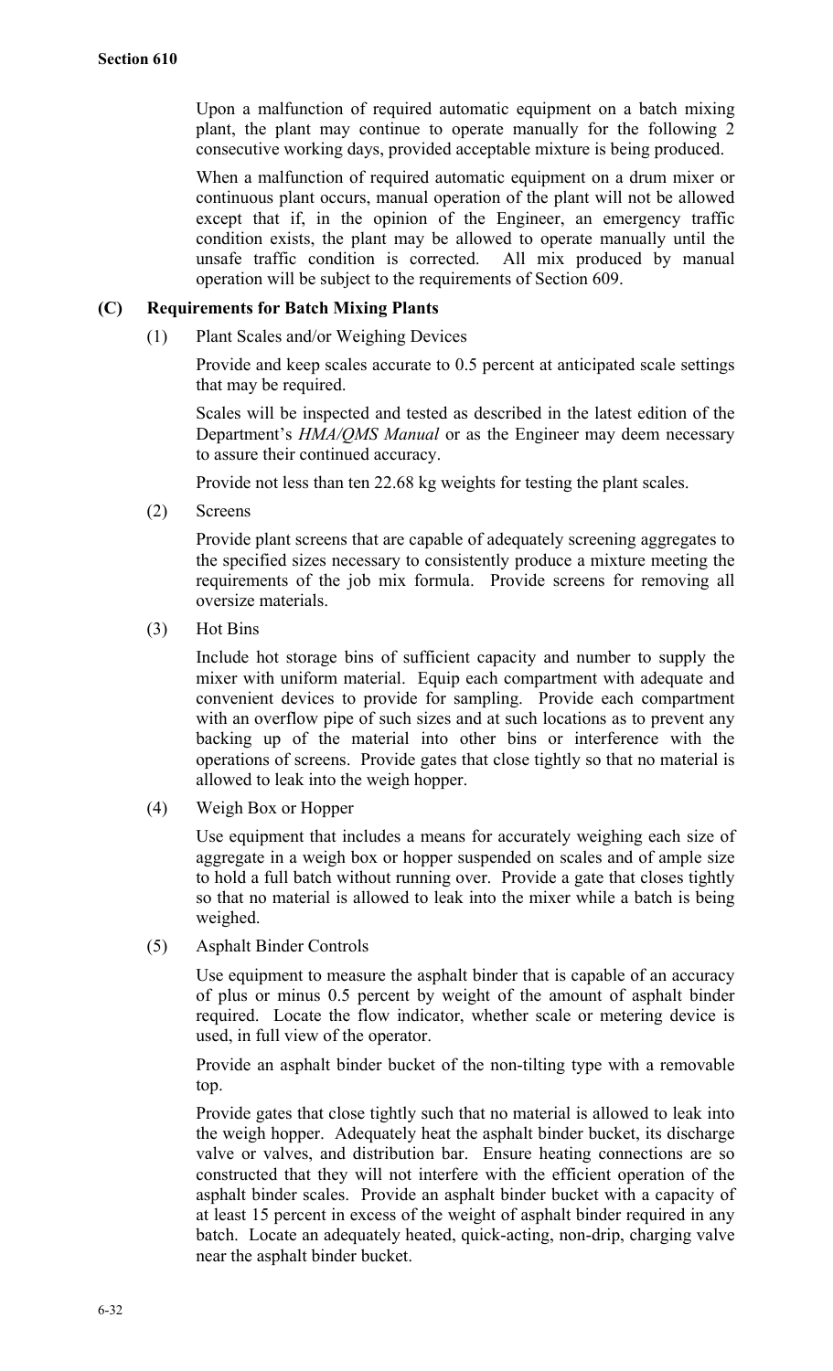Upon a malfunction of required automatic equipment on a batch mixing plant, the plant may continue to operate manually for the following 2 consecutive working days, provided acceptable mixture is being produced.

When a malfunction of required automatic equipment on a drum mixer or continuous plant occurs, manual operation of the plant will not be allowed except that if, in the opinion of the Engineer, an emergency traffic condition exists, the plant may be allowed to operate manually until the unsafe traffic condition is corrected. All mix produced by manual operation will be subject to the requirements of Section 609.

### (C) Requirements for Batch Mixing Plants

(1) Plant Scales and/or Weighing Devices

Provide and keep scales accurate to 0.5 percent at anticipated scale settings that may be required.

Scales will be inspected and tested as described in the latest edition of the Department's *HMA/QMS Manual* or as the Engineer may deem necessary to assure their continued accuracy.

Provide not less than ten 22.68 kg weights for testing the plant scales.

(2) Screens

Provide plant screens that are capable of adequately screening aggregates to the specified sizes necessary to consistently produce a mixture meeting the requirements of the job mix formula. Provide screens for removing all oversize materials.

(3) Hot Bins

Include hot storage bins of sufficient capacity and number to supply the mixer with uniform material. Equip each compartment with adequate and convenient devices to provide for sampling. Provide each compartment with an overflow pipe of such sizes and at such locations as to prevent any backing up of the material into other bins or interference with the operations of screens. Provide gates that close tightly so that no material is allowed to leak into the weigh hopper.

(4) Weigh Box or Hopper

Use equipment that includes a means for accurately weighing each size of aggregate in a weigh box or hopper suspended on scales and of ample size to hold a full batch without running over. Provide a gate that closes tightly so that no material is allowed to leak into the mixer while a batch is being weighed.

(5) Asphalt Binder Controls

Use equipment to measure the asphalt binder that is capable of an accuracy of plus or minus 0.5 percent by weight of the amount of asphalt binder required. Locate the flow indicator, whether scale or metering device is used, in full view of the operator.

Provide an asphalt binder bucket of the non-tilting type with a removable top.

Provide gates that close tightly such that no material is allowed to leak into the weigh hopper. Adequately heat the asphalt binder bucket, its discharge valve or valves, and distribution bar. Ensure heating connections are so constructed that they will not interfere with the efficient operation of the asphalt binder scales. Provide an asphalt binder bucket with a capacity of at least 15 percent in excess of the weight of asphalt binder required in any batch. Locate an adequately heated, quick-acting, non-drip, charging valve near the asphalt binder bucket.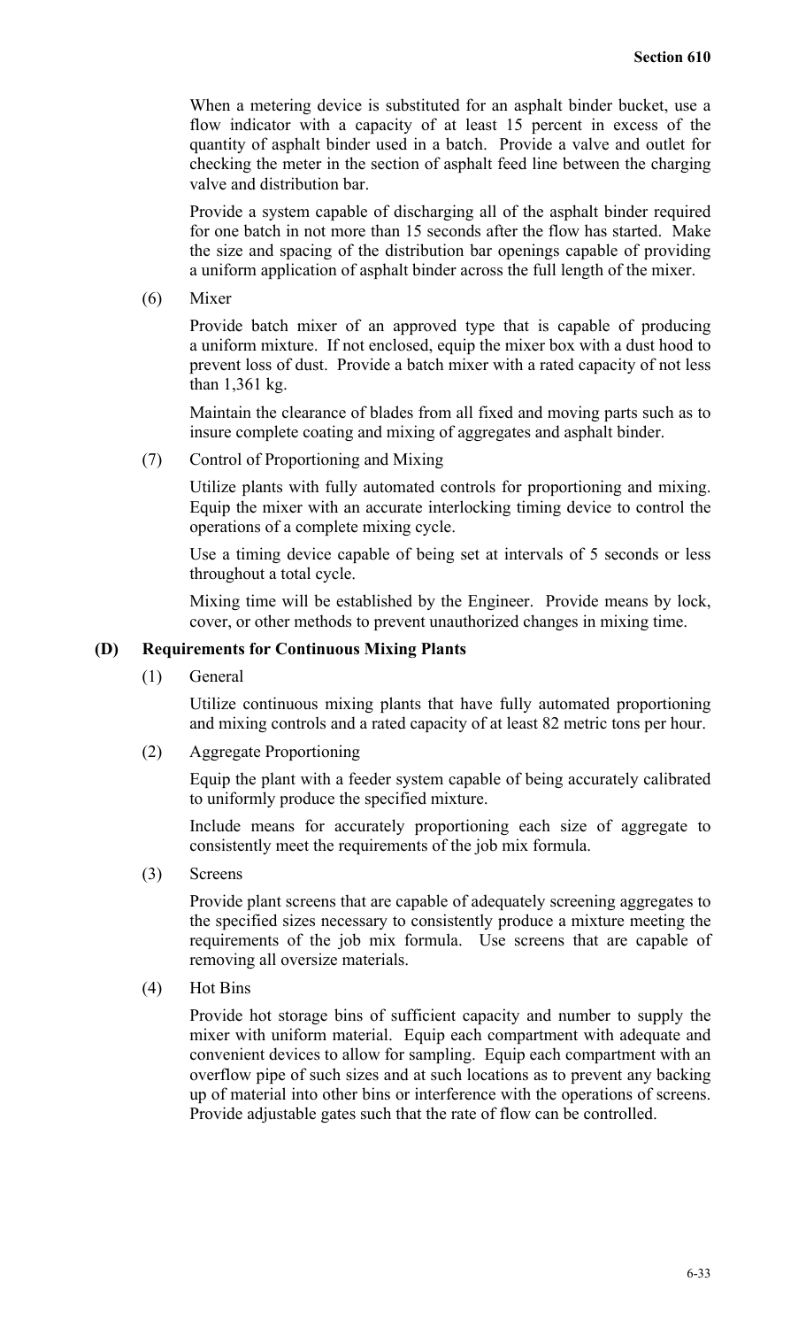When a metering device is substituted for an asphalt binder bucket, use a flow indicator with a capacity of at least 15 percent in excess of the quantity of asphalt binder used in a batch. Provide a valve and outlet for checking the meter in the section of asphalt feed line between the charging valve and distribution bar.

Provide a system capable of discharging all of the asphalt binder required for one batch in not more than 15 seconds after the flow has started. Make the size and spacing of the distribution bar openings capable of providing a uniform application of asphalt binder across the full length of the mixer.

(6) Mixer

Provide batch mixer of an approved type that is capable of producing a uniform mixture. If not enclosed, equip the mixer box with a dust hood to prevent loss of dust. Provide a batch mixer with a rated capacity of not less than 1,361 kg.

Maintain the clearance of blades from all fixed and moving parts such as to insure complete coating and mixing of aggregates and asphalt binder.

(7) Control of Proportioning and Mixing

Utilize plants with fully automated controls for proportioning and mixing. Equip the mixer with an accurate interlocking timing device to control the operations of a complete mixing cycle.

Use a timing device capable of being set at intervals of 5 seconds or less throughout a total cycle.

Mixing time will be established by the Engineer. Provide means by lock, cover, or other methods to prevent unauthorized changes in mixing time.

**(D) Requirements for Continuous Mixing Plants**

(1) General

Utilize continuous mixing plants that have fully automated proportioning and mixing controls and a rated capacity of at least 82 metric tons per hour.

(2) Aggregate Proportioning

Equip the plant with a feeder system capable of being accurately calibrated to uniformly produce the specified mixture.

Include means for accurately proportioning each size of aggregate to consistently meet the requirements of the job mix formula.

(3) Screens

Provide plant screens that are capable of adequately screening aggregates to the specified sizes necessary to consistently produce a mixture meeting the requirements of the job mix formula. Use screens that are capable of removing all oversize materials.

(4) Hot Bins

Provide hot storage bins of sufficient capacity and number to supply the mixer with uniform material. Equip each compartment with adequate and convenient devices to allow for sampling. Equip each compartment with an overflow pipe of such sizes and at such locations as to prevent any backing up of material into other bins or interference with the operations of screens. Provide adjustable gates such that the rate of flow can be controlled.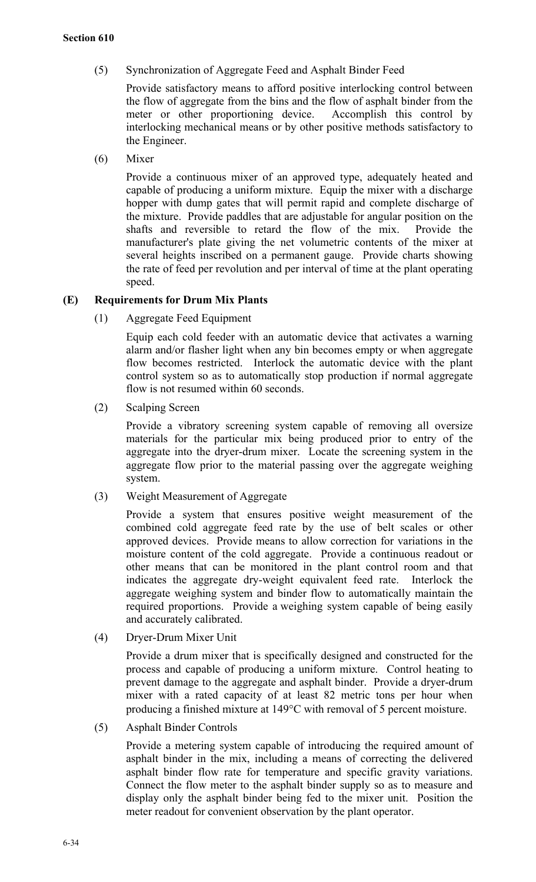(5) Synchronization of Aggregate Feed and Asphalt Binder Feed

Provide satisfactory means to afford positive interlocking control between the flow of aggregate from the bins and the flow of asphalt binder from the meter or other proportioning device. Accomplish this control by interlocking mechanical means or by other positive methods satisfactory to the Engineer.

(6) Mixer

Provide a continuous mixer of an approved type, adequately heated and capable of producing a uniform mixture. Equip the mixer with a discharge hopper with dump gates that will permit rapid and complete discharge of the mixture. Provide paddles that are adjustable for angular position on the shafts and reversible to retard the flow of the mix. Provide the manufacturer's plate giving the net volumetric contents of the mixer at several heights inscribed on a permanent gauge. Provide charts showing the rate of feed per revolution and per interval of time at the plant operating speed.

**(E) Requirements for Drum Mix Plants**

(1) Aggregate Feed Equipment

Equip each cold feeder with an automatic device that activates a warning alarm and/or flasher light when any bin becomes empty or when aggregate flow becomes restricted. Interlock the automatic device with the plant control system so as to automatically stop production if normal aggregate flow is not resumed within 60 seconds.

(2) Scalping Screen

Provide a vibratory screening system capable of removing all oversize materials for the particular mix being produced prior to entry of the aggregate into the dryer-drum mixer. Locate the screening system in the aggregate flow prior to the material passing over the aggregate weighing system.

(3) Weight Measurement of Aggregate

Provide a system that ensures positive weight measurement of the combined cold aggregate feed rate by the use of belt scales or other approved devices. Provide means to allow correction for variations in the moisture content of the cold aggregate. Provide a continuous readout or other means that can be monitored in the plant control room and that indicates the aggregate dry-weight equivalent feed rate. Interlock the aggregate weighing system and binder flow to automatically maintain the required proportions. Provide a weighing system capable of being easily and accurately calibrated.

(4) Dryer-Drum Mixer Unit

Provide a drum mixer that is specifically designed and constructed for the process and capable of producing a uniform mixture. Control heating to prevent damage to the aggregate and asphalt binder. Provide a dryer-drum mixer with a rated capacity of at least 82 metric tons per hour when producing a finished mixture at 149°C with removal of 5 percent moisture.

(5) Asphalt Binder Controls

Provide a metering system capable of introducing the required amount of asphalt binder in the mix, including a means of correcting the delivered asphalt binder flow rate for temperature and specific gravity variations. Connect the flow meter to the asphalt binder supply so as to measure and display only the asphalt binder being fed to the mixer unit. Position the meter readout for convenient observation by the plant operator.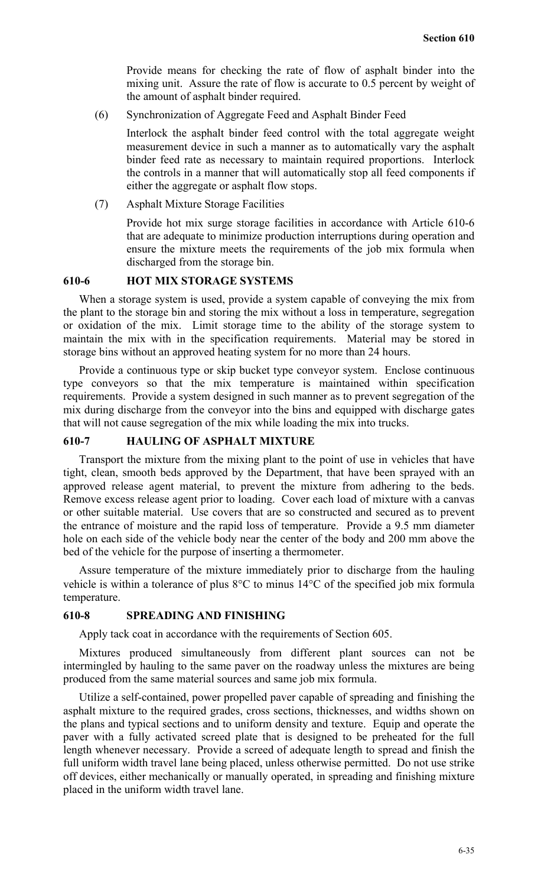Provide means for checking the rate of flow of asphalt binder into the mixing unit. Assure the rate of flow is accurate to 0.5 percent by weight of the amount of asphalt binder required.

(6) Synchronization of Aggregate Feed and Asphalt Binder Feed

Interlock the asphalt binder feed control with the total aggregate weight measurement device in such a manner as to automatically vary the asphalt binder feed rate as necessary to maintain required proportions. Interlock the controls in a manner that will automatically stop all feed components if either the aggregate or asphalt flow stops.

(7) Asphalt Mixture Storage Facilities

Provide hot mix surge storage facilities in accordance with Article 610-6 that are adequate to minimize production interruptions during operation and ensure the mixture meets the requirements of the job mix formula when discharged from the storage bin.

## 610-6 HOT MIX STORAGE SYSTEMS

When a storage system is used, provide a system capable of conveying the mix from the plant to the storage bin and storing the mix without a loss in temperature, segregation or oxidation of the mix. Limit storage time to the ability of the storage system to maintain the mix with in the specification requirements. Material may be stored in storage bins without an approved heating system for no more than 24 hours.

Provide a continuous type or skip bucket type conveyor system. Enclose continuous type conveyors so that the mix temperature is maintained within specification requirements. Provide a system designed in such manner as to prevent segregation of the mix during discharge from the conveyor into the bins and equipped with discharge gates that will not cause segregation of the mix while loading the mix into trucks.

## 610-7 HAULING OF ASPHALT MIXTURE

Transport the mixture from the mixing plant to the point of use in vehicles that have tight, clean, smooth beds approved by the Department, that have been sprayed with an approved release agent material, to prevent the mixture from adhering to the beds. Remove excess release agent prior to loading. Cover each load of mixture with a canvas or other suitable material. Use covers that are so constructed and secured as to prevent the entrance of moisture and the rapid loss of temperature. Provide a 9.5 mm diameter hole on each side of the vehicle body near the center of the body and 200 mm above the bed of the vehicle for the purpose of inserting a thermometer.

Assure temperature of the mixture immediately prior to discharge from the hauling vehicle is within a tolerance of plus 8°C to minus 14°C of the specified job mix formula temperature.

## 610-8 SPREADING AND FINISHING

Apply tack coat in accordance with the requirements of Section 605.

Mixtures produced simultaneously from different plant sources can not be intermingled by hauling to the same paver on the roadway unless the mixtures are being produced from the same material sources and same job mix formula.

Utilize a self-contained, power propelled paver capable of spreading and finishing the asphalt mixture to the required grades, cross sections, thicknesses, and widths shown on the plans and typical sections and to uniform density and texture. Equip and operate the paver with a fully activated screed plate that is designed to be preheated for the full length whenever necessary. Provide a screed of adequate length to spread and finish the full uniform width travel lane being placed, unless otherwise permitted. Do not use strike off devices, either mechanically or manually operated, in spreading and finishing mixture placed in the uniform width travel lane.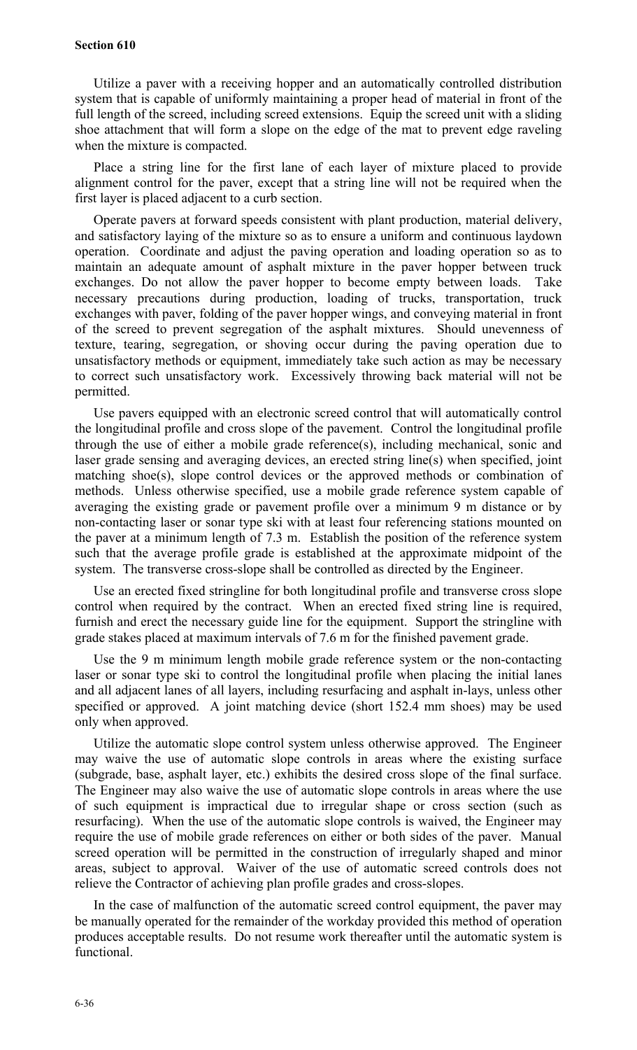Utilize a paver with a receiving hopper and an automatically controlled distribution system that is capable of uniformly maintaining a proper head of material in front of the full length of the screed, including screed extensions. Equip the screed unit with a sliding shoe attachment that will form a slope on the edge of the mat to prevent edge raveling when the mixture is compacted.

Place a string line for the first lane of each layer of mixture placed to provide alignment control for the paver, except that a string line will not be required when the first layer is placed adjacent to a curb section.

Operate pavers at forward speeds consistent with plant production, material delivery, and satisfactory laying of the mixture so as to ensure a uniform and continuous laydown operation. Coordinate and adjust the paving operation and loading operation so as to maintain an adequate amount of asphalt mixture in the paver hopper between truck exchanges. Do not allow the paver hopper to become empty between loads. Take necessary precautions during production, loading of trucks, transportation, truck exchanges with paver, folding of the paver hopper wings, and conveying material in front of the screed to prevent segregation of the asphalt mixtures. Should unevenness of texture, tearing, segregation, or shoving occur during the paving operation due to unsatisfactory methods or equipment, immediately take such action as may be necessary to correct such unsatisfactory work. Excessively throwing back material will not be permitted.

Use pavers equipped with an electronic screed control that will automatically control the longitudinal profile and cross slope of the pavement. Control the longitudinal profile through the use of either a mobile grade reference(s), including mechanical, sonic and laser grade sensing and averaging devices, an erected string line(s) when specified, joint matching shoe(s), slope control devices or the approved methods or combination of methods. Unless otherwise specified, use a mobile grade reference system capable of averaging the existing grade or pavement profile over a minimum 9 m distance or by non-contacting laser or sonar type ski with at least four referencing stations mounted on the paver at a minimum length of 7.3 m. Establish the position of the reference system such that the average profile grade is established at the approximate midpoint of the system. The transverse cross-slope shall be controlled as directed by the Engineer.

Use an erected fixed stringline for both longitudinal profile and transverse cross slope control when required by the contract. When an erected fixed string line is required, furnish and erect the necessary guide line for the equipment. Support the stringline with grade stakes placed at maximum intervals of 7.6 m for the finished pavement grade.

Use the 9 m minimum length mobile grade reference system or the non-contacting laser or sonar type ski to control the longitudinal profile when placing the initial lanes and all adjacent lanes of all layers, including resurfacing and asphalt in-lays, unless other specified or approved. A joint matching device (short 152.4 mm shoes) may be used only when approved.

Utilize the automatic slope control system unless otherwise approved. The Engineer may waive the use of automatic slope controls in areas where the existing surface (subgrade, base, asphalt layer, etc.) exhibits the desired cross slope of the final surface. The Engineer may also waive the use of automatic slope controls in areas where the use of such equipment is impractical due to irregular shape or cross section (such as resurfacing). When the use of the automatic slope controls is waived, the Engineer may require the use of mobile grade references on either or both sides of the paver. Manual screed operation will be permitted in the construction of irregularly shaped and minor areas, subject to approval. Waiver of the use of automatic screed controls does not relieve the Contractor of achieving plan profile grades and cross-slopes.

In the case of malfunction of the automatic screed control equipment, the paver may be manually operated for the remainder of the workday provided this method of operation produces acceptable results. Do not resume work thereafter until the automatic system is functional.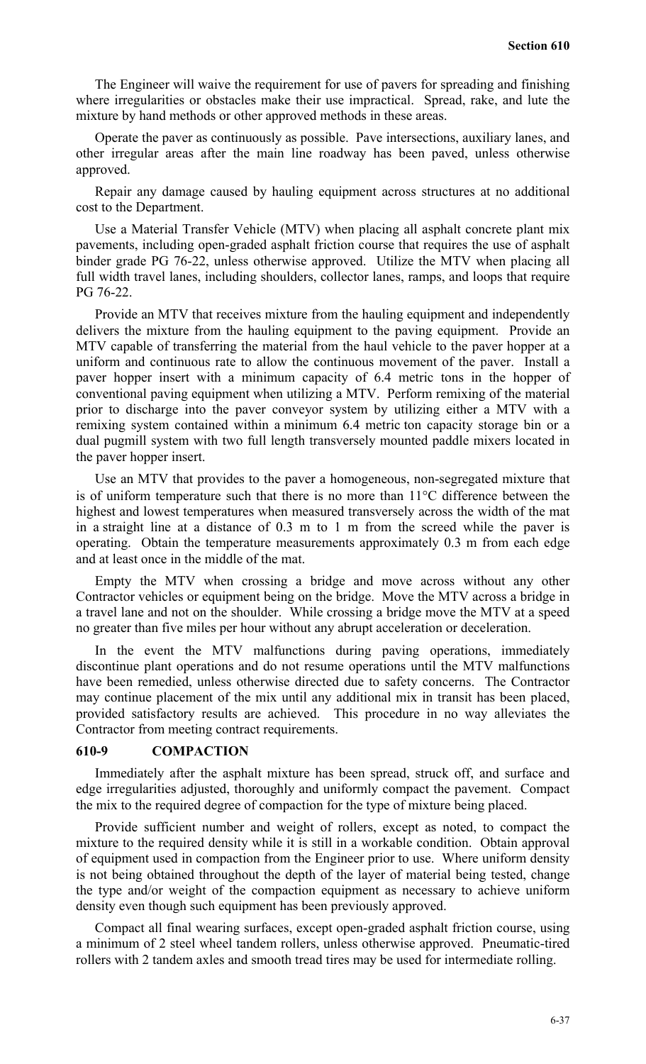The Engineer will waive the requirement for use of pavers for spreading and finishing where irregularities or obstacles make their use impractical. Spread, rake, and lute the mixture by hand methods or other approved methods in these areas.

Operate the paver as continuously as possible. Pave intersections, auxiliary lanes, and other irregular areas after the main line roadway has been paved, unless otherwise approved.

Repair any damage caused by hauling equipment across structures at no additional cost to the Department.

Use a Material Transfer Vehicle (MTV) when placing all asphalt concrete plant mix pavements, including open-graded asphalt friction course that requires the use of asphalt binder grade PG 76-22, unless otherwise approved. Utilize the MTV when placing all full width travel lanes, including shoulders, collector lanes, ramps, and loops that require PG 76-22.

Provide an MTV that receives mixture from the hauling equipment and independently delivers the mixture from the hauling equipment to the paving equipment. Provide an MTV capable of transferring the material from the haul vehicle to the paver hopper at a uniform and continuous rate to allow the continuous movement of the paver. Install a paver hopper insert with a minimum capacity of 6.4 metric tons in the hopper of conventional paving equipment when utilizing a MTV. Perform remixing of the material prior to discharge into the paver conveyor system by utilizing either a MTV with a remixing system contained within a minimum 6.4 metric ton capacity storage bin or a dual pugmill system with two full length transversely mounted paddle mixers located in the paver hopper insert.

Use an MTV that provides to the paver a homogeneous, non-segregated mixture that is of uniform temperature such that there is no more than 11°C difference between the highest and lowest temperatures when measured transversely across the width of the mat in a straight line at a distance of 0.3 m to 1 m from the screed while the paver is operating. Obtain the temperature measurements approximately 0.3 m from each edge and at least once in the middle of the mat.

Empty the MTV when crossing a bridge and move across without any other Contractor vehicles or equipment being on the bridge. Move the MTV across a bridge in a travel lane and not on the shoulder. While crossing a bridge move the MTV at a speed no greater than five miles per hour without any abrupt acceleration or deceleration.

In the event the MTV malfunctions during paving operations, immediately discontinue plant operations and do not resume operations until the MTV malfunctions have been remedied, unless otherwise directed due to safety concerns. The Contractor may continue placement of the mix until any additional mix in transit has been placed, provided satisfactory results are achieved. This procedure in no way alleviates the Contractor from meeting contract requirements.

## 610-9 COMPACTION

Immediately after the asphalt mixture has been spread, struck off, and surface and edge irregularities adjusted, thoroughly and uniformly compact the pavement. Compact the mix to the required degree of compaction for the type of mixture being placed.

Provide sufficient number and weight of rollers, except as noted, to compact the mixture to the required density while it is still in a workable condition. Obtain approval of equipment used in compaction from the Engineer prior to use. Where uniform density is not being obtained throughout the depth of the layer of material being tested, change the type and/or weight of the compaction equipment as necessary to achieve uniform density even though such equipment has been previously approved.

Compact all final wearing surfaces, except open-graded asphalt friction course, using a minimum of 2 steel wheel tandem rollers, unless otherwise approved. Pneumatic-tired rollers with 2 tandem axles and smooth tread tires may be used for intermediate rolling.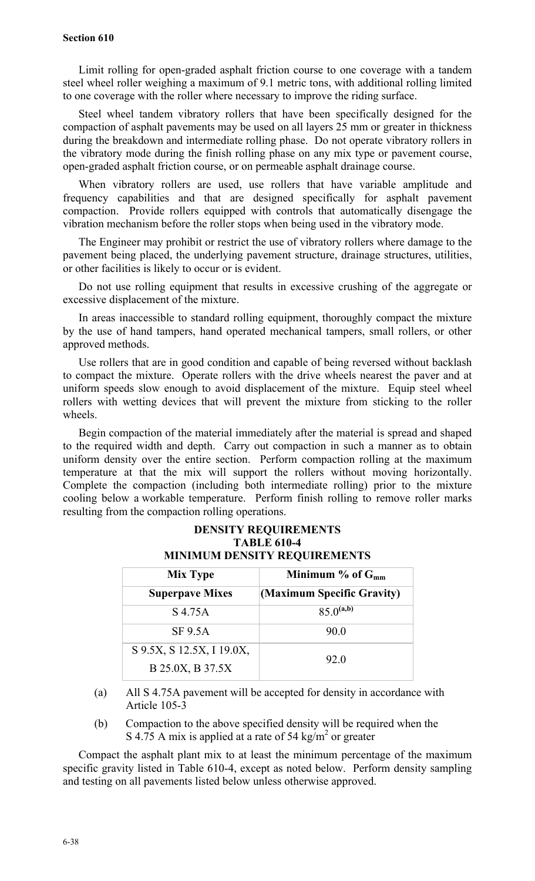Limit rolling for open-graded asphalt friction course to one coverage with a tandem steel wheel roller weighing a maximum of 9.1 metric tons, with additional rolling limited to one coverage with the roller where necessary to improve the riding surface.

Steel wheel tandem vibratory rollers that have been specifically designed for the compaction of asphalt pavements may be used on all layers 25 mm or greater in thickness during the breakdown and intermediate rolling phase. Do not operate vibratory rollers in the vibratory mode during the finish rolling phase on any mix type or pavement course, open-graded asphalt friction course, or on permeable asphalt drainage course.

When vibratory rollers are used, use rollers that have variable amplitude and frequency capabilities and that are designed specifically for asphalt pavement compaction. Provide rollers equipped with controls that automatically disengage the vibration mechanism before the roller stops when being used in the vibratory mode.

The Engineer may prohibit or restrict the use of vibratory rollers where damage to the pavement being placed, the underlying pavement structure, drainage structures, utilities, or other facilities is likely to occur or is evident.

Do not use rolling equipment that results in excessive crushing of the aggregate or excessive displacement of the mixture.

In areas inaccessible to standard rolling equipment, thoroughly compact the mixture by the use of hand tampers, hand operated mechanical tampers, small rollers, or other approved methods.

Use rollers that are in good condition and capable of being reversed without backlash to compact the mixture. Operate rollers with the drive wheels nearest the paver and at uniform speeds slow enough to avoid displacement of the mixture. Equip steel wheel rollers with wetting devices that will prevent the mixture from sticking to the roller wheels.

Begin compaction of the material immediately after the material is spread and shaped to the required width and depth. Carry out compaction in such a manner as to obtain uniform density over the entire section. Perform compaction rolling at the maximum temperature at that the mix will support the rollers without moving horizontally. Complete the compaction (including both intermediate rolling) prior to the mixture cooling below a workable temperature. Perform finish rolling to remove roller marks resulting from the compaction rolling operations.

**DENSITY REQUIREMENTS**
**TABLE 610-4**
**MINIMUM DENSITY REQUIREMENTS**

| Mix Type | Minimum % of $G_{mm}$ |
|---|---|
| **Superpave Mixes** | **(Maximum Specific Gravity)** |
| S 4.75A | 85.0[(a,b)] |
| SF 9.5A | 90.0 |
| S 9.5X, S 12.5X, I 19.0X, B 25.0X, B 37.5X | 92.0 |

(a) All S 4.75A pavement will be accepted for density in accordance with Article 105-3

(b) Compaction to the above specified density will be required when the S 4.75 A mix is applied at a rate of 54 kg/m$^2$ or greater

Compact the asphalt plant mix to at least the minimum percentage of the maximum specific gravity listed in Table 610-4, except as noted below. Perform density sampling and testing on all pavements listed below unless otherwise approved.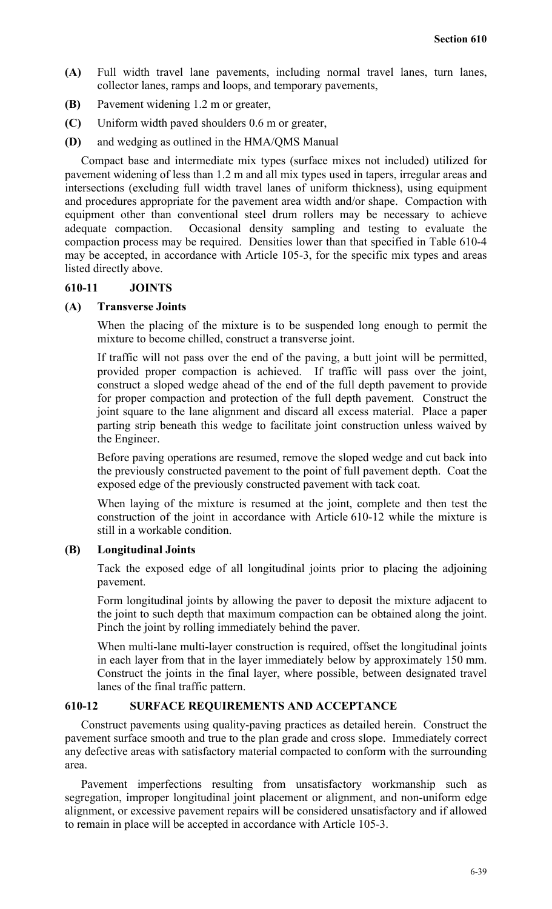**(A)** Full width travel lane pavements, including normal travel lanes, turn lanes, collector lanes, ramps and loops, and temporary pavements,

**(B)** Pavement widening 1.2 m or greater,

**(C)** Uniform width paved shoulders 0.6 m or greater,

**(D)** and wedging as outlined in the HMA/QMS Manual

Compact base and intermediate mix types (surface mixes not included) utilized for pavement widening of less than 1.2 m and all mix types used in tapers, irregular areas and intersections (excluding full width travel lanes of uniform thickness), using equipment and procedures appropriate for the pavement area width and/or shape. Compaction with equipment other than conventional steel drum rollers may be necessary to achieve adequate compaction. Occasional density sampling and testing to evaluate the compaction process may be required. Densities lower than that specified in Table 610-4 may be accepted, in accordance with Article 105-3, for the specific mix types and areas listed directly above.

## 610-11 JOINTS

### (A) Transverse Joints

When the placing of the mixture is to be suspended long enough to permit the mixture to become chilled, construct a transverse joint.

If traffic will not pass over the end of the paving, a butt joint will be permitted, provided proper compaction is achieved. If traffic will pass over the joint, construct a sloped wedge ahead of the end of the full depth pavement to provide for proper compaction and protection of the full depth pavement. Construct the joint square to the lane alignment and discard all excess material. Place a paper parting strip beneath this wedge to facilitate joint construction unless waived by the Engineer.

Before paving operations are resumed, remove the sloped wedge and cut back into the previously constructed pavement to the point of full pavement depth. Coat the exposed edge of the previously constructed pavement with tack coat.

When laying of the mixture is resumed at the joint, complete and then test the construction of the joint in accordance with Article 610-12 while the mixture is still in a workable condition.

### (B) Longitudinal Joints

Tack the exposed edge of all longitudinal joints prior to placing the adjoining pavement.

Form longitudinal joints by allowing the paver to deposit the mixture adjacent to the joint to such depth that maximum compaction can be obtained along the joint. Pinch the joint by rolling immediately behind the paver.

When multi-lane multi-layer construction is required, offset the longitudinal joints in each layer from that in the layer immediately below by approximately 150 mm. Construct the joints in the final layer, where possible, between designated travel lanes of the final traffic pattern.

## 610-12 SURFACE REQUIREMENTS AND ACCEPTANCE

Construct pavements using quality-paving practices as detailed herein. Construct the pavement surface smooth and true to the plan grade and cross slope. Immediately correct any defective areas with satisfactory material compacted to conform with the surrounding area.

Pavement imperfections resulting from unsatisfactory workmanship such as segregation, improper longitudinal joint placement or alignment, and non-uniform edge alignment, or excessive pavement repairs will be considered unsatisfactory and if allowed to remain in place will be accepted in accordance with Article 105-3.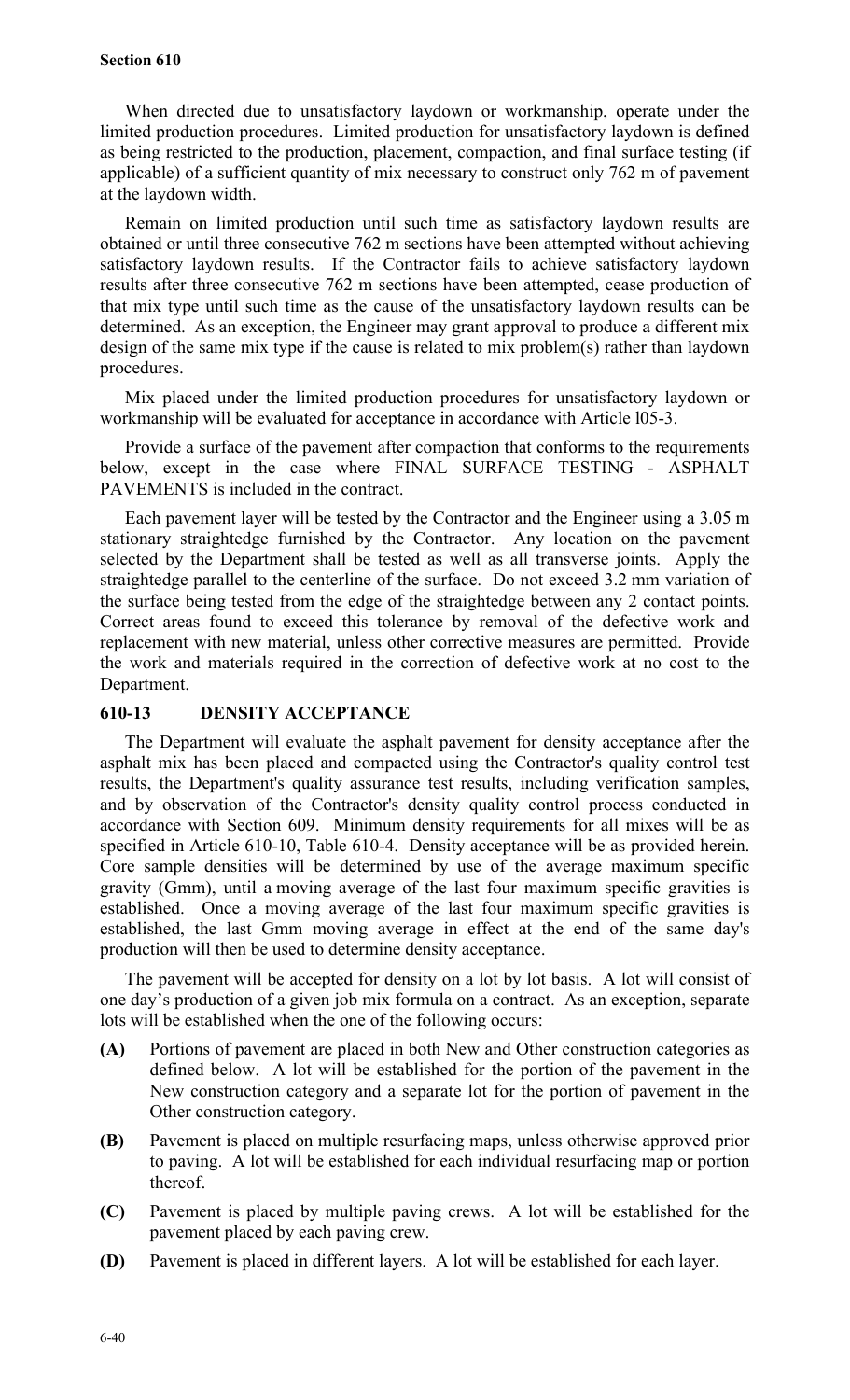When directed due to unsatisfactory laydown or workmanship, operate under the limited production procedures. Limited production for unsatisfactory laydown is defined as being restricted to the production, placement, compaction, and final surface testing (if applicable) of a sufficient quantity of mix necessary to construct only 762 m of pavement at the laydown width.

Remain on limited production until such time as satisfactory laydown results are obtained or until three consecutive 762 m sections have been attempted without achieving satisfactory laydown results. If the Contractor fails to achieve satisfactory laydown results after three consecutive 762 m sections have been attempted, cease production of that mix type until such time as the cause of the unsatisfactory laydown results can be determined. As an exception, the Engineer may grant approval to produce a different mix design of the same mix type if the cause is related to mix problem(s) rather than laydown procedures.

Mix placed under the limited production procedures for unsatisfactory laydown or workmanship will be evaluated for acceptance in accordance with Article l05-3.

Provide a surface of the pavement after compaction that conforms to the requirements below, except in the case where FINAL SURFACE TESTING - ASPHALT PAVEMENTS is included in the contract.

Each pavement layer will be tested by the Contractor and the Engineer using a 3.05 m stationary straightedge furnished by the Contractor. Any location on the pavement selected by the Department shall be tested as well as all transverse joints. Apply the straightedge parallel to the centerline of the surface. Do not exceed 3.2 mm variation of the surface being tested from the edge of the straightedge between any 2 contact points. Correct areas found to exceed this tolerance by removal of the defective work and replacement with new material, unless other corrective measures are permitted. Provide the work and materials required in the correction of defective work at no cost to the Department.

## 610-13 DENSITY ACCEPTANCE

The Department will evaluate the asphalt pavement for density acceptance after the asphalt mix has been placed and compacted using the Contractor's quality control test results, the Department's quality assurance test results, including verification samples, and by observation of the Contractor's density quality control process conducted in accordance with Section 609. Minimum density requirements for all mixes will be as specified in Article 610-10, Table 610-4. Density acceptance will be as provided herein. Core sample densities will be determined by use of the average maximum specific gravity (Gmm), until a moving average of the last four maximum specific gravities is established. Once a moving average of the last four maximum specific gravities is established, the last Gmm moving average in effect at the end of the same day's production will then be used to determine density acceptance.

The pavement will be accepted for density on a lot by lot basis. A lot will consist of one day's production of a given job mix formula on a contract. As an exception, separate lots will be established when the one of the following occurs:

- **(A)** Portions of pavement are placed in both New and Other construction categories as defined below. A lot will be established for the portion of the pavement in the New construction category and a separate lot for the portion of pavement in the Other construction category.
- **(B)** Pavement is placed on multiple resurfacing maps, unless otherwise approved prior to paving. A lot will be established for each individual resurfacing map or portion thereof.
- **(C)** Pavement is placed by multiple paving crews. A lot will be established for the pavement placed by each paving crew.
- **(D)** Pavement is placed in different layers. A lot will be established for each layer.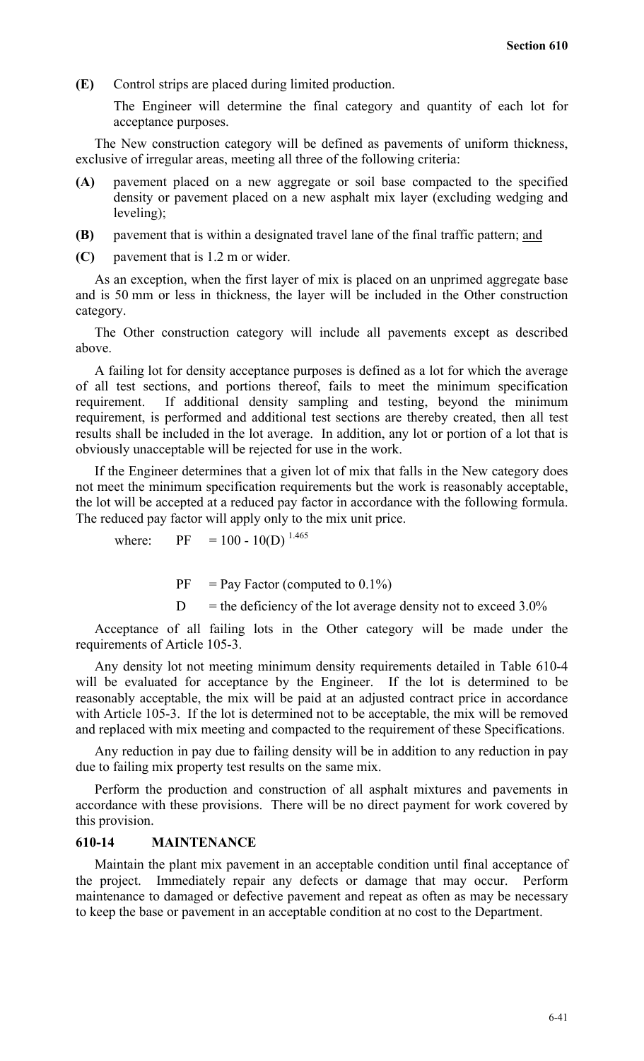**(E)** Control strips are placed during limited production.

The Engineer will determine the final category and quantity of each lot for acceptance purposes.

The New construction category will be defined as pavements of uniform thickness, exclusive of irregular areas, meeting all three of the following criteria:

**(A)** pavement placed on a new aggregate or soil base compacted to the specified density or pavement placed on a new asphalt mix layer (excluding wedging and leveling);

**(B)** pavement that is within a designated travel lane of the final traffic pattern; and

**(C)** pavement that is 1.2 m or wider.

As an exception, when the first layer of mix is placed on an unprimed aggregate base and is 50 mm or less in thickness, the layer will be included in the Other construction category.

The Other construction category will include all pavements except as described above.

A failing lot for density acceptance purposes is defined as a lot for which the average of all test sections, and portions thereof, fails to meet the minimum specification requirement. If additional density sampling and testing, beyond the minimum requirement, is performed and additional test sections are thereby created, then all test results shall be included in the lot average. In addition, any lot or portion of a lot that is obviously unacceptable will be rejected for use in the work.

If the Engineer determines that a given lot of mix that falls in the New category does not meet the minimum specification requirements but the work is reasonably acceptable, the lot will be accepted at a reduced pay factor in accordance with the following formula. The reduced pay factor will apply only to the mix unit price.

where: $PF = 100 - 10(D)^{1.465}$

$PF$ = Pay Factor (computed to 0.1%)

$D$ = the deficiency of the lot average density not to exceed 3.0%

Acceptance of all failing lots in the Other category will be made under the requirements of Article 105-3.

Any density lot not meeting minimum density requirements detailed in Table 610-4 will be evaluated for acceptance by the Engineer. If the lot is determined to be reasonably acceptable, the mix will be paid at an adjusted contract price in accordance with Article 105-3. If the lot is determined not to be acceptable, the mix will be removed and replaced with mix meeting and compacted to the requirement of these Specifications.

Any reduction in pay due to failing density will be in addition to any reduction in pay due to failing mix property test results on the same mix.

Perform the production and construction of all asphalt mixtures and pavements in accordance with these provisions. There will be no direct payment for work covered by this provision.

## 610-14 MAINTENANCE

Maintain the plant mix pavement in an acceptable condition until final acceptance of the project. Immediately repair any defects or damage that may occur. Perform maintenance to damaged or defective pavement and repeat as often as may be necessary to keep the base or pavement in an acceptable condition at no cost to the Department.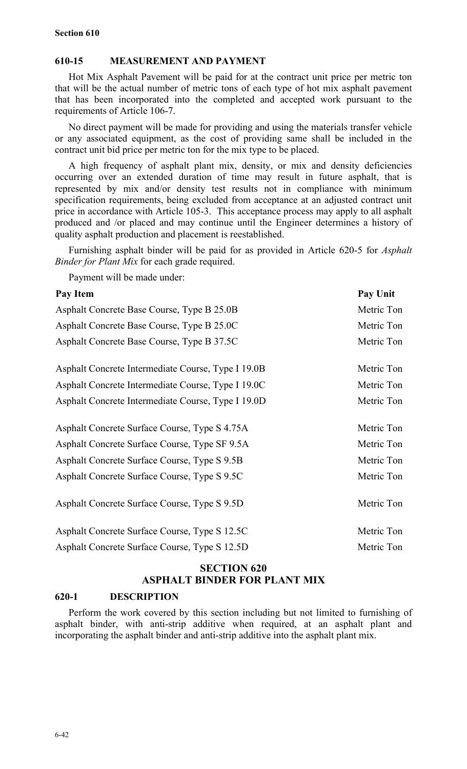### 610-15 MEASUREMENT AND PAYMENT

Hot Mix Asphalt Pavement will be paid for at the contract unit price per metric ton that will be the actual number of metric tons of each type of hot mix asphalt pavement that has been incorporated into the completed and accepted work pursuant to the requirements of Article 106-7.

No direct payment will be made for providing and using the materials transfer vehicle or any associated equipment, as the cost of providing same shall be included in the contract unit bid price per metric ton for the mix type to be placed.

A high frequency of asphalt plant mix, density, or mix and density deficiencies occurring over an extended duration of time may result in future asphalt, that is represented by mix and/or density test results not in compliance with minimum specification requirements, being excluded from acceptance at an adjusted contract unit price in accordance with Article 105-3. This acceptance process may apply to all asphalt produced and /or placed and may continue until the Engineer determines a history of quality asphalt production and placement is reestablished.

Furnishing asphalt binder will be paid for as provided in Article 620-5 for *Asphalt Binder for Plant Mix* for each grade required.

Payment will be made under:

| Pay Item | Pay Unit |
|---|---|
| Asphalt Concrete Base Course, Type B 25.0B | Metric Ton |
| Asphalt Concrete Base Course, Type B 25.0C | Metric Ton |
| Asphalt Concrete Base Course, Type B 37.5C | Metric Ton |
| Asphalt Concrete Intermediate Course, Type I 19.0B | Metric Ton |
| Asphalt Concrete Intermediate Course, Type I 19.0C | Metric Ton |
| Asphalt Concrete Intermediate Course, Type I 19.0D | Metric Ton |
| Asphalt Concrete Surface Course, Type S 4.75A | Metric Ton |
| Asphalt Concrete Surface Course, Type SF 9.5A | Metric Ton |
| Asphalt Concrete Surface Course, Type S 9.5B | Metric Ton |
| Asphalt Concrete Surface Course, Type S 9.5C | Metric Ton |
| Asphalt Concrete Surface Course, Type S 9.5D | Metric Ton |
| Asphalt Concrete Surface Course, Type S 12.5C | Metric Ton |
| Asphalt Concrete Surface Course, Type S 12.5D | Metric Ton |

## SECTION 620
## ASPHALT BINDER FOR PLANT MIX

### 620-1 DESCRIPTION

Perform the work covered by this section including but not limited to furnishing of asphalt binder, with anti-strip additive when required, at an asphalt plant and incorporating the asphalt binder and anti-strip additive into the asphalt plant mix.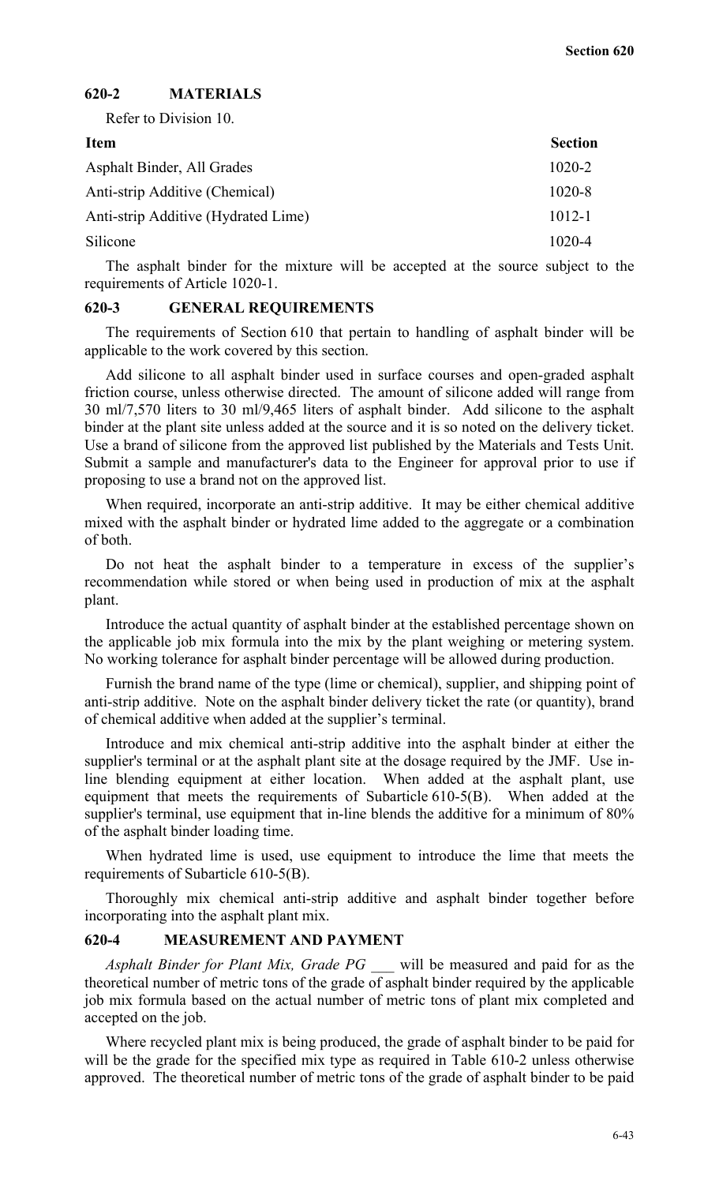## 620-2 MATERIALS

Refer to Division 10.

| Item | Section |
|---|---|
| Asphalt Binder, All Grades | 1020-2 |
| Anti-strip Additive (Chemical) | 1020-8 |
| Anti-strip Additive (Hydrated Lime) | 1012-1 |
| Silicone | 1020-4 |

The asphalt binder for the mixture will be accepted at the source subject to the requirements of Article 1020-1.

## 620-3 GENERAL REQUIREMENTS

The requirements of Section 610 that pertain to handling of asphalt binder will be applicable to the work covered by this section.

Add silicone to all asphalt binder used in surface courses and open-graded asphalt friction course, unless otherwise directed. The amount of silicone added will range from 30 ml/7,570 liters to 30 ml/9,465 liters of asphalt binder. Add silicone to the asphalt binder at the plant site unless added at the source and it is so noted on the delivery ticket. Use a brand of silicone from the approved list published by the Materials and Tests Unit. Submit a sample and manufacturer's data to the Engineer for approval prior to use if proposing to use a brand not on the approved list.

When required, incorporate an anti-strip additive. It may be either chemical additive mixed with the asphalt binder or hydrated lime added to the aggregate or a combination of both.

Do not heat the asphalt binder to a temperature in excess of the supplier's recommendation while stored or when being used in production of mix at the asphalt plant.

Introduce the actual quantity of asphalt binder at the established percentage shown on the applicable job mix formula into the mix by the plant weighing or metering system. No working tolerance for asphalt binder percentage will be allowed during production.

Furnish the brand name of the type (lime or chemical), supplier, and shipping point of anti-strip additive. Note on the asphalt binder delivery ticket the rate (or quantity), brand of chemical additive when added at the supplier's terminal.

Introduce and mix chemical anti-strip additive into the asphalt binder at either the supplier's terminal or at the asphalt plant site at the dosage required by the JMF. Use in-line blending equipment at either location. When added at the asphalt plant, use equipment that meets the requirements of Subarticle 610-5(B). When added at the supplier's terminal, use equipment that in-line blends the additive for a minimum of 80% of the asphalt binder loading time.

When hydrated lime is used, use equipment to introduce the lime that meets the requirements of Subarticle 610-5(B).

Thoroughly mix chemical anti-strip additive and asphalt binder together before incorporating into the asphalt plant mix.

## 620-4 MEASUREMENT AND PAYMENT

*Asphalt Binder for Plant Mix, Grade PG ___* will be measured and paid for as the theoretical number of metric tons of the grade of asphalt binder required by the applicable job mix formula based on the actual number of metric tons of plant mix completed and accepted on the job.

Where recycled plant mix is being produced, the grade of asphalt binder to be paid for will be the grade for the specified mix type as required in Table 610-2 unless otherwise approved. The theoretical number of metric tons of the grade of asphalt binder to be paid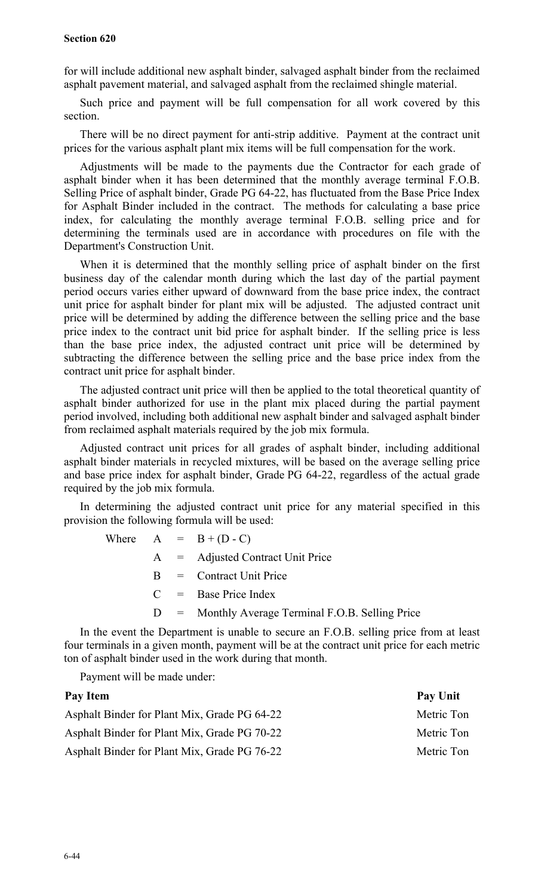for will include additional new asphalt binder, salvaged asphalt binder from the reclaimed asphalt pavement material, and salvaged asphalt from the reclaimed shingle material.

Such price and payment will be full compensation for all work covered by this section.

There will be no direct payment for anti-strip additive. Payment at the contract unit prices for the various asphalt plant mix items will be full compensation for the work.

Adjustments will be made to the payments due the Contractor for each grade of asphalt binder when it has been determined that the monthly average terminal F.O.B. Selling Price of asphalt binder, Grade PG 64-22, has fluctuated from the Base Price Index for Asphalt Binder included in the contract. The methods for calculating a base price index, for calculating the monthly average terminal F.O.B. selling price and for determining the terminals used are in accordance with procedures on file with the Department's Construction Unit.

When it is determined that the monthly selling price of asphalt binder on the first business day of the calendar month during which the last day of the partial payment period occurs varies either upward of downward from the base price index, the contract unit price for asphalt binder for plant mix will be adjusted. The adjusted contract unit price will be determined by adding the difference between the selling price and the base price index to the contract unit bid price for asphalt binder. If the selling price is less than the base price index, the adjusted contract unit price will be determined by subtracting the difference between the selling price and the base price index from the contract unit price for asphalt binder.

The adjusted contract unit price will then be applied to the total theoretical quantity of asphalt binder authorized for use in the plant mix placed during the partial payment period involved, including both additional new asphalt binder and salvaged asphalt binder from reclaimed asphalt materials required by the job mix formula.

Adjusted contract unit prices for all grades of asphalt binder, including additional asphalt binder materials in recycled mixtures, will be based on the average selling price and base price index for asphalt binder, Grade PG 64-22, regardless of the actual grade required by the job mix formula.

In determining the adjusted contract unit price for any material specified in this provision the following formula will be used:

Where $A = B + (D - C)$

$A$ = Adjusted Contract Unit Price

$B$ = Contract Unit Price

$C$ = Base Price Index

$D$ = Monthly Average Terminal F.O.B. Selling Price

In the event the Department is unable to secure an F.O.B. selling price from at least four terminals in a given month, payment will be at the contract unit price for each metric ton of asphalt binder used in the work during that month.

Payment will be made under:

| Pay Item | Pay Unit |
|---|---|
| Asphalt Binder for Plant Mix, Grade PG 64-22 | Metric Ton |
| Asphalt Binder for Plant Mix, Grade PG 70-22 | Metric Ton |
| Asphalt Binder for Plant Mix, Grade PG 76-22 | Metric Ton |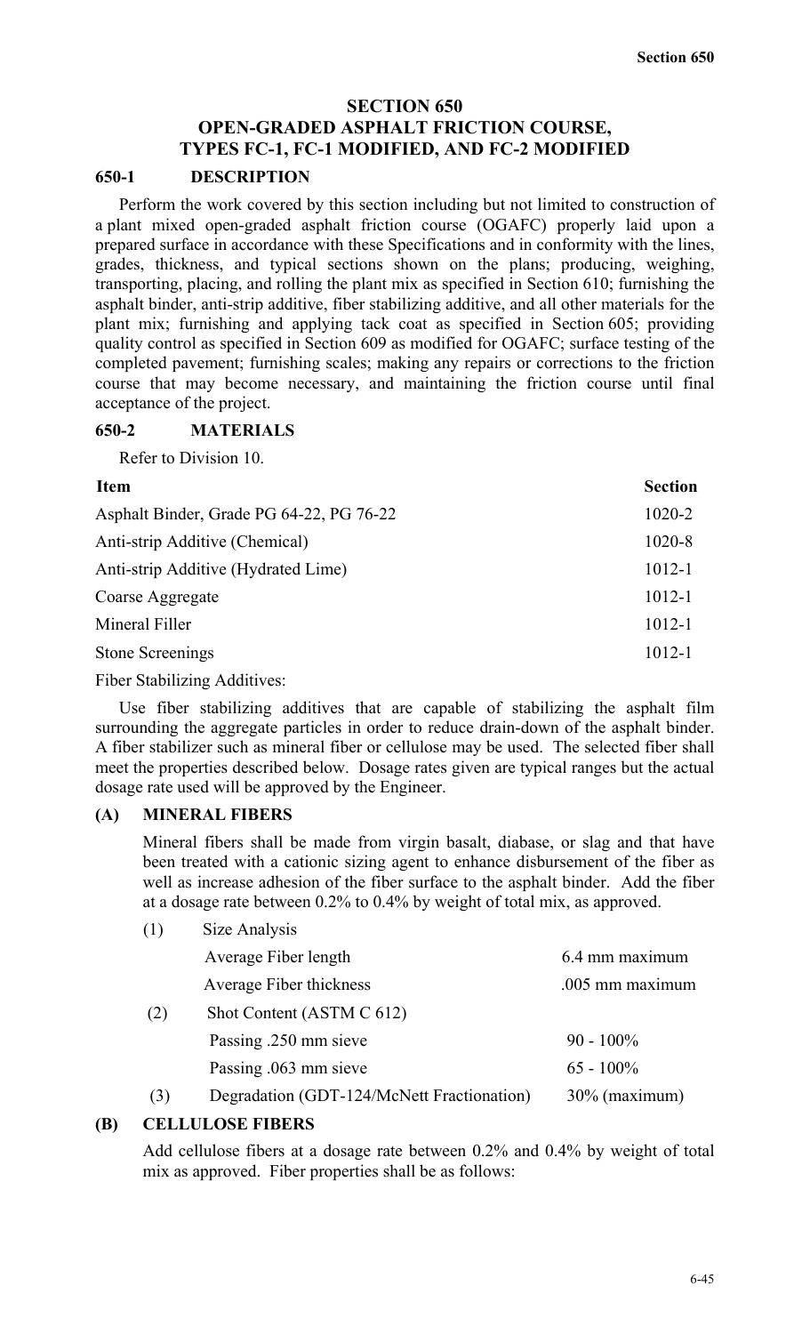# SECTION 650
# OPEN-GRADED ASPHALT FRICTION COURSE, TYPES FC-1, FC-1 MODIFIED, AND FC-2 MODIFIED

## 650-1 DESCRIPTION

Perform the work covered by this section including but not limited to construction of a plant mixed open-graded asphalt friction course (OGAFC) properly laid upon a prepared surface in accordance with these Specifications and in conformity with the lines, grades, thickness, and typical sections shown on the plans; producing, weighing, transporting, placing, and rolling the plant mix as specified in Section 610; furnishing the asphalt binder, anti-strip additive, fiber stabilizing additive, and all other materials for the plant mix; furnishing and applying tack coat as specified in Section 605; providing quality control as specified in Section 609 as modified for OGAFC; surface testing of the completed pavement; furnishing scales; making any repairs or corrections to the friction course that may become necessary, and maintaining the friction course until final acceptance of the project.

## 650-2 MATERIALS

Refer to Division 10.

| Item | Section |
|---|---|
| Asphalt Binder, Grade PG 64-22, PG 76-22 | 1020-2 |
| Anti-strip Additive (Chemical) | 1020-8 |
| Anti-strip Additive (Hydrated Lime) | 1012-1 |
| Coarse Aggregate | 1012-1 |
| Mineral Filler | 1012-1 |
| Stone Screenings | 1012-1 |

Fiber Stabilizing Additives:

Use fiber stabilizing additives that are capable of stabilizing the asphalt film surrounding the aggregate particles in order to reduce drain-down of the asphalt binder. A fiber stabilizer such as mineral fiber or cellulose may be used. The selected fiber shall meet the properties described below. Dosage rates given are typical ranges but the actual dosage rate used will be approved by the Engineer.

### (A) MINERAL FIBERS

Mineral fibers shall be made from virgin basalt, diabase, or slag and that have been treated with a cationic sizing agent to enhance disbursement of the fiber as well as increase adhesion of the fiber surface to the asphalt binder. Add the fiber at a dosage rate between 0.2% to 0.4% by weight of total mix, as approved.

| | | |
|---|---|---|
| (1) | Size Analysis | |
| | Average Fiber length | 6.4 mm maximum |
| | Average Fiber thickness | .005 mm maximum |
| (2) | Shot Content (ASTM C 612) | |
| | Passing .250 mm sieve | 90 - 100% |
| | Passing .063 mm sieve | 65 - 100% |
| (3) | Degradation (GDT-124/McNett Fractionation) | 30% (maximum) |

### (B) CELLULOSE FIBERS

Add cellulose fibers at a dosage rate between 0.2% and 0.4% by weight of total mix as approved. Fiber properties shall be as follows: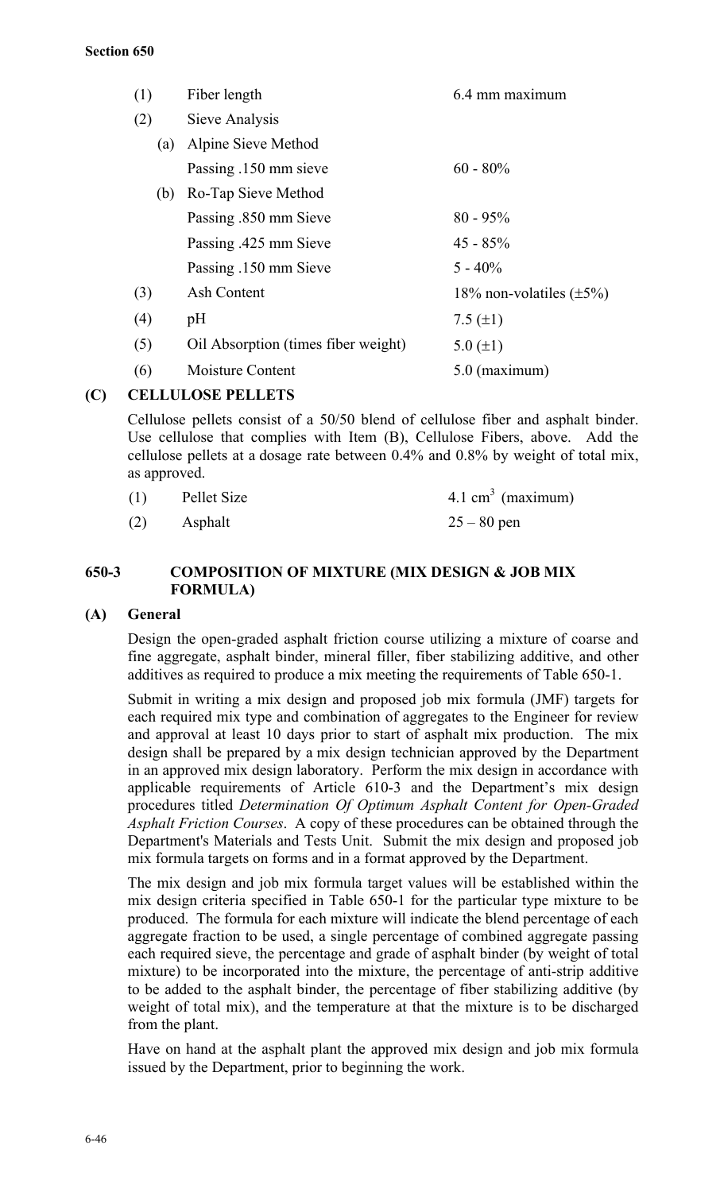| | | |
|---|---|---|
| (1) | Fiber length | 6.4 mm maximum |
| (2) | Sieve Analysis | |
| (a) | Alpine Sieve Method | |
| | Passing .150 mm sieve | 60 - 80% |
| (b) | Ro-Tap Sieve Method | |
| | Passing .850 mm Sieve | 80 - 95% |
| | Passing .425 mm Sieve | 45 - 85% |
| | Passing .150 mm Sieve | 5 - 40% |
| (3) | Ash Content | 18% non-volatiles (±5%) |
| (4) | pH | 7.5 (±1) |
| (5) | Oil Absorption (times fiber weight) | 5.0 (±1) |
| (6) | Moisture Content | 5.0 (maximum) |

### (C) CELLULOSE PELLETS

Cellulose pellets consist of a 50/50 blend of cellulose fiber and asphalt binder. Use cellulose that complies with Item (B), Cellulose Fibers, above. Add the cellulose pellets at a dosage rate between 0.4% and 0.8% by weight of total mix, as approved.

| | | |
|---|---|---|
| (1) | Pellet Size | 4.1 $cm^3$ (maximum) |
| (2) | Asphalt | 25 – 80 pen |

## 650-3 COMPOSITION OF MIXTURE (MIX DESIGN & JOB MIX FORMULA)

### (A) General

Design the open-graded asphalt friction course utilizing a mixture of coarse and fine aggregate, asphalt binder, mineral filler, fiber stabilizing additive, and other additives as required to produce a mix meeting the requirements of Table 650-1.

Submit in writing a mix design and proposed job mix formula (JMF) targets for each required mix type and combination of aggregates to the Engineer for review and approval at least 10 days prior to start of asphalt mix production. The mix design shall be prepared by a mix design technician approved by the Department in an approved mix design laboratory. Perform the mix design in accordance with applicable requirements of Article 610-3 and the Department's mix design procedures titled *Determination Of Optimum Asphalt Content for Open-Graded Asphalt Friction Courses*. A copy of these procedures can be obtained through the Department's Materials and Tests Unit. Submit the mix design and proposed job mix formula targets on forms and in a format approved by the Department.

The mix design and job mix formula target values will be established within the mix design criteria specified in Table 650-1 for the particular type mixture to be produced. The formula for each mixture will indicate the blend percentage of each aggregate fraction to be used, a single percentage of combined aggregate passing each required sieve, the percentage and grade of asphalt binder (by weight of total mixture) to be incorporated into the mixture, the percentage of anti-strip additive to be added to the asphalt binder, the percentage of fiber stabilizing additive (by weight of total mix), and the temperature at that the mixture is to be discharged from the plant.

Have on hand at the asphalt plant the approved mix design and job mix formula issued by the Department, prior to beginning the work.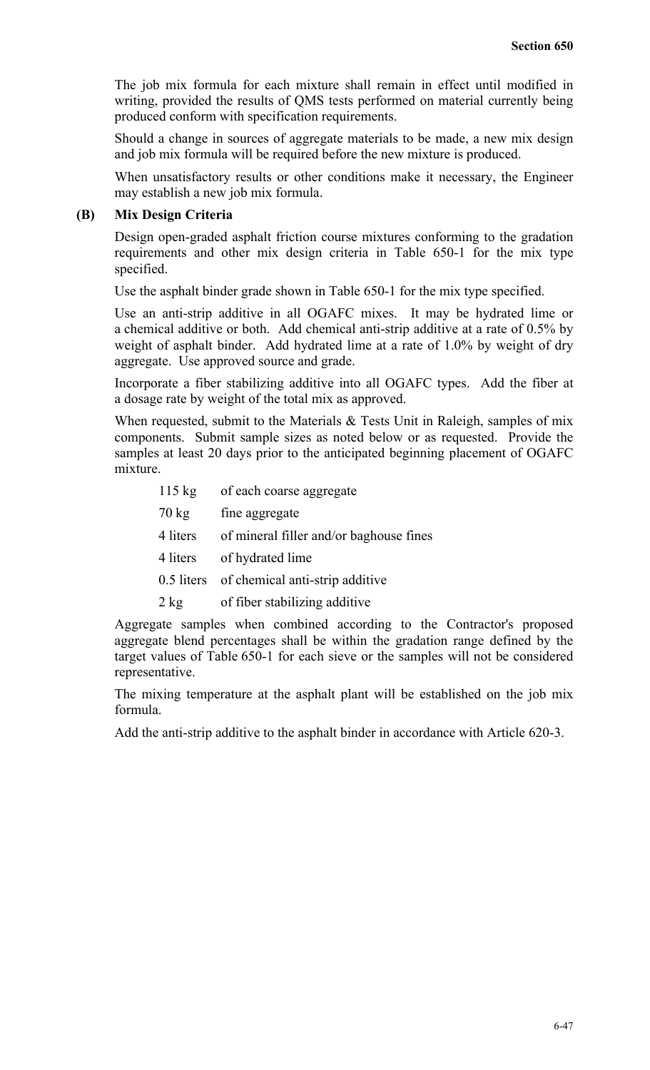The job mix formula for each mixture shall remain in effect until modified in writing, provided the results of QMS tests performed on material currently being produced conform with specification requirements.

Should a change in sources of aggregate materials to be made, a new mix design and job mix formula will be required before the new mixture is produced.

When unsatisfactory results or other conditions make it necessary, the Engineer may establish a new job mix formula.

**(B) Mix Design Criteria**

Design open-graded asphalt friction course mixtures conforming to the gradation requirements and other mix design criteria in Table 650-1 for the mix type specified.

Use the asphalt binder grade shown in Table 650-1 for the mix type specified.

Use an anti-strip additive in all OGAFC mixes. It may be hydrated lime or a chemical additive or both. Add chemical anti-strip additive at a rate of 0.5% by weight of asphalt binder. Add hydrated lime at a rate of 1.0% by weight of dry aggregate. Use approved source and grade.

Incorporate a fiber stabilizing additive into all OGAFC types. Add the fiber at a dosage rate by weight of the total mix as approved.

When requested, submit to the Materials & Tests Unit in Raleigh, samples of mix components. Submit sample sizes as noted below or as requested. Provide the samples at least 20 days prior to the anticipated beginning placement of OGAFC mixture.

- 115 kg of each coarse aggregate
- 70 kg fine aggregate
- 4 liters of mineral filler and/or baghouse fines
- 4 liters of hydrated lime
- 0.5 liters of chemical anti-strip additive
- 2 kg of fiber stabilizing additive

Aggregate samples when combined according to the Contractor's proposed aggregate blend percentages shall be within the gradation range defined by the target values of Table 650-1 for each sieve or the samples will not be considered representative.

The mixing temperature at the asphalt plant will be established on the job mix formula.

Add the anti-strip additive to the asphalt binder in accordance with Article 620-3.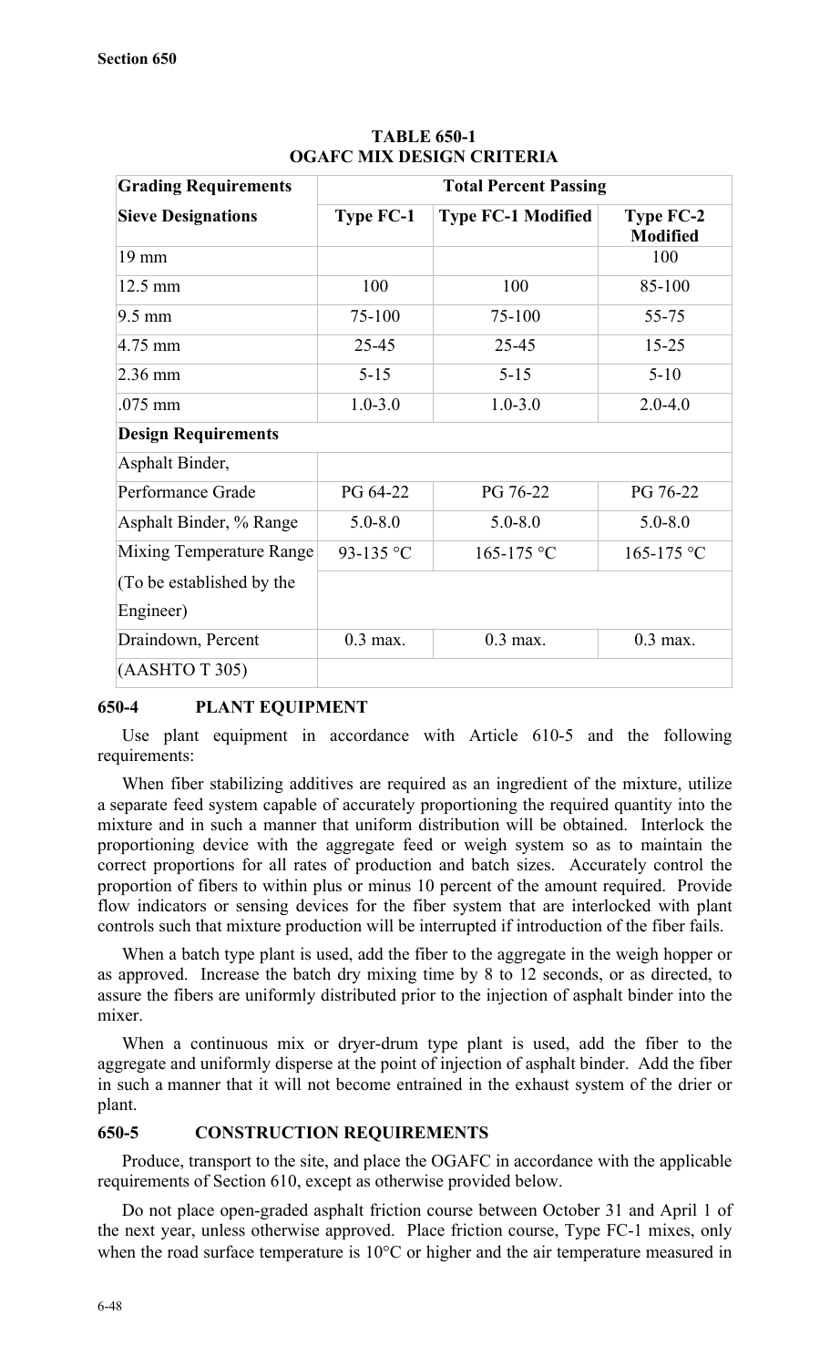**TABLE 650-1**
**OGAFC MIX DESIGN CRITERIA**

| Grading Requirements | Total Percent Passing | | |
|---|---|---|---|
| **Sieve Designations** | **Type FC-1** | **Type FC-1 Modified** | **Type FC-2 Modified** |
| 19 mm | | | 100 |
| 12.5 mm | 100 | 100 | 85-100 |
| 9.5 mm | 75-100 | 75-100 | 55-75 |
| 4.75 mm | 25-45 | 25-45 | 15-25 |
| 2.36 mm | 5-15 | 5-15 | 5-10 |
| .075 mm | 1.0-3.0 | 1.0-3.0 | 2.0-4.0 |
| **Design Requirements** | | | |
| Asphalt Binder, | | | |
| Performance Grade | PG 64-22 | PG 76-22 | PG 76-22 |
| Asphalt Binder, % Range | 5.0-8.0 | 5.0-8.0 | 5.0-8.0 |
| Mixing Temperature Range | 93-135 °C | 165-175 °C | 165-175 °C |
| (To be established by the Engineer) | | | |
| Draindown, Percent | 0.3 max. | 0.3 max. | 0.3 max. |
| (AASHTO T 305) | | | |

## 650-4 PLANT EQUIPMENT

Use plant equipment in accordance with Article 610-5 and the following requirements:

When fiber stabilizing additives are required as an ingredient of the mixture, utilize a separate feed system capable of accurately proportioning the required quantity into the mixture and in such a manner that uniform distribution will be obtained. Interlock the proportioning device with the aggregate feed or weigh system so as to maintain the correct proportions for all rates of production and batch sizes. Accurately control the proportion of fibers to within plus or minus 10 percent of the amount required. Provide flow indicators or sensing devices for the fiber system that are interlocked with plant controls such that mixture production will be interrupted if introduction of the fiber fails.

When a batch type plant is used, add the fiber to the aggregate in the weigh hopper or as approved. Increase the batch dry mixing time by 8 to 12 seconds, or as directed, to assure the fibers are uniformly distributed prior to the injection of asphalt binder into the mixer.

When a continuous mix or dryer-drum type plant is used, add the fiber to the aggregate and uniformly disperse at the point of injection of asphalt binder. Add the fiber in such a manner that it will not become entrained in the exhaust system of the drier or plant.

## 650-5 CONSTRUCTION REQUIREMENTS

Produce, transport to the site, and place the OGAFC in accordance with the applicable requirements of Section 610, except as otherwise provided below.

Do not place open-graded asphalt friction course between October 31 and April 1 of the next year, unless otherwise approved. Place friction course, Type FC-1 mixes, only when the road surface temperature is 10°C or higher and the air temperature measured in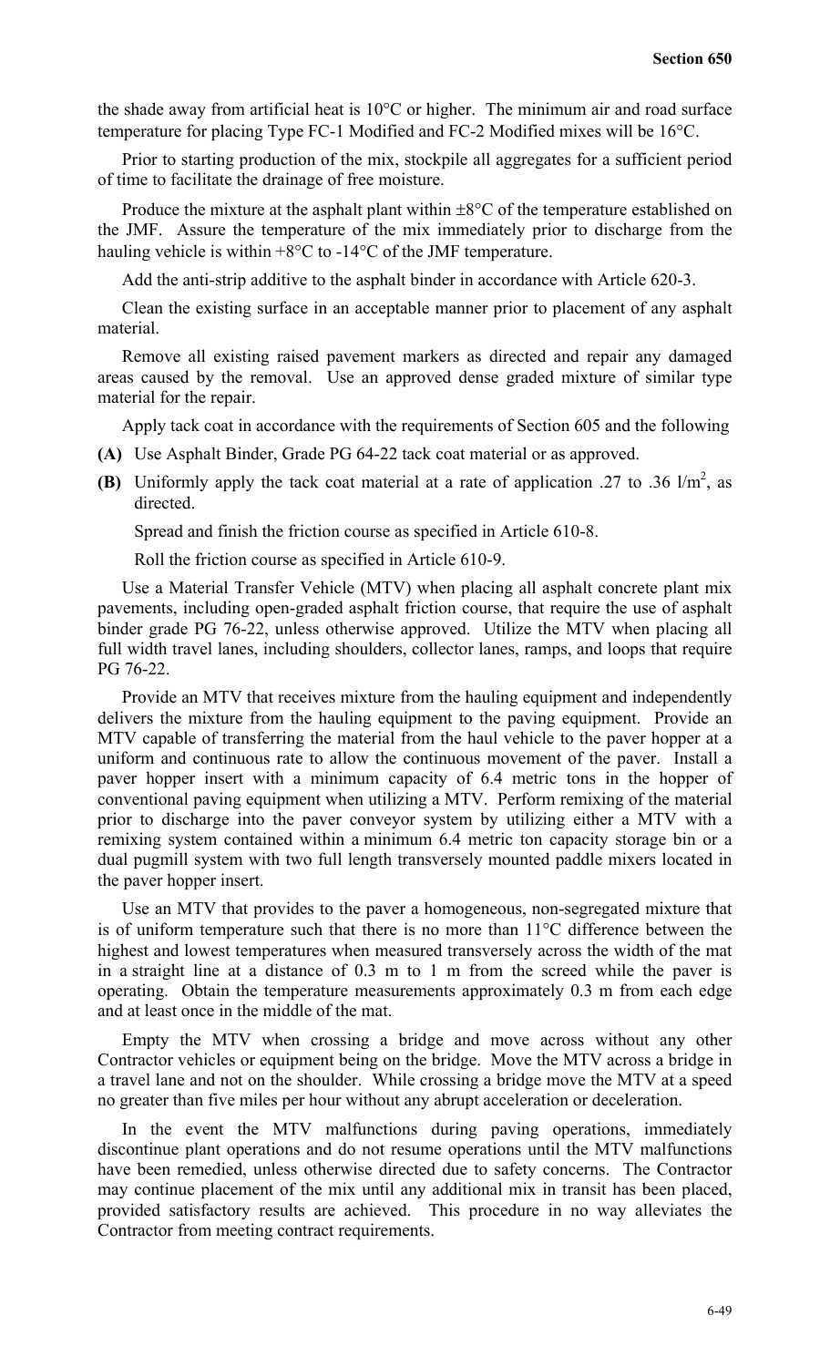the shade away from artificial heat is 10°C or higher. The minimum air and road surface temperature for placing Type FC-1 Modified and FC-2 Modified mixes will be 16°C.

Prior to starting production of the mix, stockpile all aggregates for a sufficient period of time to facilitate the drainage of free moisture.

Produce the mixture at the asphalt plant within ±8°C of the temperature established on the JMF. Assure the temperature of the mix immediately prior to discharge from the hauling vehicle is within +8°C to -14°C of the JMF temperature.

Add the anti-strip additive to the asphalt binder in accordance with Article 620-3.

Clean the existing surface in an acceptable manner prior to placement of any asphalt material.

Remove all existing raised pavement markers as directed and repair any damaged areas caused by the removal. Use an approved dense graded mixture of similar type material for the repair.

Apply tack coat in accordance with the requirements of Section 605 and the following

**(A)** Use Asphalt Binder, Grade PG 64-22 tack coat material or as approved.

**(B)** Uniformly apply the tack coat material at a rate of application .27 to .36 l/m$^2$, as directed.

Spread and finish the friction course as specified in Article 610-8.

Roll the friction course as specified in Article 610-9.

Use a Material Transfer Vehicle (MTV) when placing all asphalt concrete plant mix pavements, including open-graded asphalt friction course, that require the use of asphalt binder grade PG 76-22, unless otherwise approved. Utilize the MTV when placing all full width travel lanes, including shoulders, collector lanes, ramps, and loops that require PG 76-22.

Provide an MTV that receives mixture from the hauling equipment and independently delivers the mixture from the hauling equipment to the paving equipment. Provide an MTV capable of transferring the material from the haul vehicle to the paver hopper at a uniform and continuous rate to allow the continuous movement of the paver. Install a paver hopper insert with a minimum capacity of 6.4 metric tons in the hopper of conventional paving equipment when utilizing a MTV. Perform remixing of the material prior to discharge into the paver conveyor system by utilizing either a MTV with a remixing system contained within a minimum 6.4 metric ton capacity storage bin or a dual pugmill system with two full length transversely mounted paddle mixers located in the paver hopper insert.

Use an MTV that provides to the paver a homogeneous, non-segregated mixture that is of uniform temperature such that there is no more than 11°C difference between the highest and lowest temperatures when measured transversely across the width of the mat in a straight line at a distance of 0.3 m to 1 m from the screed while the paver is operating. Obtain the temperature measurements approximately 0.3 m from each edge and at least once in the middle of the mat.

Empty the MTV when crossing a bridge and move across without any other Contractor vehicles or equipment being on the bridge. Move the MTV across a bridge in a travel lane and not on the shoulder. While crossing a bridge move the MTV at a speed no greater than five miles per hour without any abrupt acceleration or deceleration.

In the event the MTV malfunctions during paving operations, immediately discontinue plant operations and do not resume operations until the MTV malfunctions have been remedied, unless otherwise directed due to safety concerns. The Contractor may continue placement of the mix until any additional mix in transit has been placed, provided satisfactory results are achieved. This procedure in no way alleviates the Contractor from meeting contract requirements.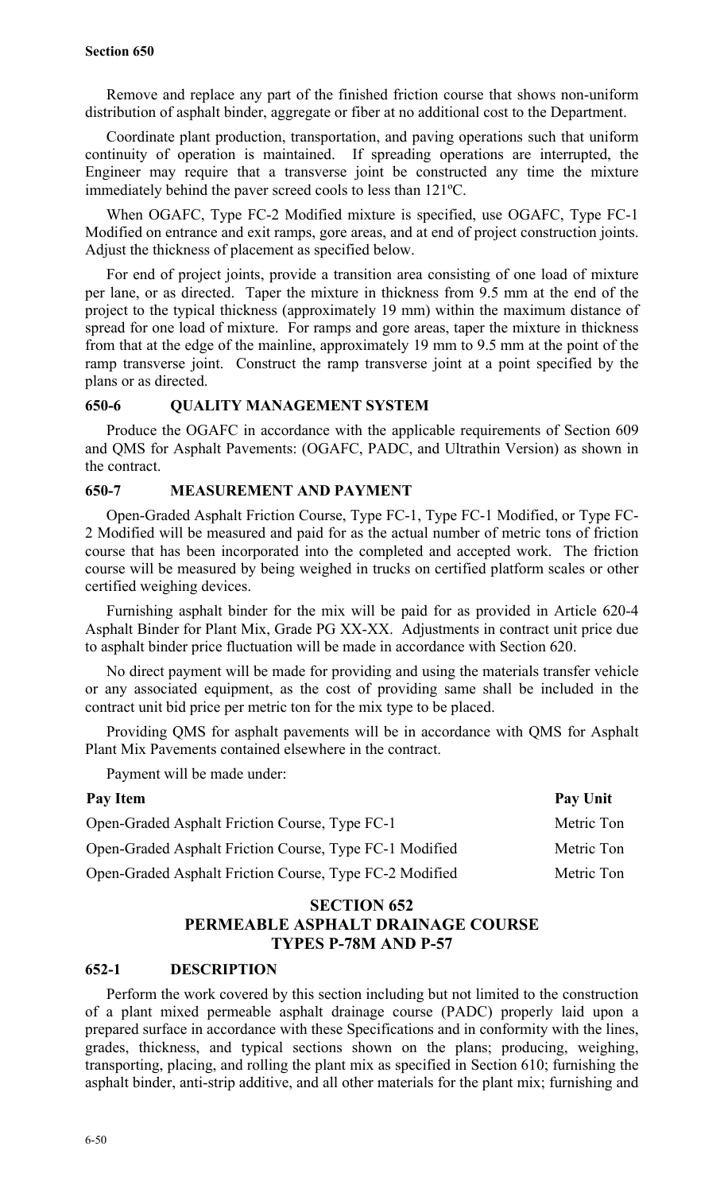Remove and replace any part of the finished friction course that shows non-uniform distribution of asphalt binder, aggregate or fiber at no additional cost to the Department.

Coordinate plant production, transportation, and paving operations such that uniform continuity of operation is maintained. If spreading operations are interrupted, the Engineer may require that a transverse joint be constructed any time the mixture immediately behind the paver screed cools to less than 121ºC.

When OGAFC, Type FC-2 Modified mixture is specified, use OGAFC, Type FC-1 Modified on entrance and exit ramps, gore areas, and at end of project construction joints. Adjust the thickness of placement as specified below.

For end of project joints, provide a transition area consisting of one load of mixture per lane, or as directed. Taper the mixture in thickness from 9.5 mm at the end of the project to the typical thickness (approximately 19 mm) within the maximum distance of spread for one load of mixture. For ramps and gore areas, taper the mixture in thickness from that at the edge of the mainline, approximately 19 mm to 9.5 mm at the point of the ramp transverse joint. Construct the ramp transverse joint at a point specified by the plans or as directed.

### 650-6 QUALITY MANAGEMENT SYSTEM

Produce the OGAFC in accordance with the applicable requirements of Section 609 and QMS for Asphalt Pavements: (OGAFC, PADC, and Ultrathin Version) as shown in the contract.

### 650-7 MEASUREMENT AND PAYMENT

Open-Graded Asphalt Friction Course, Type FC-1, Type FC-1 Modified, or Type FC-2 Modified will be measured and paid for as the actual number of metric tons of friction course that has been incorporated into the completed and accepted work. The friction course will be measured by being weighed in trucks on certified platform scales or other certified weighing devices.

Furnishing asphalt binder for the mix will be paid for as provided in Article 620-4 Asphalt Binder for Plant Mix, Grade PG XX-XX. Adjustments in contract unit price due to asphalt binder price fluctuation will be made in accordance with Section 620.

No direct payment will be made for providing and using the materials transfer vehicle or any associated equipment, as the cost of providing same shall be included in the contract unit bid price per metric ton for the mix type to be placed.

Providing QMS for asphalt pavements will be in accordance with QMS for Asphalt Plant Mix Pavements contained elsewhere in the contract.

Payment will be made under:

| Pay Item | Pay Unit |
|---|---|
| Open-Graded Asphalt Friction Course, Type FC-1 | Metric Ton |
| Open-Graded Asphalt Friction Course, Type FC-1 Modified | Metric Ton |
| Open-Graded Asphalt Friction Course, Type FC-2 Modified | Metric Ton |

## SECTION 652 PERMEABLE ASPHALT DRAINAGE COURSE TYPES P-78M AND P-57

### 652-1 DESCRIPTION

Perform the work covered by this section including but not limited to the construction of a plant mixed permeable asphalt drainage course (PADC) properly laid upon a prepared surface in accordance with these Specifications and in conformity with the lines, grades, thickness, and typical sections shown on the plans; producing, weighing, transporting, placing, and rolling the plant mix as specified in Section 610; furnishing the asphalt binder, anti-strip additive, and all other materials for the plant mix; furnishing and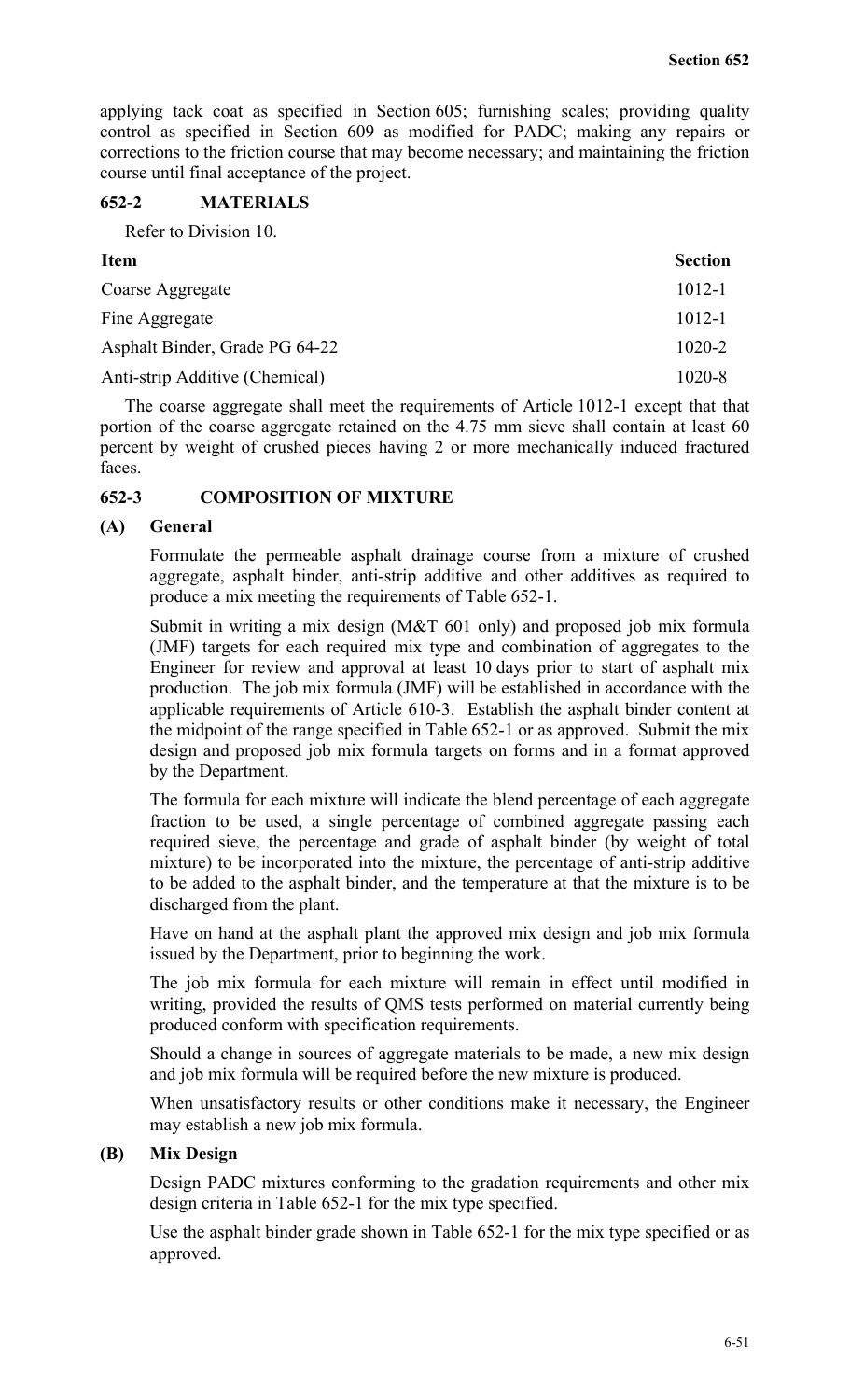applying tack coat as specified in Section 605; furnishing scales; providing quality control as specified in Section 609 as modified for PADC; making any repairs or corrections to the friction course that may become necessary; and maintaining the friction course until final acceptance of the project.

## 652-2 MATERIALS

Refer to Division 10.

| Item | Section |
|---|---|
| Coarse Aggregate | 1012-1 |
| Fine Aggregate | 1012-1 |
| Asphalt Binder, Grade PG 64-22 | 1020-2 |
| Anti-strip Additive (Chemical) | 1020-8 |

The coarse aggregate shall meet the requirements of Article 1012-1 except that that portion of the coarse aggregate retained on the 4.75 mm sieve shall contain at least 60 percent by weight of crushed pieces having 2 or more mechanically induced fractured faces.

## 652-3 COMPOSITION OF MIXTURE

### (A) General

Formulate the permeable asphalt drainage course from a mixture of crushed aggregate, asphalt binder, anti-strip additive and other additives as required to produce a mix meeting the requirements of Table 652-1.

Submit in writing a mix design (M&T 601 only) and proposed job mix formula (JMF) targets for each required mix type and combination of aggregates to the Engineer for review and approval at least 10 days prior to start of asphalt mix production. The job mix formula (JMF) will be established in accordance with the applicable requirements of Article 610-3. Establish the asphalt binder content at the midpoint of the range specified in Table 652-1 or as approved. Submit the mix design and proposed job mix formula targets on forms and in a format approved by the Department.

The formula for each mixture will indicate the blend percentage of each aggregate fraction to be used, a single percentage of combined aggregate passing each required sieve, the percentage and grade of asphalt binder (by weight of total mixture) to be incorporated into the mixture, the percentage of anti-strip additive to be added to the asphalt binder, and the temperature at that the mixture is to be discharged from the plant.

Have on hand at the asphalt plant the approved mix design and job mix formula issued by the Department, prior to beginning the work.

The job mix formula for each mixture will remain in effect until modified in writing, provided the results of QMS tests performed on material currently being produced conform with specification requirements.

Should a change in sources of aggregate materials to be made, a new mix design and job mix formula will be required before the new mixture is produced.

When unsatisfactory results or other conditions make it necessary, the Engineer may establish a new job mix formula.

### (B) Mix Design

Design PADC mixtures conforming to the gradation requirements and other mix design criteria in Table 652-1 for the mix type specified.

Use the asphalt binder grade shown in Table 652-1 for the mix type specified or as approved.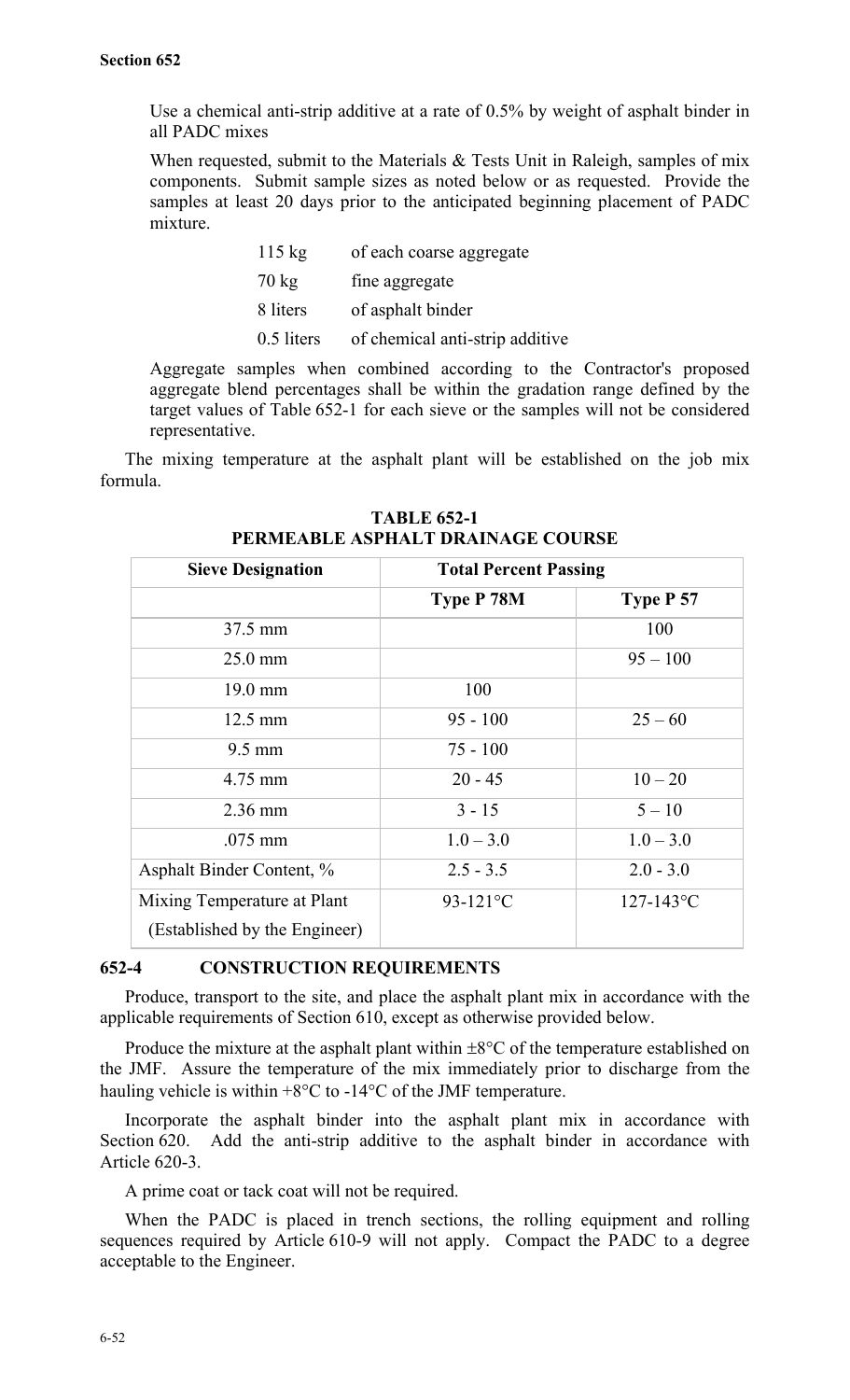Use a chemical anti-strip additive at a rate of 0.5% by weight of asphalt binder in all PADC mixes

When requested, submit to the Materials & Tests Unit in Raleigh, samples of mix components. Submit sample sizes as noted below or as requested. Provide the samples at least 20 days prior to the anticipated beginning placement of PADC mixture.

| | |
|---|---|
| 115 kg | of each coarse aggregate |
| 70 kg | fine aggregate |
| 8 liters | of asphalt binder |
| 0.5 liters | of chemical anti-strip additive |

Aggregate samples when combined according to the Contractor's proposed aggregate blend percentages shall be within the gradation range defined by the target values of Table 652-1 for each sieve or the samples will not be considered representative.

The mixing temperature at the asphalt plant will be established on the job mix formula.

**TABLE 652-1**
**PERMEABLE ASPHALT DRAINAGE COURSE**

| Sieve Designation | Total Percent Passing | |
|---|---|---|
| | Type P 78M | Type P 57 |
| 37.5 mm | | 100 |
| 25.0 mm | | 95 – 100 |
| 19.0 mm | 100 | |
| 12.5 mm | 95 - 100 | 25 – 60 |
| 9.5 mm | 75 - 100 | |
| 4.75 mm | 20 - 45 | 10 – 20 |
| 2.36 mm | 3 - 15 | 5 – 10 |
| .075 mm | 1.0 – 3.0 | 1.0 – 3.0 |
| Asphalt Binder Content, % | 2.5 - 3.5 | 2.0 - 3.0 |
| Mixing Temperature at Plant (Established by the Engineer) | 93-121°C | 127-143°C |

## 652-4 CONSTRUCTION REQUIREMENTS

Produce, transport to the site, and place the asphalt plant mix in accordance with the applicable requirements of Section 610, except as otherwise provided below.

Produce the mixture at the asphalt plant within ±8°C of the temperature established on the JMF. Assure the temperature of the mix immediately prior to discharge from the hauling vehicle is within +8°C to -14°C of the JMF temperature.

Incorporate the asphalt binder into the asphalt plant mix in accordance with Section 620. Add the anti-strip additive to the asphalt binder in accordance with Article 620-3.

A prime coat or tack coat will not be required.

When the PADC is placed in trench sections, the rolling equipment and rolling sequences required by Article 610-9 will not apply. Compact the PADC to a degree acceptable to the Engineer.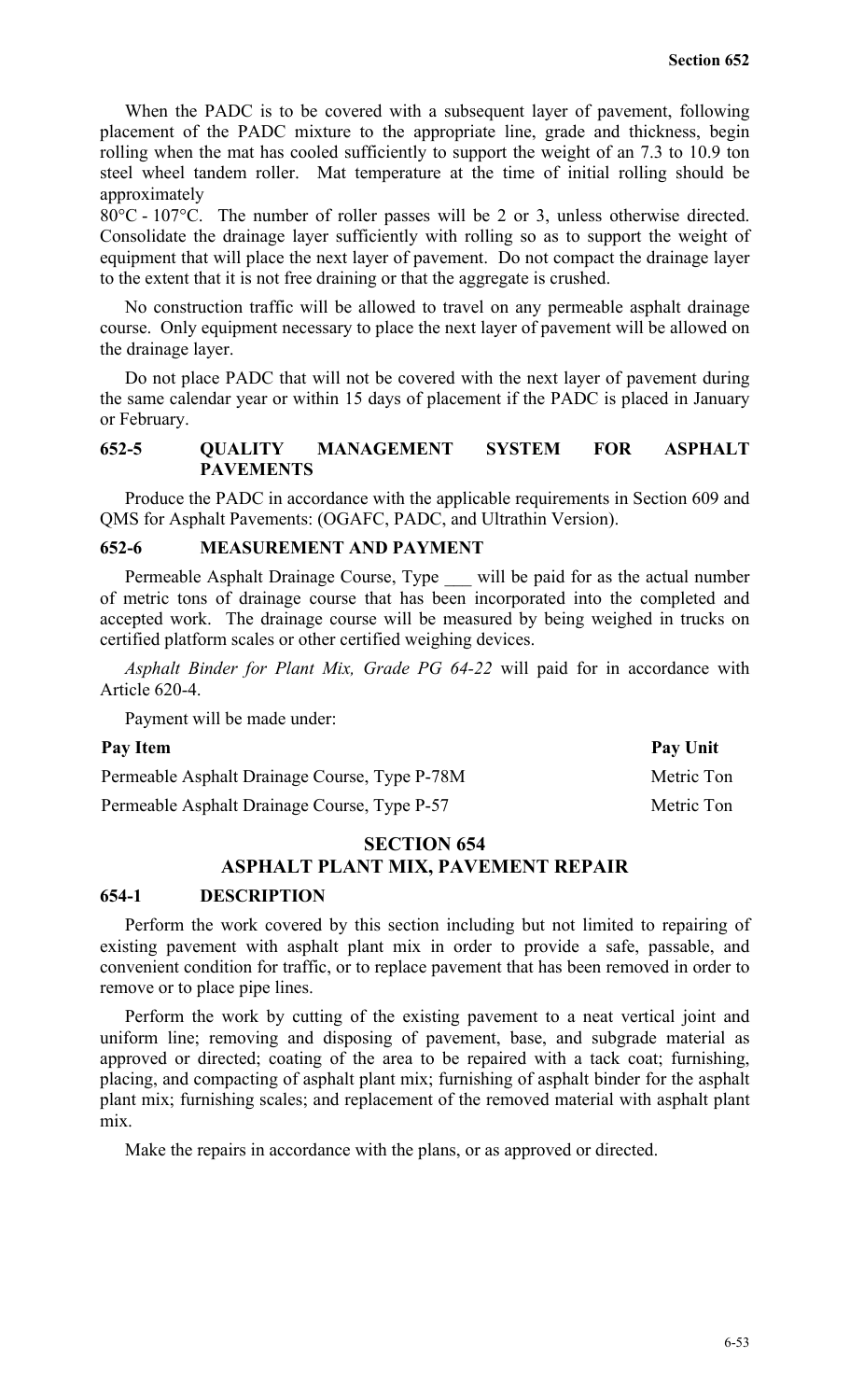When the PADC is to be covered with a subsequent layer of pavement, following placement of the PADC mixture to the appropriate line, grade and thickness, begin rolling when the mat has cooled sufficiently to support the weight of an 7.3 to 10.9 ton steel wheel tandem roller. Mat temperature at the time of initial rolling should be approximately
80°C - 107°C. The number of roller passes will be 2 or 3, unless otherwise directed. Consolidate the drainage layer sufficiently with rolling so as to support the weight of equipment that will place the next layer of pavement. Do not compact the drainage layer to the extent that it is not free draining or that the aggregate is crushed.

No construction traffic will be allowed to travel on any permeable asphalt drainage course. Only equipment necessary to place the next layer of pavement will be allowed on the drainage layer.

Do not place PADC that will not be covered with the next layer of pavement during the same calendar year or within 15 days of placement if the PADC is placed in January or February.

### 652-5 QUALITY MANAGEMENT SYSTEM FOR ASPHALT PAVEMENTS

Produce the PADC in accordance with the applicable requirements in Section 609 and QMS for Asphalt Pavements: (OGAFC, PADC, and Ultrathin Version).

### 652-6 MEASUREMENT AND PAYMENT

Permeable Asphalt Drainage Course, Type ___ will be paid for as the actual number of metric tons of drainage course that has been incorporated into the completed and accepted work. The drainage course will be measured by being weighed in trucks on certified platform scales or other certified weighing devices.

*Asphalt Binder for Plant Mix, Grade PG 64-22* will paid for in accordance with Article 620-4.

Payment will be made under:

| Pay Item | Pay Unit |
|---|---|
| Permeable Asphalt Drainage Course, Type P-78M | Metric Ton |
| Permeable Asphalt Drainage Course, Type P-57 | Metric Ton |

## SECTION 654
## ASPHALT PLANT MIX, PAVEMENT REPAIR

### 654-1 DESCRIPTION

Perform the work covered by this section including but not limited to repairing of existing pavement with asphalt plant mix in order to provide a safe, passable, and convenient condition for traffic, or to replace pavement that has been removed in order to remove or to place pipe lines.

Perform the work by cutting of the existing pavement to a neat vertical joint and uniform line; removing and disposing of pavement, base, and subgrade material as approved or directed; coating of the area to be repaired with a tack coat; furnishing, placing, and compacting of asphalt plant mix; furnishing of asphalt binder for the asphalt plant mix; furnishing scales; and replacement of the removed material with asphalt plant mix.

Make the repairs in accordance with the plans, or as approved or directed.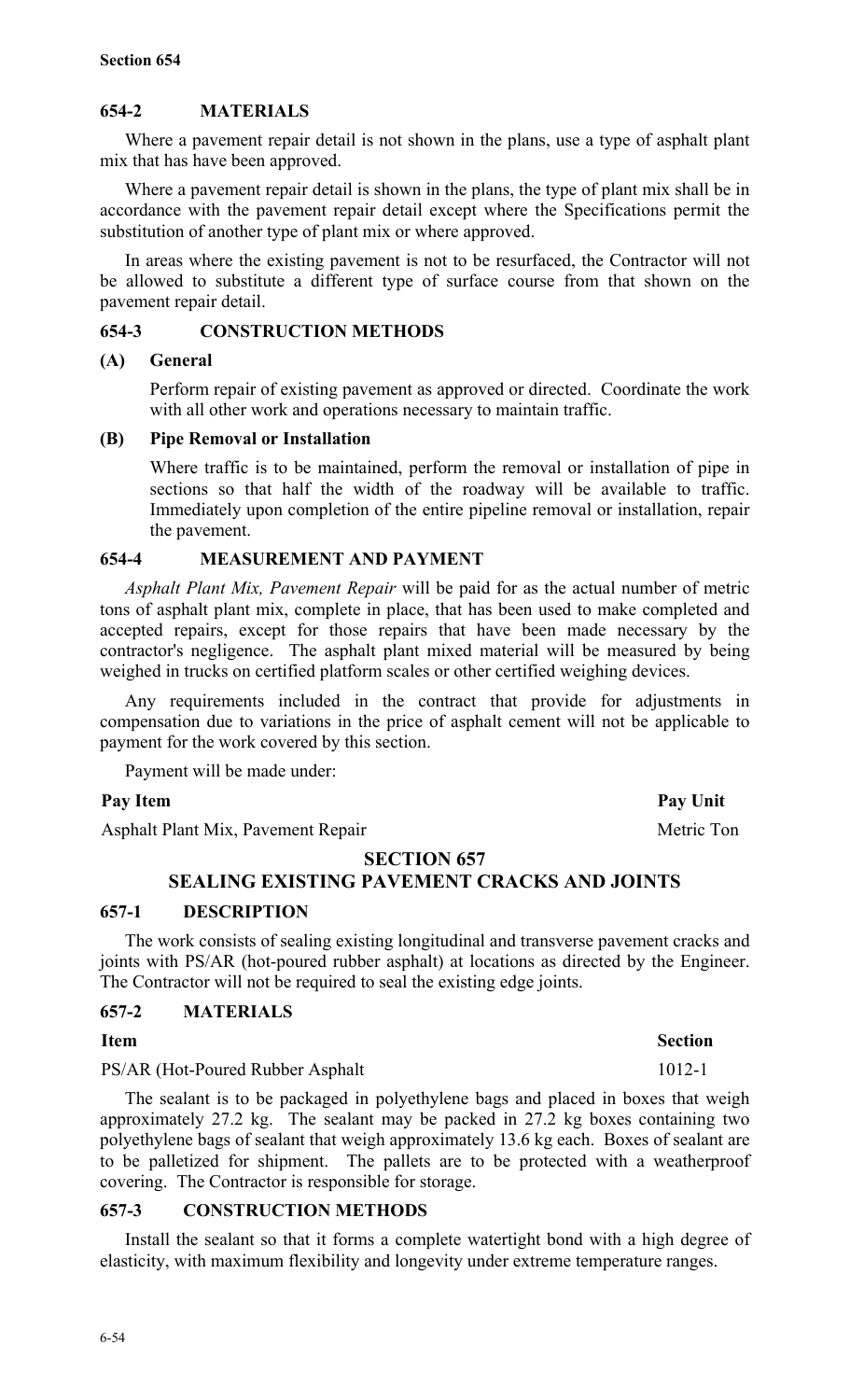## 654-2 MATERIALS

Where a pavement repair detail is not shown in the plans, use a type of asphalt plant mix that has have been approved.

Where a pavement repair detail is shown in the plans, the type of plant mix shall be in accordance with the pavement repair detail except where the Specifications permit the substitution of another type of plant mix or where approved.

In areas where the existing pavement is not to be resurfaced, the Contractor will not be allowed to substitute a different type of surface course from that shown on the pavement repair detail.

## 654-3 CONSTRUCTION METHODS

### (A) General

Perform repair of existing pavement as approved or directed. Coordinate the work with all other work and operations necessary to maintain traffic.

### (B) Pipe Removal or Installation

Where traffic is to be maintained, perform the removal or installation of pipe in sections so that half the width of the roadway will be available to traffic. Immediately upon completion of the entire pipeline removal or installation, repair the pavement.

## 654-4 MEASUREMENT AND PAYMENT

*Asphalt Plant Mix, Pavement Repair* will be paid for as the actual number of metric tons of asphalt plant mix, complete in place, that has been used to make completed and accepted repairs, except for those repairs that have been made necessary by the contractor's negligence. The asphalt plant mixed material will be measured by being weighed in trucks on certified platform scales or other certified weighing devices.

Any requirements included in the contract that provide for adjustments in compensation due to variations in the price of asphalt cement will not be applicable to payment for the work covered by this section.

Payment will be made under:

| Pay Item | Pay Unit |
|---|---|
| Asphalt Plant Mix, Pavement Repair | Metric Ton |

# SECTION 657
# SEALING EXISTING PAVEMENT CRACKS AND JOINTS

## 657-1 DESCRIPTION

The work consists of sealing existing longitudinal and transverse pavement cracks and joints with PS/AR (hot-poured rubber asphalt) at locations as directed by the Engineer. The Contractor will not be required to seal the existing edge joints.

## 657-2 MATERIALS

| Item | Section |
|---|---|
| PS/AR (Hot-Poured Rubber Asphalt | 1012-1 |

The sealant is to be packaged in polyethylene bags and placed in boxes that weigh approximately 27.2 kg. The sealant may be packed in 27.2 kg boxes containing two polyethylene bags of sealant that weigh approximately 13.6 kg each. Boxes of sealant are to be palletized for shipment. The pallets are to be protected with a weatherproof covering. The Contractor is responsible for storage.

## 657-3 CONSTRUCTION METHODS

Install the sealant so that it forms a complete watertight bond with a high degree of elasticity, with maximum flexibility and longevity under extreme temperature ranges.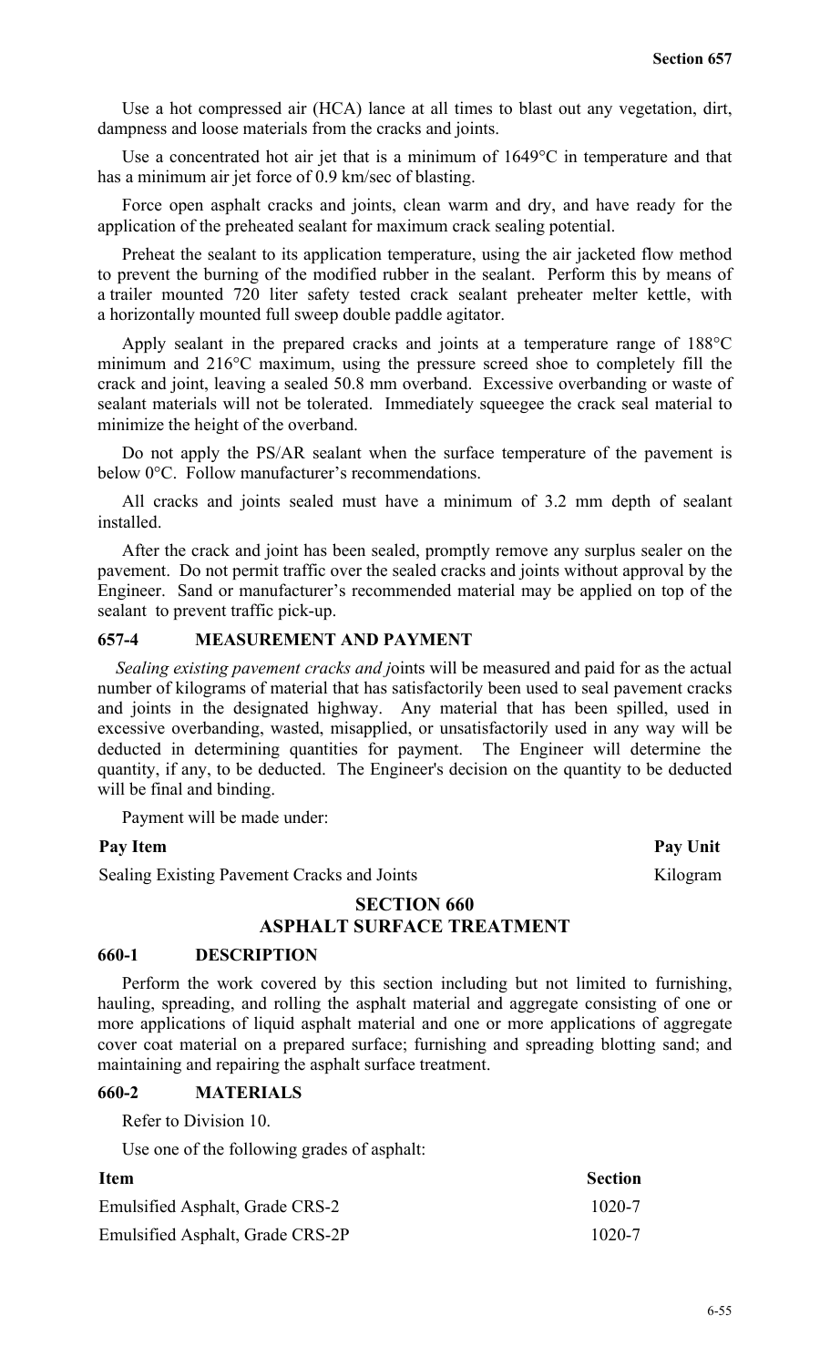Use a hot compressed air (HCA) lance at all times to blast out any vegetation, dirt, dampness and loose materials from the cracks and joints.

Use a concentrated hot air jet that is a minimum of 1649°C in temperature and that has a minimum air jet force of 0.9 km/sec of blasting.

Force open asphalt cracks and joints, clean warm and dry, and have ready for the application of the preheated sealant for maximum crack sealing potential.

Preheat the sealant to its application temperature, using the air jacketed flow method to prevent the burning of the modified rubber in the sealant. Perform this by means of a trailer mounted 720 liter safety tested crack sealant preheater melter kettle, with a horizontally mounted full sweep double paddle agitator.

Apply sealant in the prepared cracks and joints at a temperature range of 188°C minimum and 216°C maximum, using the pressure screed shoe to completely fill the crack and joint, leaving a sealed 50.8 mm overband. Excessive overbanding or waste of sealant materials will not be tolerated. Immediately squeegee the crack seal material to minimize the height of the overband.

Do not apply the PS/AR sealant when the surface temperature of the pavement is below 0°C. Follow manufacturer's recommendations.

All cracks and joints sealed must have a minimum of 3.2 mm depth of sealant installed.

After the crack and joint has been sealed, promptly remove any surplus sealer on the pavement. Do not permit traffic over the sealed cracks and joints without approval by the Engineer. Sand or manufacturer's recommended material may be applied on top of the sealant to prevent traffic pick-up.

## 657-4 MEASUREMENT AND PAYMENT

*Sealing existing pavement cracks and j*oints will be measured and paid for as the actual number of kilograms of material that has satisfactorily been used to seal pavement cracks and joints in the designated highway. Any material that has been spilled, used in excessive overbanding, wasted, misapplied, or unsatisfactorily used in any way will be deducted in determining quantities for payment. The Engineer will determine the quantity, if any, to be deducted. The Engineer's decision on the quantity to be deducted will be final and binding.

Payment will be made under:

| Pay Item | Pay Unit |
|---|---|
| Sealing Existing Pavement Cracks and Joints | Kilogram |

# SECTION 660
# ASPHALT SURFACE TREATMENT

## 660-1 DESCRIPTION

Perform the work covered by this section including but not limited to furnishing, hauling, spreading, and rolling the asphalt material and aggregate consisting of one or more applications of liquid asphalt material and one or more applications of aggregate cover coat material on a prepared surface; furnishing and spreading blotting sand; and maintaining and repairing the asphalt surface treatment.

## 660-2 MATERIALS

Refer to Division 10.

Use one of the following grades of asphalt:

| Item | Section |
|---|---|
| Emulsified Asphalt, Grade CRS-2 | 1020-7 |
| Emulsified Asphalt, Grade CRS-2P | 1020-7 |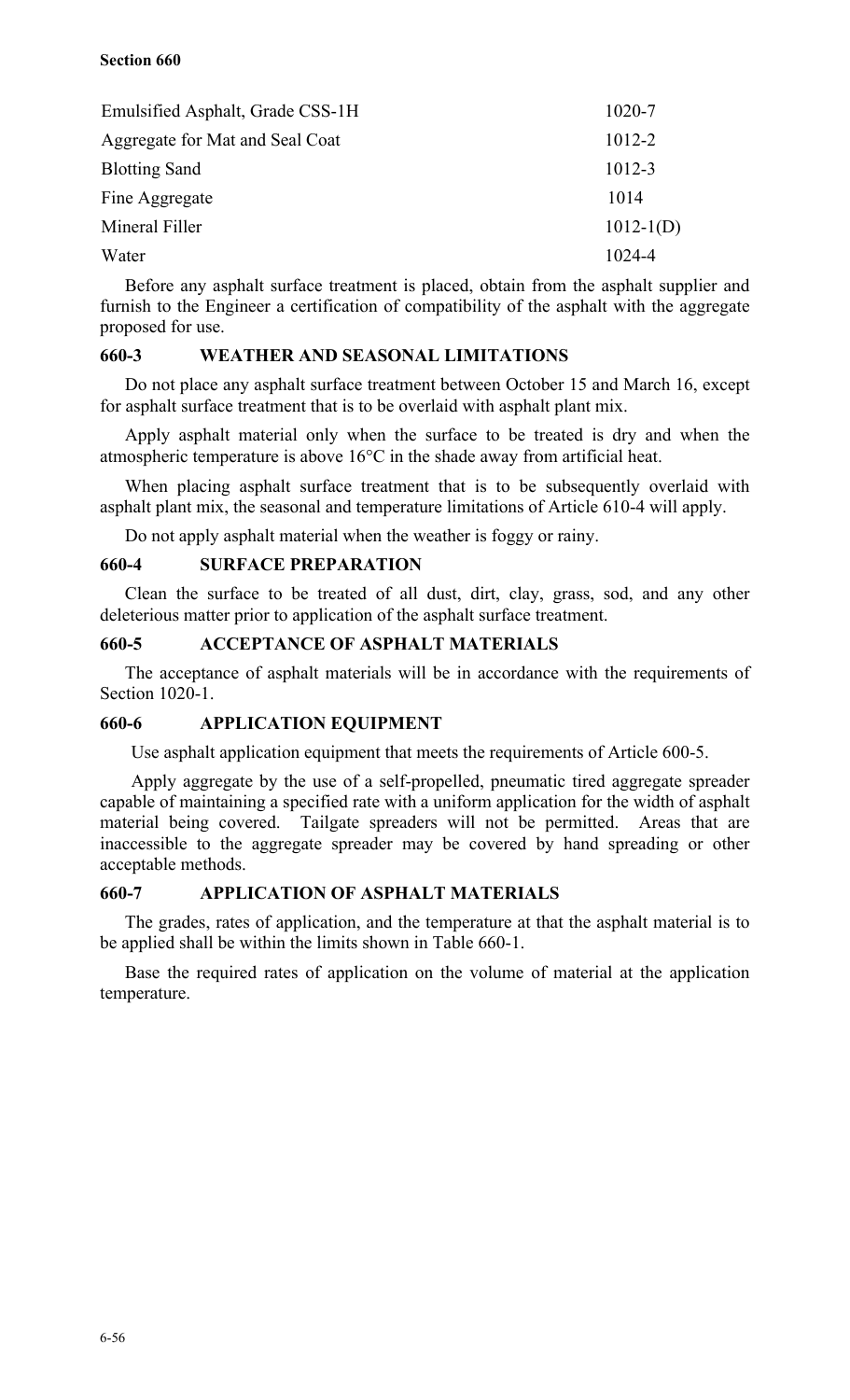| | |
|---|---|
| Emulsified Asphalt, Grade CSS-1H | 1020-7 |
| Aggregate for Mat and Seal Coat | 1012-2 |
| Blotting Sand | 1012-3 |
| Fine Aggregate | 1014 |
| Mineral Filler | 1012-1(D) |
| Water | 1024-4 |

Before any asphalt surface treatment is placed, obtain from the asphalt supplier and furnish to the Engineer a certification of compatibility of the asphalt with the aggregate proposed for use.

### 660-3 WEATHER AND SEASONAL LIMITATIONS

Do not place any asphalt surface treatment between October 15 and March 16, except for asphalt surface treatment that is to be overlaid with asphalt plant mix.

Apply asphalt material only when the surface to be treated is dry and when the atmospheric temperature is above 16°C in the shade away from artificial heat.

When placing asphalt surface treatment that is to be subsequently overlaid with asphalt plant mix, the seasonal and temperature limitations of Article 610-4 will apply.

Do not apply asphalt material when the weather is foggy or rainy.

### 660-4 SURFACE PREPARATION

Clean the surface to be treated of all dust, dirt, clay, grass, sod, and any other deleterious matter prior to application of the asphalt surface treatment.

### 660-5 ACCEPTANCE OF ASPHALT MATERIALS

The acceptance of asphalt materials will be in accordance with the requirements of Section 1020-1.

### 660-6 APPLICATION EQUIPMENT

Use asphalt application equipment that meets the requirements of Article 600-5.

Apply aggregate by the use of a self-propelled, pneumatic tired aggregate spreader capable of maintaining a specified rate with a uniform application for the width of asphalt material being covered. Tailgate spreaders will not be permitted. Areas that are inaccessible to the aggregate spreader may be covered by hand spreading or other acceptable methods.

### 660-7 APPLICATION OF ASPHALT MATERIALS

The grades, rates of application, and the temperature at that the asphalt material is to be applied shall be within the limits shown in Table 660-1.

Base the required rates of application on the volume of material at the application temperature.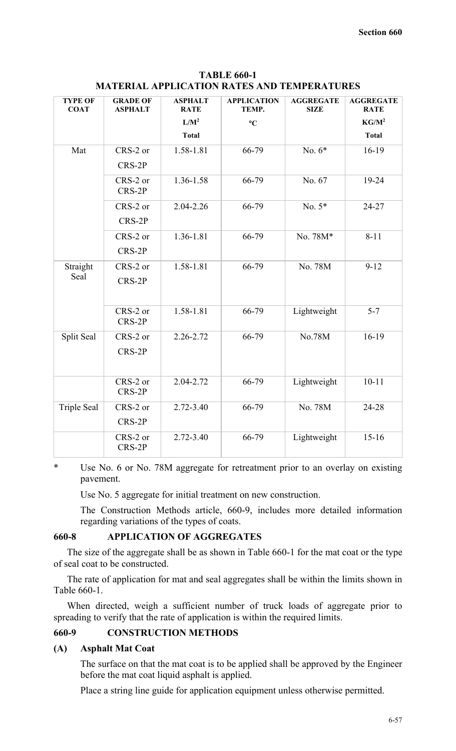**TABLE 660-1**
**MATERIAL APPLICATION RATES AND TEMPERATURES**

| TYPE OF COAT | GRADE OF ASPHALT | ASPHALT RATE $L/M^2$ Total | APPLICATION TEMP. °C | AGGREGATE SIZE | AGGREGATE RATE $KG/M^2$ Total |
|---|---|---|---|---|---|
| Mat | CRS-2 or CRS-2P | 1.58-1.81 | 66-79 | No. 6* | 16-19 |
| | CRS-2 or CRS-2P | 1.36-1.58 | 66-79 | No. 67 | 19-24 |
| | CRS-2 or CRS-2P | 2.04-2.26 | 66-79 | No. 5* | 24-27 |
| | CRS-2 or CRS-2P | 1.36-1.81 | 66-79 | No. 78M* | 8-11 |
| Straight Seal | CRS-2 or CRS-2P | 1.58-1.81 | 66-79 | No. 78M | 9-12 |
| | CRS-2 or CRS-2P | 1.58-1.81 | 66-79 | Lightweight | 5-7 |
| Split Seal | CRS-2 or CRS-2P | 2.26-2.72 | 66-79 | No.78M | 16-19 |
| | CRS-2 or CRS-2P | 2.04-2.72 | 66-79 | Lightweight | 10-11 |
| Triple Seal | CRS-2 or CRS-2P | 2.72-3.40 | 66-79 | No. 78M | 24-28 |
| | CRS-2 or CRS-2P | 2.72-3.40 | 66-79 | Lightweight | 15-16 |

\* Use No. 6 or No. 78M aggregate for retreatment prior to an overlay on existing pavement.

Use No. 5 aggregate for initial treatment on new construction.

The Construction Methods article, 660-9, includes more detailed information regarding variations of the types of coats.

## 660-8 APPLICATION OF AGGREGATES

The size of the aggregate shall be as shown in Table 660-1 for the mat coat or the type of seal coat to be constructed.

The rate of application for mat and seal aggregates shall be within the limits shown in Table 660-1.

When directed, weigh a sufficient number of truck loads of aggregate prior to spreading to verify that the rate of application is within the required limits.

## 660-9 CONSTRUCTION METHODS

### (A) Asphalt Mat Coat

The surface on that the mat coat is to be applied shall be approved by the Engineer before the mat coat liquid asphalt is applied.

Place a string line guide for application equipment unless otherwise permitted.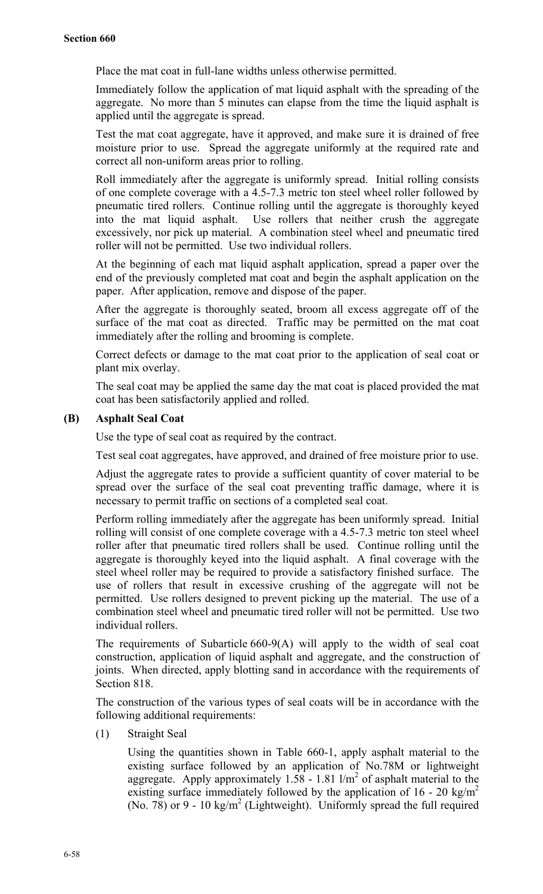Place the mat coat in full-lane widths unless otherwise permitted.

Immediately follow the application of mat liquid asphalt with the spreading of the aggregate. No more than 5 minutes can elapse from the time the liquid asphalt is applied until the aggregate is spread.

Test the mat coat aggregate, have it approved, and make sure it is drained of free moisture prior to use. Spread the aggregate uniformly at the required rate and correct all non-uniform areas prior to rolling.

Roll immediately after the aggregate is uniformly spread. Initial rolling consists of one complete coverage with a 4.5-7.3 metric ton steel wheel roller followed by pneumatic tired rollers. Continue rolling until the aggregate is thoroughly keyed into the mat liquid asphalt. Use rollers that neither crush the aggregate excessively, nor pick up material. A combination steel wheel and pneumatic tired roller will not be permitted. Use two individual rollers.

At the beginning of each mat liquid asphalt application, spread a paper over the end of the previously completed mat coat and begin the asphalt application on the paper. After application, remove and dispose of the paper.

After the aggregate is thoroughly seated, broom all excess aggregate off of the surface of the mat coat as directed. Traffic may be permitted on the mat coat immediately after the rolling and brooming is complete.

Correct defects or damage to the mat coat prior to the application of seal coat or plant mix overlay.

The seal coat may be applied the same day the mat coat is placed provided the mat coat has been satisfactorily applied and rolled.

**(B) Asphalt Seal Coat**

Use the type of seal coat as required by the contract.

Test seal coat aggregates, have approved, and drained of free moisture prior to use.

Adjust the aggregate rates to provide a sufficient quantity of cover material to be spread over the surface of the seal coat preventing traffic damage, where it is necessary to permit traffic on sections of a completed seal coat.

Perform rolling immediately after the aggregate has been uniformly spread. Initial rolling will consist of one complete coverage with a 4.5-7.3 metric ton steel wheel roller after that pneumatic tired rollers shall be used. Continue rolling until the aggregate is thoroughly keyed into the liquid asphalt. A final coverage with the steel wheel roller may be required to provide a satisfactory finished surface. The use of rollers that result in excessive crushing of the aggregate will not be permitted. Use rollers designed to prevent picking up the material. The use of a combination steel wheel and pneumatic tired roller will not be permitted. Use two individual rollers.

The requirements of Subarticle 660-9(A) will apply to the width of seal coat construction, application of liquid asphalt and aggregate, and the construction of joints. When directed, apply blotting sand in accordance with the requirements of Section 818.

The construction of the various types of seal coats will be in accordance with the following additional requirements:

(1) Straight Seal

Using the quantities shown in Table 660-1, apply asphalt material to the existing surface followed by an application of No.78M or lightweight aggregate. Apply approximately 1.58 - 1.81 $l/m^2$ of asphalt material to the existing surface immediately followed by the application of 16 - 20 $kg/m^2$ (No. 78) or 9 - 10 $kg/m^2$ (Lightweight). Uniformly spread the full required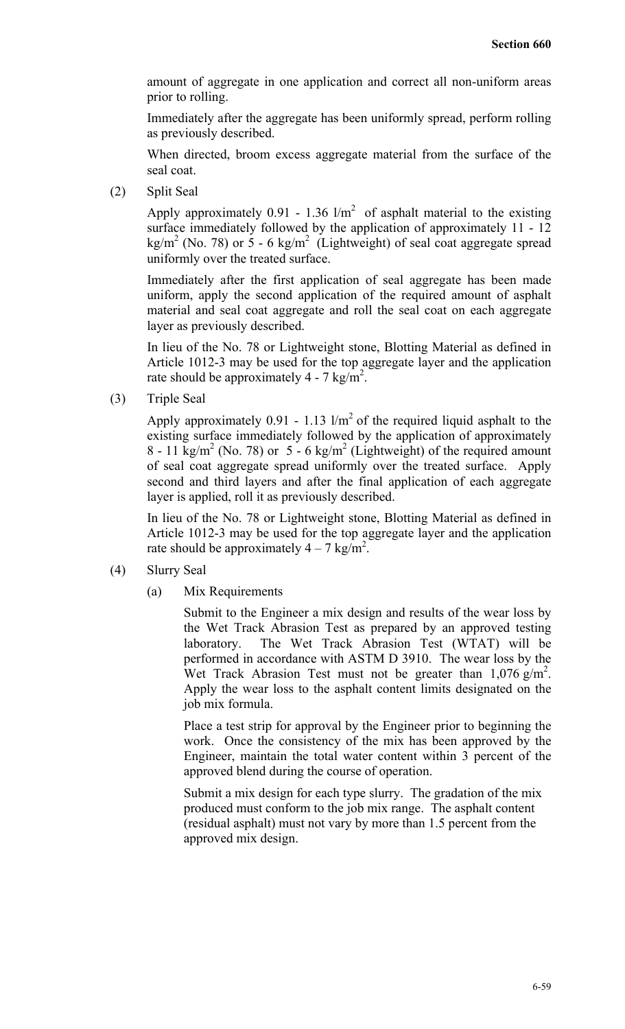amount of aggregate in one application and correct all non-uniform areas prior to rolling.

Immediately after the aggregate has been uniformly spread, perform rolling as previously described.

When directed, broom excess aggregate material from the surface of the seal coat.

(2) Split Seal

Apply approximately 0.91 - 1.36 $l/m^2$ of asphalt material to the existing surface immediately followed by the application of approximately 11 - 12 $kg/m^2$ (No. 78) or 5 - 6 $kg/m^2$ (Lightweight) of seal coat aggregate spread uniformly over the treated surface.

Immediately after the first application of seal aggregate has been made uniform, apply the second application of the required amount of asphalt material and seal coat aggregate and roll the seal coat on each aggregate layer as previously described.

In lieu of the No. 78 or Lightweight stone, Blotting Material as defined in Article 1012-3 may be used for the top aggregate layer and the application rate should be approximately 4 - 7 $kg/m^2$.

(3) Triple Seal

Apply approximately 0.91 - 1.13 $l/m^2$ of the required liquid asphalt to the existing surface immediately followed by the application of approximately 8 - 11 $kg/m^2$ (No. 78) or 5 - 6 $kg/m^2$ (Lightweight) of the required amount of seal coat aggregate spread uniformly over the treated surface. Apply second and third layers and after the final application of each aggregate layer is applied, roll it as previously described.

In lieu of the No. 78 or Lightweight stone, Blotting Material as defined in Article 1012-3 may be used for the top aggregate layer and the application rate should be approximately 4 – 7 $kg/m^2$.

(4) Slurry Seal

(a) Mix Requirements

Submit to the Engineer a mix design and results of the wear loss by the Wet Track Abrasion Test as prepared by an approved testing laboratory. The Wet Track Abrasion Test (WTAT) will be performed in accordance with ASTM D 3910. The wear loss by the Wet Track Abrasion Test must not be greater than 1,076 $g/m^2$. Apply the wear loss to the asphalt content limits designated on the job mix formula.

Place a test strip for approval by the Engineer prior to beginning the work. Once the consistency of the mix has been approved by the Engineer, maintain the total water content within 3 percent of the approved blend during the course of operation.

Submit a mix design for each type slurry. The gradation of the mix produced must conform to the job mix range. The asphalt content (residual asphalt) must not vary by more than 1.5 percent from the approved mix design.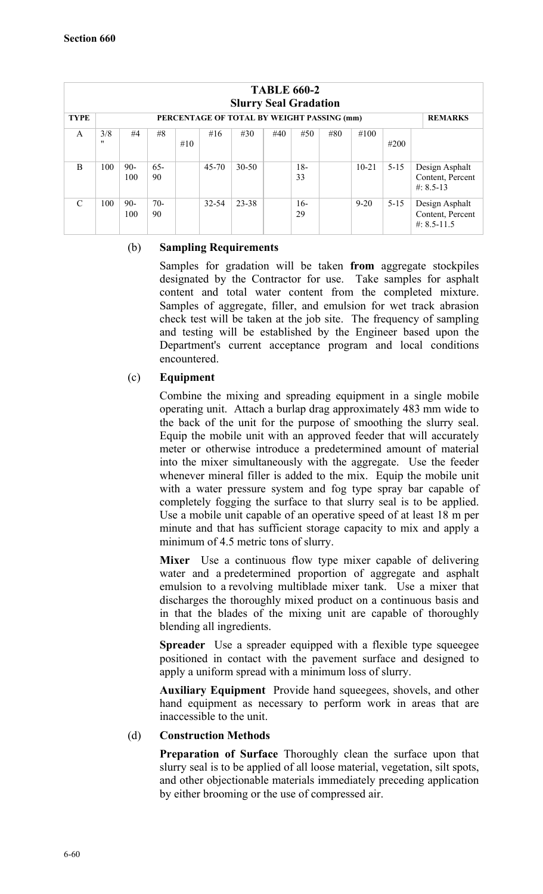**TABLE 660-2**
**Slurry Seal Gradation**

| TYPE | PERCENTAGE OF TOTAL BY WEIGHT PASSING (mm) | | | | | | | | | | | REMARKS |
|---|---|---|---|---|---|---|---|---|---|---|---|---|
| A | 3/8" | #4 | #8 | #10 | #16 | #30 | #40 | #50 | #80 | #100 | #200 | |
| B | 100 | 90-100 | 65-90 | | 45-70 | 30-50 | | 18-33 | | 10-21 | 5-15 | Design Asphalt Content, Percent #: 8.5-13 |
| C | 100 | 90-100 | 70-90 | | 32-54 | 23-38 | | 16-29 | | 9-20 | 5-15 | Design Asphalt Content, Percent #: 8.5-11.5 |

(b) **Sampling Requirements**

Samples for gradation will be taken **from** aggregate stockpiles designated by the Contractor for use. Take samples for asphalt content and total water content from the completed mixture. Samples of aggregate, filler, and emulsion for wet track abrasion check test will be taken at the job site. The frequency of sampling and testing will be established by the Engineer based upon the Department's current acceptance program and local conditions encountered.

(c) **Equipment**

Combine the mixing and spreading equipment in a single mobile operating unit. Attach a burlap drag approximately 483 mm wide to the back of the unit for the purpose of smoothing the slurry seal. Equip the mobile unit with an approved feeder that will accurately meter or otherwise introduce a predetermined amount of material into the mixer simultaneously with the aggregate. Use the feeder whenever mineral filler is added to the mix. Equip the mobile unit with a water pressure system and fog type spray bar capable of completely fogging the surface to that slurry seal is to be applied. Use a mobile unit capable of an operative speed of at least 18 m per minute and that has sufficient storage capacity to mix and apply a minimum of 4.5 metric tons of slurry.

**Mixer** Use a continuous flow type mixer capable of delivering water and a predetermined proportion of aggregate and asphalt emulsion to a revolving multiblade mixer tank. Use a mixer that discharges the thoroughly mixed product on a continuous basis and in that the blades of the mixing unit are capable of thoroughly blending all ingredients.

**Spreader** Use a spreader equipped with a flexible type squeegee positioned in contact with the pavement surface and designed to apply a uniform spread with a minimum loss of slurry.

**Auxiliary Equipment** Provide hand squeegees, shovels, and other hand equipment as necessary to perform work in areas that are inaccessible to the unit.

(d) **Construction Methods**

**Preparation of Surface** Thoroughly clean the surface upon that slurry seal is to be applied of all loose material, vegetation, silt spots, and other objectionable materials immediately preceding application by either brooming or the use of compressed air.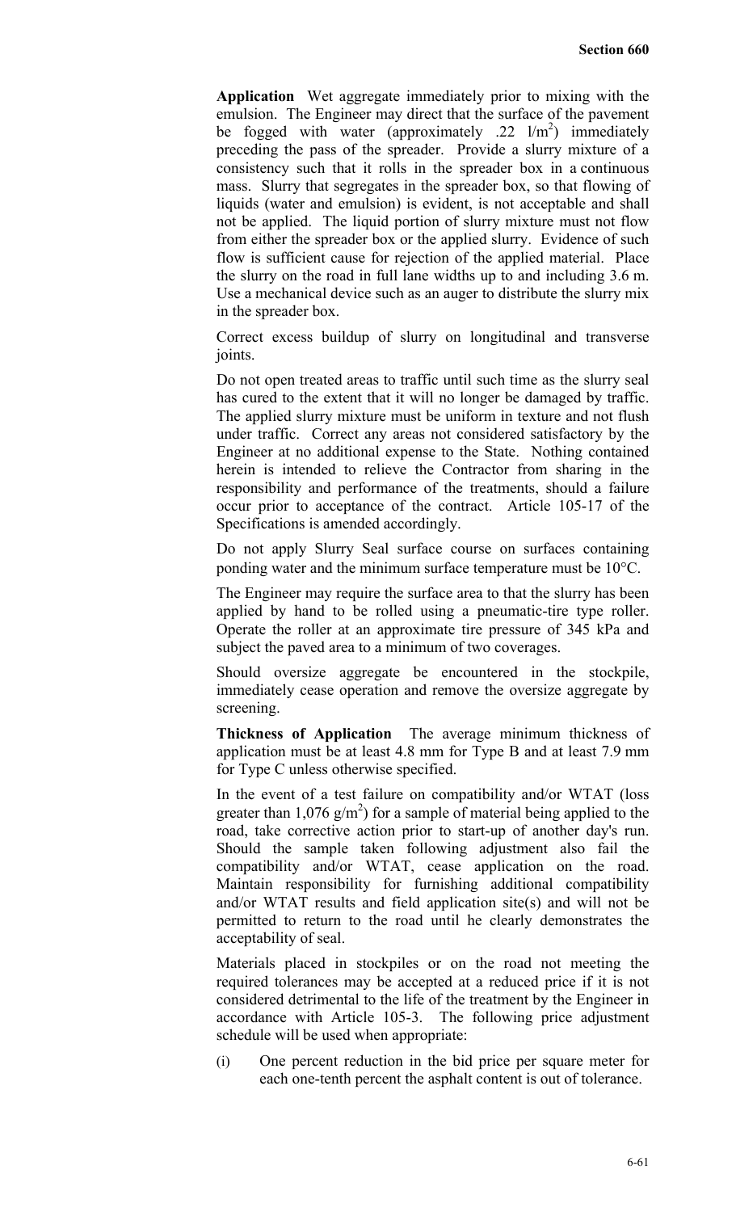**Application** Wet aggregate immediately prior to mixing with the emulsion. The Engineer may direct that the surface of the pavement be fogged with water (approximately .22 $l/m^2$) immediately preceding the pass of the spreader. Provide a slurry mixture of a consistency such that it rolls in the spreader box in a continuous mass. Slurry that segregates in the spreader box, so that flowing of liquids (water and emulsion) is evident, is not acceptable and shall not be applied. The liquid portion of slurry mixture must not flow from either the spreader box or the applied slurry. Evidence of such flow is sufficient cause for rejection of the applied material. Place the slurry on the road in full lane widths up to and including 3.6 m. Use a mechanical device such as an auger to distribute the slurry mix in the spreader box.

Correct excess buildup of slurry on longitudinal and transverse joints.

Do not open treated areas to traffic until such time as the slurry seal has cured to the extent that it will no longer be damaged by traffic. The applied slurry mixture must be uniform in texture and not flush under traffic. Correct any areas not considered satisfactory by the Engineer at no additional expense to the State. Nothing contained herein is intended to relieve the Contractor from sharing in the responsibility and performance of the treatments, should a failure occur prior to acceptance of the contract. Article 105-17 of the Specifications is amended accordingly.

Do not apply Slurry Seal surface course on surfaces containing ponding water and the minimum surface temperature must be 10°C.

The Engineer may require the surface area to that the slurry has been applied by hand to be rolled using a pneumatic-tire type roller. Operate the roller at an approximate tire pressure of 345 kPa and subject the paved area to a minimum of two coverages.

Should oversize aggregate be encountered in the stockpile, immediately cease operation and remove the oversize aggregate by screening.

**Thickness of Application** The average minimum thickness of application must be at least 4.8 mm for Type B and at least 7.9 mm for Type C unless otherwise specified.

In the event of a test failure on compatibility and/or WTAT (loss greater than 1,076 $g/m^2$) for a sample of material being applied to the road, take corrective action prior to start-up of another day's run. Should the sample taken following adjustment also fail the compatibility and/or WTAT, cease application on the road. Maintain responsibility for furnishing additional compatibility and/or WTAT results and field application site(s) and will not be permitted to return to the road until he clearly demonstrates the acceptability of seal.

Materials placed in stockpiles or on the road not meeting the required tolerances may be accepted at a reduced price if it is not considered detrimental to the life of the treatment by the Engineer in accordance with Article 105-3. The following price adjustment schedule will be used when appropriate:

(i) One percent reduction in the bid price per square meter for each one-tenth percent the asphalt content is out of tolerance.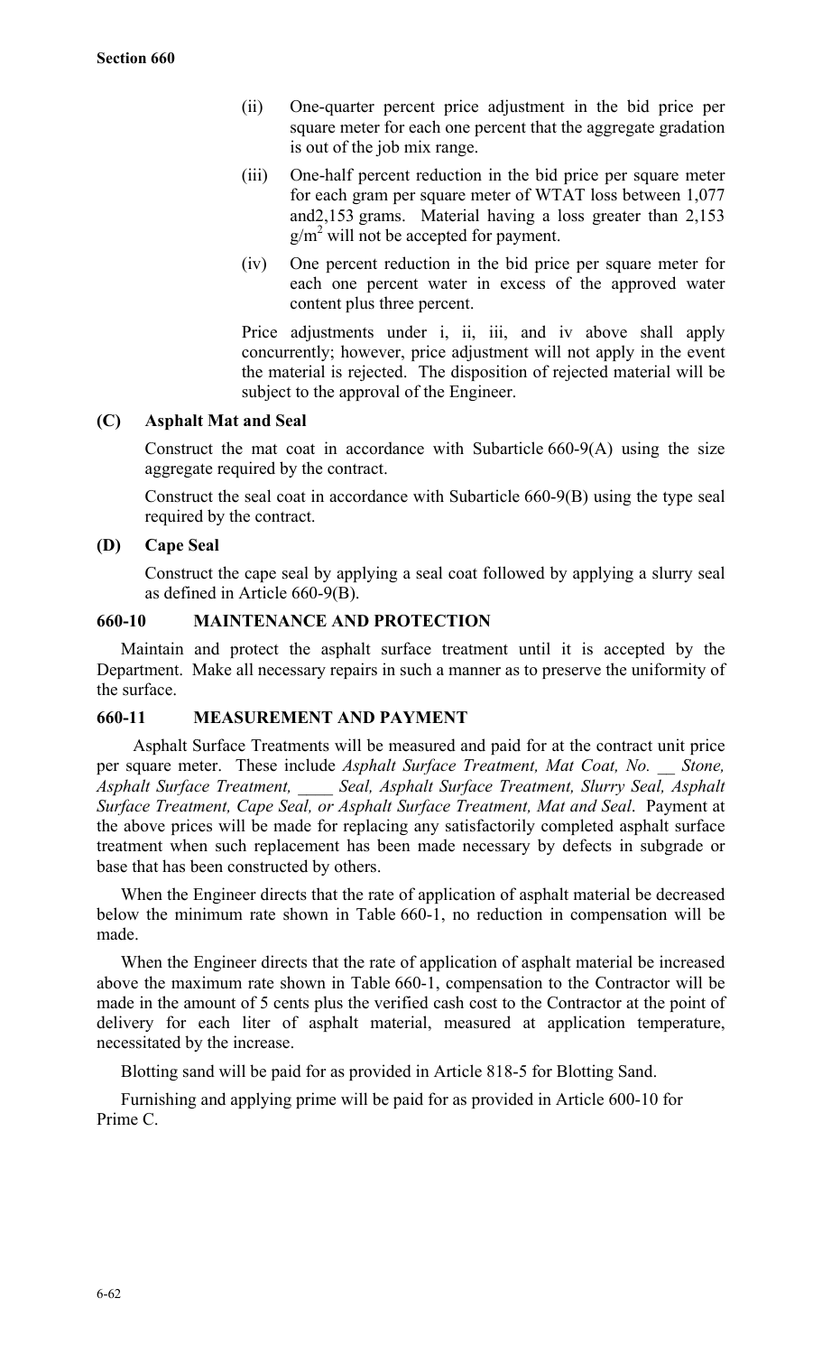(ii) One-quarter percent price adjustment in the bid price per square meter for each one percent that the aggregate gradation is out of the job mix range.

(iii) One-half percent reduction in the bid price per square meter for each gram per square meter of WTAT loss between 1,077 and2,153 grams. Material having a loss greater than 2,153 $g/m^2$ will not be accepted for payment.

(iv) One percent reduction in the bid price per square meter for each one percent water in excess of the approved water content plus three percent.

Price adjustments under i, ii, iii, and iv above shall apply concurrently; however, price adjustment will not apply in the event the material is rejected. The disposition of rejected material will be subject to the approval of the Engineer.

**(C) Asphalt Mat and Seal**

Construct the mat coat in accordance with Subarticle 660-9(A) using the size aggregate required by the contract.

Construct the seal coat in accordance with Subarticle 660-9(B) using the type seal required by the contract.

**(D) Cape Seal**

Construct the cape seal by applying a seal coat followed by applying a slurry seal as defined in Article 660-9(B).

## 660-10 MAINTENANCE AND PROTECTION

Maintain and protect the asphalt surface treatment until it is accepted by the Department. Make all necessary repairs in such a manner as to preserve the uniformity of the surface.

## 660-11 MEASUREMENT AND PAYMENT

Asphalt Surface Treatments will be measured and paid for at the contract unit price per square meter. These include *Asphalt Surface Treatment, Mat Coat, No. __ Stone, Asphalt Surface Treatment, ____ Seal, Asphalt Surface Treatment, Slurry Seal, Asphalt Surface Treatment, Cape Seal, or Asphalt Surface Treatment, Mat and Seal*. Payment at the above prices will be made for replacing any satisfactorily completed asphalt surface treatment when such replacement has been made necessary by defects in subgrade or base that has been constructed by others.

When the Engineer directs that the rate of application of asphalt material be decreased below the minimum rate shown in Table 660-1, no reduction in compensation will be made.

When the Engineer directs that the rate of application of asphalt material be increased above the maximum rate shown in Table 660-1, compensation to the Contractor will be made in the amount of 5 cents plus the verified cash cost to the Contractor at the point of delivery for each liter of asphalt material, measured at application temperature, necessitated by the increase.

Blotting sand will be paid for as provided in Article 818-5 for Blotting Sand.

Furnishing and applying prime will be paid for as provided in Article 600-10 for Prime C.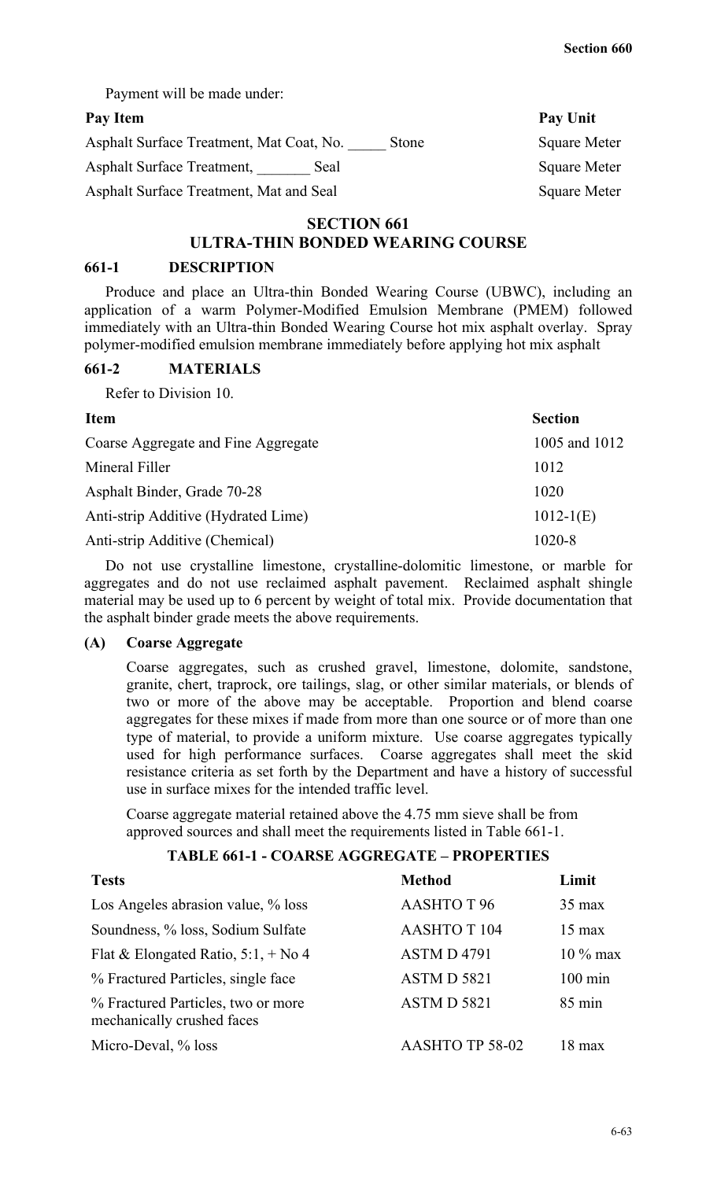Payment will be made under:

| Pay Item | Pay Unit |
|---|---|
| Asphalt Surface Treatment, Mat Coat, No. _____ Stone | Square Meter |
| Asphalt Surface Treatment, _______ Seal | Square Meter |
| Asphalt Surface Treatment, Mat and Seal | Square Meter |

## SECTION 661
## ULTRA-THIN BONDED WEARING COURSE

### 661-1 DESCRIPTION

Produce and place an Ultra-thin Bonded Wearing Course (UBWC), including an application of a warm Polymer-Modified Emulsion Membrane (PMEM) followed immediately with an Ultra-thin Bonded Wearing Course hot mix asphalt overlay. Spray polymer-modified emulsion membrane immediately before applying hot mix asphalt

### 661-2 MATERIALS

Refer to Division 10.

| Item | Section |
|---|---|
| Coarse Aggregate and Fine Aggregate | 1005 and 1012 |
| Mineral Filler | 1012 |
| Asphalt Binder, Grade 70-28 | 1020 |
| Anti-strip Additive (Hydrated Lime) | 1012-1(E) |
| Anti-strip Additive (Chemical) | 1020-8 |

Do not use crystalline limestone, crystalline-dolomitic limestone, or marble for aggregates and do not use reclaimed asphalt pavement. Reclaimed asphalt shingle material may be used up to 6 percent by weight of total mix. Provide documentation that the asphalt binder grade meets the above requirements.

**(A) Coarse Aggregate**

Coarse aggregates, such as crushed gravel, limestone, dolomite, sandstone, granite, chert, traprock, ore tailings, slag, or other similar materials, or blends of two or more of the above may be acceptable. Proportion and blend coarse aggregates for these mixes if made from more than one source or of more than one type of material, to provide a uniform mixture. Use coarse aggregates typically used for high performance surfaces. Coarse aggregates shall meet the skid resistance criteria as set forth by the Department and have a history of successful use in surface mixes for the intended traffic level.

Coarse aggregate material retained above the 4.75 mm sieve shall be from approved sources and shall meet the requirements listed in Table 661-1.

**TABLE 661-1 - COARSE AGGREGATE – PROPERTIES**

| Tests | Method | Limit |
|---|---|---|
| Los Angeles abrasion value, % loss | AASHTO T 96 | 35 max |
| Soundness, % loss, Sodium Sulfate | AASHTO T 104 | 15 max |
| Flat & Elongated Ratio, 5:1, + No 4 | ASTM D 4791 | 10 % max |
| % Fractured Particles, single face | ASTM D 5821 | 100 min |
| % Fractured Particles, two or more mechanically crushed faces | ASTM D 5821 | 85 min |
| Micro-Deval, % loss | AASHTO TP 58-02 | 18 max |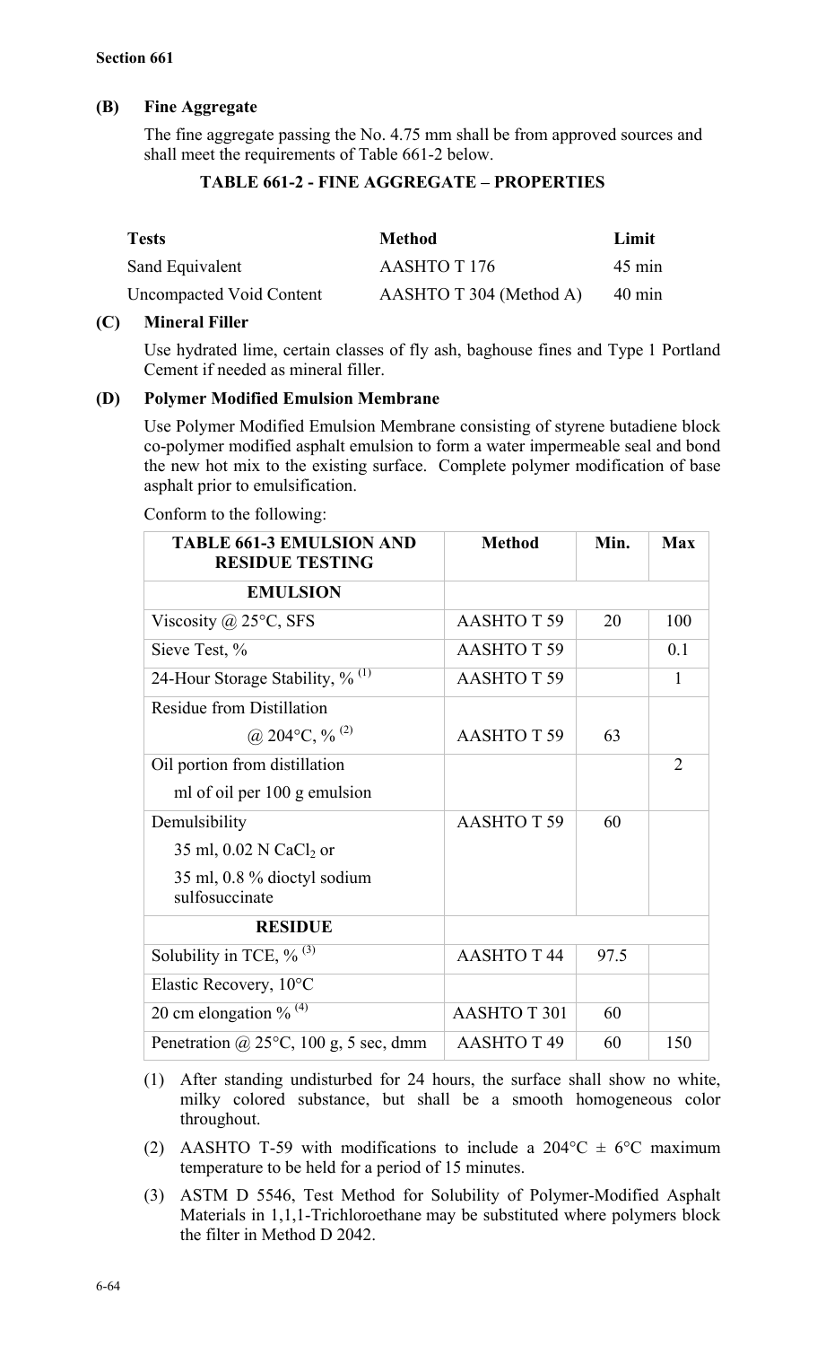**Section 661**

**(B) Fine Aggregate**

The fine aggregate passing the No. 4.75 mm shall be from approved sources and shall meet the requirements of Table 661-2 below.

**TABLE 661-2 - FINE AGGREGATE – PROPERTIES**

| Tests | Method | Limit |
|---|---|---|
| Sand Equivalent | AASHTO T 176 | 45 min |
| Uncompacted Void Content | AASHTO T 304 (Method A) | 40 min |

**(C) Mineral Filler**

Use hydrated lime, certain classes of fly ash, baghouse fines and Type 1 Portland Cement if needed as mineral filler.

**(D) Polymer Modified Emulsion Membrane**

Use Polymer Modified Emulsion Membrane consisting of styrene butadiene block co-polymer modified asphalt emulsion to form a water impermeable seal and bond the new hot mix to the existing surface. Complete polymer modification of base asphalt prior to emulsification.

Conform to the following:

| TABLE 661-3 EMULSION AND RESIDUE TESTING | Method | Min. | Max |
|---|---|---|---|
| **EMULSION** | | | |
| Viscosity @ 25°C, SFS | AASHTO T 59 | 20 | 100 |
| Sieve Test, % | AASHTO T 59 | | 0.1 |
| 24-Hour Storage Stability, % (1) | AASHTO T 59 | | 1 |
| Residue from Distillation @ 204°C, % (2) | AASHTO T 59 | 63 | |
| Oil portion from distillation ml of oil per 100 g emulsion | | | 2 |
| Demulsibility 35 ml, 0.02 N $CaCl_2$ or 35 ml, 0.8 % dioctyl sodium sulfosuccinate | AASHTO T 59 | 60 | |
| **RESIDUE** | | | |
| Solubility in TCE, % (3) | AASHTO T 44 | 97.5 | |
| Elastic Recovery, 10°C | | | |
| 20 cm elongation % (4) | AASHTO T 301 | 60 | |
| Penetration @ 25°C, 100 g, 5 sec, dmm | AASHTO T 49 | 60 | 150 |

(1) After standing undisturbed for 24 hours, the surface shall show no white, milky colored substance, but shall be a smooth homogeneous color throughout.

(2) AASHTO T-59 with modifications to include a 204°C ± 6°C maximum temperature to be held for a period of 15 minutes.

(3) ASTM D 5546, Test Method for Solubility of Polymer-Modified Asphalt Materials in 1,1,1-Trichloroethane may be substituted where polymers block the filter in Method D 2042.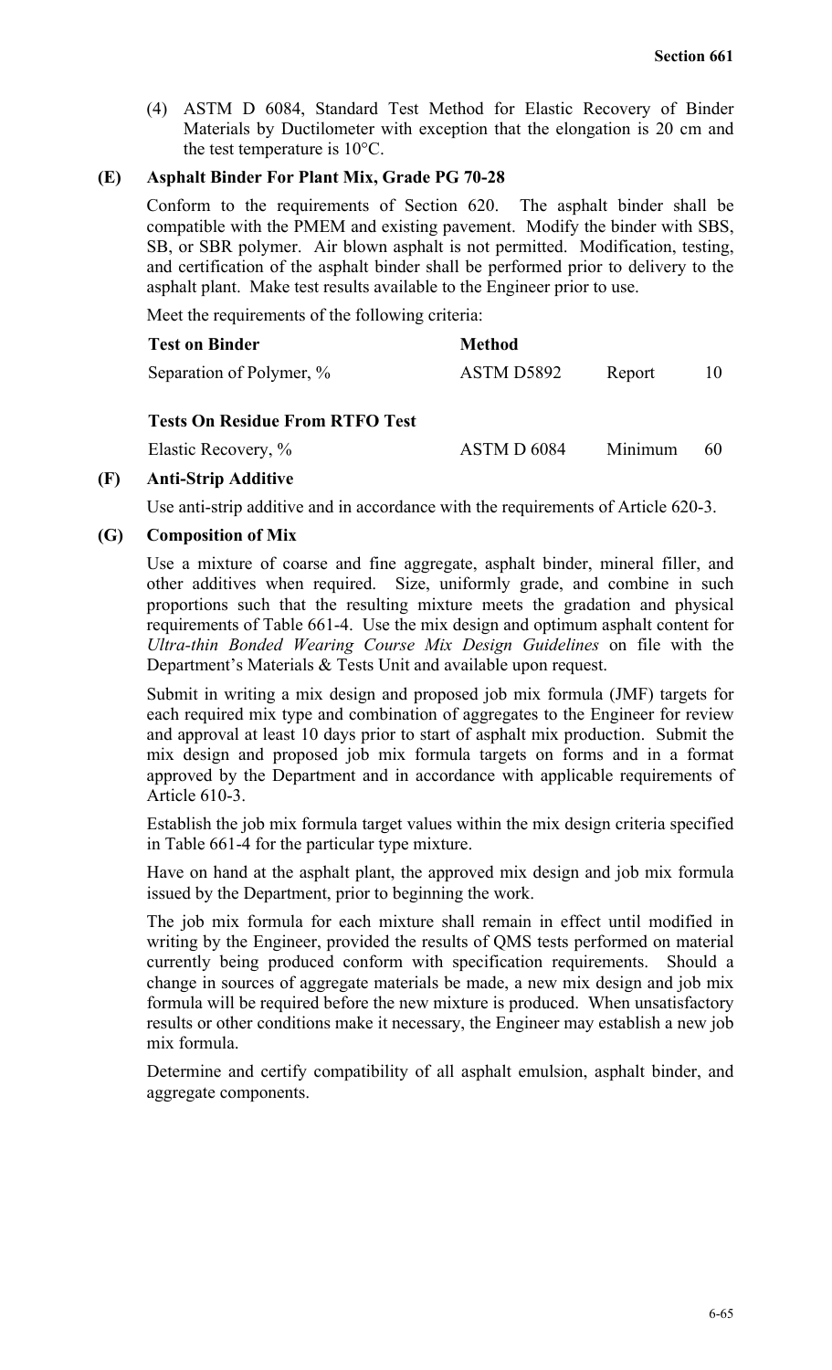(4) ASTM D 6084, Standard Test Method for Elastic Recovery of Binder Materials by Ductilometer with exception that the elongation is 20 cm and the test temperature is 10°C.

**(E) Asphalt Binder For Plant Mix, Grade PG 70-28**

Conform to the requirements of Section 620. The asphalt binder shall be compatible with the PMEM and existing pavement. Modify the binder with SBS, SB, or SBR polymer. Air blown asphalt is not permitted. Modification, testing, and certification of the asphalt binder shall be performed prior to delivery to the asphalt plant. Make test results available to the Engineer prior to use.

Meet the requirements of the following criteria:

| Test on Binder | Method | | |
|---|---|---|---|
| Separation of Polymer, % | ASTM D5892 | Report | 10 |
| **Tests On Residue From RTFO Test** | | | |
| Elastic Recovery, % | ASTM D 6084 | Minimum | 60 |

**(F) Anti-Strip Additive**

Use anti-strip additive and in accordance with the requirements of Article 620-3.

**(G) Composition of Mix**

Use a mixture of coarse and fine aggregate, asphalt binder, mineral filler, and other additives when required. Size, uniformly grade, and combine in such proportions such that the resulting mixture meets the gradation and physical requirements of Table 661-4. Use the mix design and optimum asphalt content for *Ultra-thin Bonded Wearing Course Mix Design Guidelines* on file with the Department's Materials & Tests Unit and available upon request.

Submit in writing a mix design and proposed job mix formula (JMF) targets for each required mix type and combination of aggregates to the Engineer for review and approval at least 10 days prior to start of asphalt mix production. Submit the mix design and proposed job mix formula targets on forms and in a format approved by the Department and in accordance with applicable requirements of Article 610-3.

Establish the job mix formula target values within the mix design criteria specified in Table 661-4 for the particular type mixture.

Have on hand at the asphalt plant, the approved mix design and job mix formula issued by the Department, prior to beginning the work.

The job mix formula for each mixture shall remain in effect until modified in writing by the Engineer, provided the results of QMS tests performed on material currently being produced conform with specification requirements. Should a change in sources of aggregate materials be made, a new mix design and job mix formula will be required before the new mixture is produced. When unsatisfactory results or other conditions make it necessary, the Engineer may establish a new job mix formula.

Determine and certify compatibility of all asphalt emulsion, asphalt binder, and aggregate components.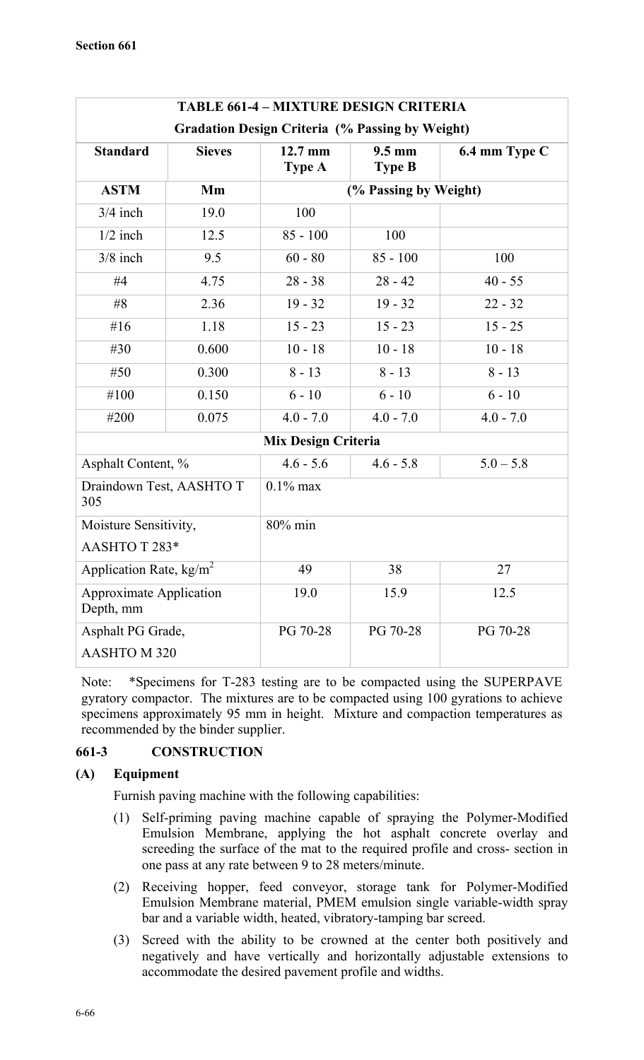| TABLE 661-4 – MIXTURE DESIGN CRITERIA | | | | |
|---|---|---|---|---|
| **Gradation Design Criteria (% Passing by Weight)** | | | | |
| **Standard** | **Sieves** | **12.7 mm Type A** | **9.5 mm Type B** | **6.4 mm Type C** |
| **ASTM** | **Mm** | **(% Passing by Weight)** | | |
| 3/4 inch | 19.0 | 100 | | |
| 1/2 inch | 12.5 | 85 - 100 | 100 | |
| 3/8 inch | 9.5 | 60 - 80 | 85 - 100 | 100 |
| #4 | 4.75 | 28 - 38 | 28 - 42 | 40 - 55 |
| #8 | 2.36 | 19 - 32 | 19 - 32 | 22 - 32 |
| #16 | 1.18 | 15 - 23 | 15 - 23 | 15 - 25 |
| #30 | 0.600 | 10 - 18 | 10 - 18 | 10 - 18 |
| #50 | 0.300 | 8 - 13 | 8 - 13 | 8 - 13 |
| #100 | 0.150 | 6 - 10 | 6 - 10 | 6 - 10 |
| #200 | 0.075 | 4.0 - 7.0 | 4.0 - 7.0 | 4.0 - 7.0 |
| **Mix Design Criteria** | | | | |
| Asphalt Content, % | | 4.6 - 5.6 | 4.6 - 5.8 | 5.0 – 5.8 |
| Draindown Test, AASHTO T 305 | | 0.1% max | | |
| Moisture Sensitivity, AASHTO T 283* | | 80% min | | |
| Application Rate, kg/m$^2$ | | 49 | 38 | 27 |
| Approximate Application Depth, mm | | 19.0 | 15.9 | 12.5 |
| Asphalt PG Grade, AASHTO M 320 | | PG 70-28 | PG 70-28 | PG 70-28 |

Note: *Specimens for T-283 testing are to be compacted using the SUPERPAVE gyratory compactor. The mixtures are to be compacted using 100 gyrations to achieve specimens approximately 95 mm in height. Mixture and compaction temperatures as recommended by the binder supplier.

## 661-3 CONSTRUCTION

### (A) Equipment

Furnish paving machine with the following capabilities:

(1) Self-priming paving machine capable of spraying the Polymer-Modified Emulsion Membrane, applying the hot asphalt concrete overlay and screeding the surface of the mat to the required profile and cross- section in one pass at any rate between 9 to 28 meters/minute.

(2) Receiving hopper, feed conveyor, storage tank for Polymer-Modified Emulsion Membrane material, PMEM emulsion single variable-width spray bar and a variable width, heated, vibratory-tamping bar screed.

(3) Screed with the ability to be crowned at the center both positively and negatively and have vertically and horizontally adjustable extensions to accommodate the desired pavement profile and widths.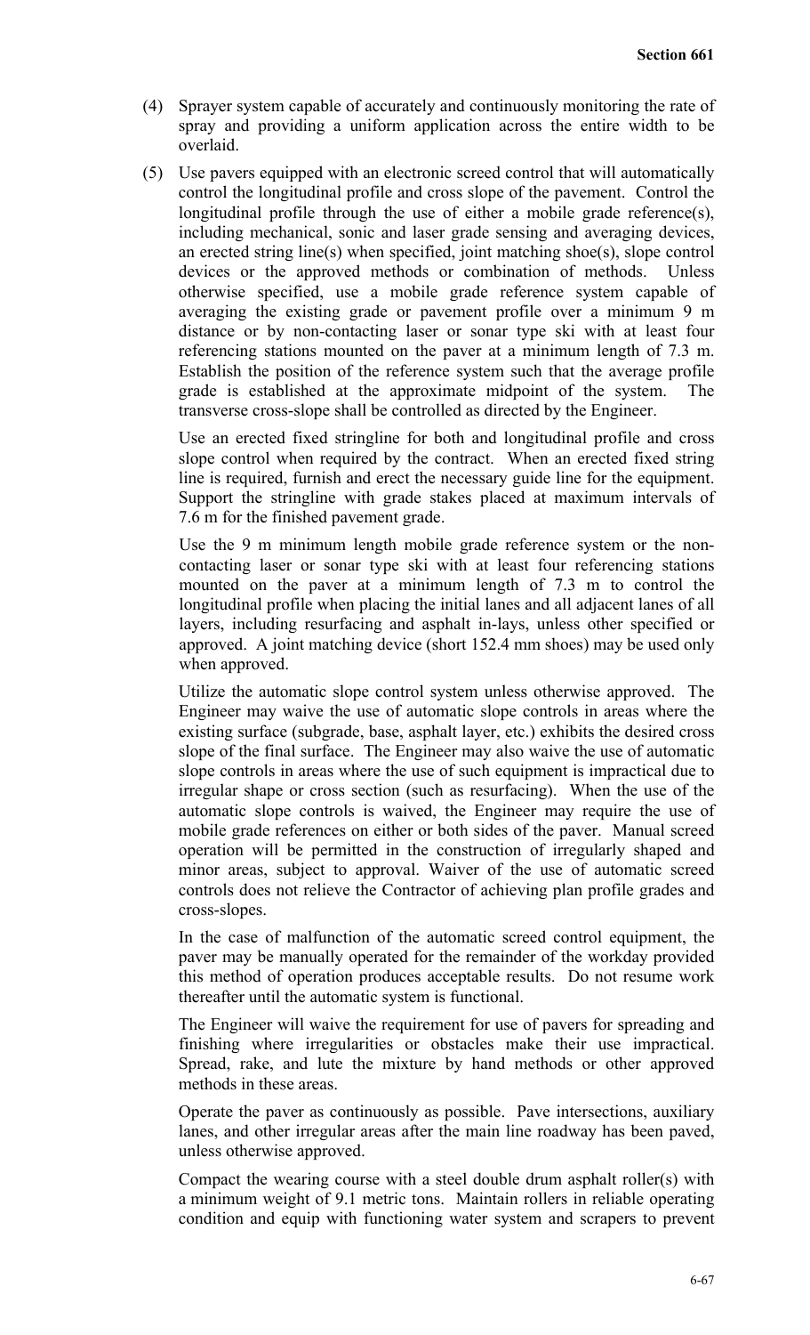(4) Sprayer system capable of accurately and continuously monitoring the rate of spray and providing a uniform application across the entire width to be overlaid.

(5) Use pavers equipped with an electronic screed control that will automatically control the longitudinal profile and cross slope of the pavement. Control the longitudinal profile through the use of either a mobile grade reference(s), including mechanical, sonic and laser grade sensing and averaging devices, an erected string line(s) when specified, joint matching shoe(s), slope control devices or the approved methods or combination of methods. Unless otherwise specified, use a mobile grade reference system capable of averaging the existing grade or pavement profile over a minimum 9 m distance or by non-contacting laser or sonar type ski with at least four referencing stations mounted on the paver at a minimum length of 7.3 m. Establish the position of the reference system such that the average profile grade is established at the approximate midpoint of the system. The transverse cross-slope shall be controlled as directed by the Engineer.

    Use an erected fixed stringline for both and longitudinal profile and cross slope control when required by the contract. When an erected fixed string line is required, furnish and erect the necessary guide line for the equipment. Support the stringline with grade stakes placed at maximum intervals of 7.6 m for the finished pavement grade.

    Use the 9 m minimum length mobile grade reference system or the non-contacting laser or sonar type ski with at least four referencing stations mounted on the paver at a minimum length of 7.3 m to control the longitudinal profile when placing the initial lanes and all adjacent lanes of all layers, including resurfacing and asphalt in-lays, unless other specified or approved. A joint matching device (short 152.4 mm shoes) may be used only when approved.

    Utilize the automatic slope control system unless otherwise approved. The Engineer may waive the use of automatic slope controls in areas where the existing surface (subgrade, base, asphalt layer, etc.) exhibits the desired cross slope of the final surface. The Engineer may also waive the use of automatic slope controls in areas where the use of such equipment is impractical due to irregular shape or cross section (such as resurfacing). When the use of the automatic slope controls is waived, the Engineer may require the use of mobile grade references on either or both sides of the paver. Manual screed operation will be permitted in the construction of irregularly shaped and minor areas, subject to approval. Waiver of the use of automatic screed controls does not relieve the Contractor of achieving plan profile grades and cross-slopes.

    In the case of malfunction of the automatic screed control equipment, the paver may be manually operated for the remainder of the workday provided this method of operation produces acceptable results. Do not resume work thereafter until the automatic system is functional.

    The Engineer will waive the requirement for use of pavers for spreading and finishing where irregularities or obstacles make their use impractical. Spread, rake, and lute the mixture by hand methods or other approved methods in these areas.

    Operate the paver as continuously as possible. Pave intersections, auxiliary lanes, and other irregular areas after the main line roadway has been paved, unless otherwise approved.

    Compact the wearing course with a steel double drum asphalt roller(s) with a minimum weight of 9.1 metric tons. Maintain rollers in reliable operating condition and equip with functioning water system and scrapers to prevent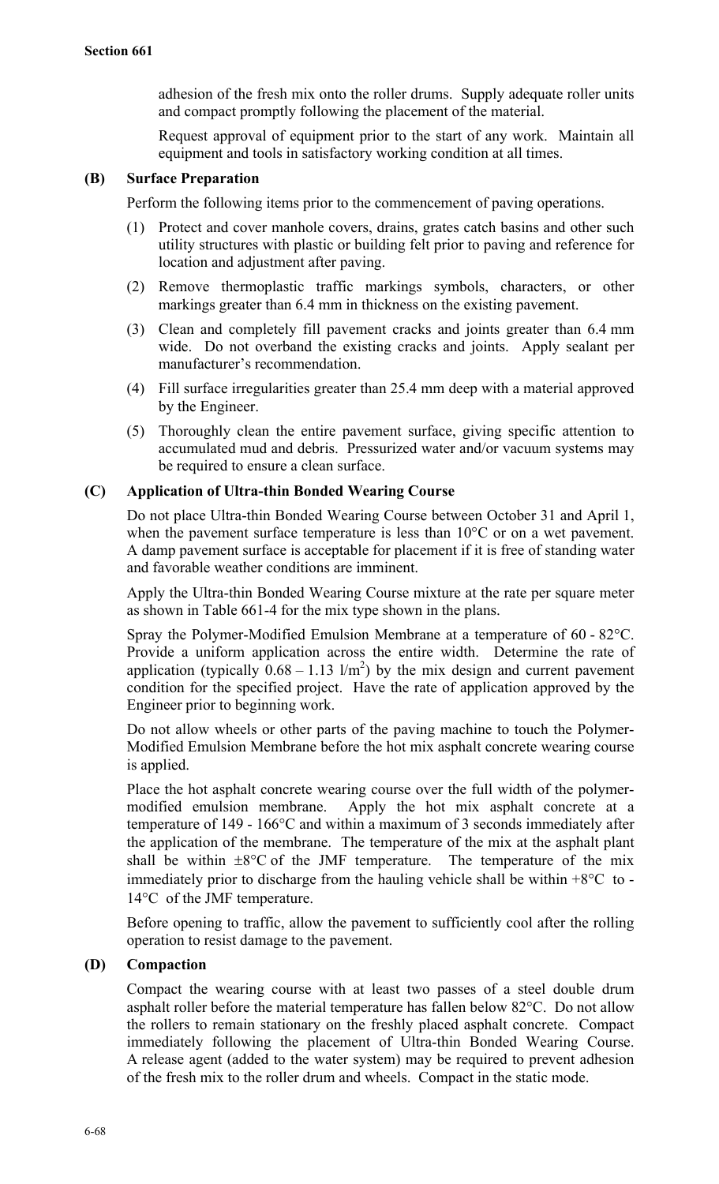adhesion of the fresh mix onto the roller drums. Supply adequate roller units and compact promptly following the placement of the material.

Request approval of equipment prior to the start of any work. Maintain all equipment and tools in satisfactory working condition at all times.

### (B) Surface Preparation

Perform the following items prior to the commencement of paving operations.

(1) Protect and cover manhole covers, drains, grates catch basins and other such utility structures with plastic or building felt prior to paving and reference for location and adjustment after paving.

(2) Remove thermoplastic traffic markings symbols, characters, or other markings greater than 6.4 mm in thickness on the existing pavement.

(3) Clean and completely fill pavement cracks and joints greater than 6.4 mm wide. Do not overband the existing cracks and joints. Apply sealant per manufacturer's recommendation.

(4) Fill surface irregularities greater than 25.4 mm deep with a material approved by the Engineer.

(5) Thoroughly clean the entire pavement surface, giving specific attention to accumulated mud and debris. Pressurized water and/or vacuum systems may be required to ensure a clean surface.

### (C) Application of Ultra-thin Bonded Wearing Course

Do not place Ultra-thin Bonded Wearing Course between October 31 and April 1, when the pavement surface temperature is less than 10°C or on a wet pavement. A damp pavement surface is acceptable for placement if it is free of standing water and favorable weather conditions are imminent.

Apply the Ultra-thin Bonded Wearing Course mixture at the rate per square meter as shown in Table 661-4 for the mix type shown in the plans.

Spray the Polymer-Modified Emulsion Membrane at a temperature of 60 - 82°C. Provide a uniform application across the entire width. Determine the rate of application (typically 0.68 – 1.13 $l/m^2$) by the mix design and current pavement condition for the specified project. Have the rate of application approved by the Engineer prior to beginning work.

Do not allow wheels or other parts of the paving machine to touch the Polymer-Modified Emulsion Membrane before the hot mix asphalt concrete wearing course is applied.

Place the hot asphalt concrete wearing course over the full width of the polymer-modified emulsion membrane. Apply the hot mix asphalt concrete at a temperature of 149 - 166°C and within a maximum of 3 seconds immediately after the application of the membrane. The temperature of the mix at the asphalt plant shall be within ±8°C of the JMF temperature. The temperature of the mix immediately prior to discharge from the hauling vehicle shall be within +8°C to -14°C of the JMF temperature.

Before opening to traffic, allow the pavement to sufficiently cool after the rolling operation to resist damage to the pavement.

### (D) Compaction

Compact the wearing course with at least two passes of a steel double drum asphalt roller before the material temperature has fallen below 82°C. Do not allow the rollers to remain stationary on the freshly placed asphalt concrete. Compact immediately following the placement of Ultra-thin Bonded Wearing Course. A release agent (added to the water system) may be required to prevent adhesion of the fresh mix to the roller drum and wheels. Compact in the static mode.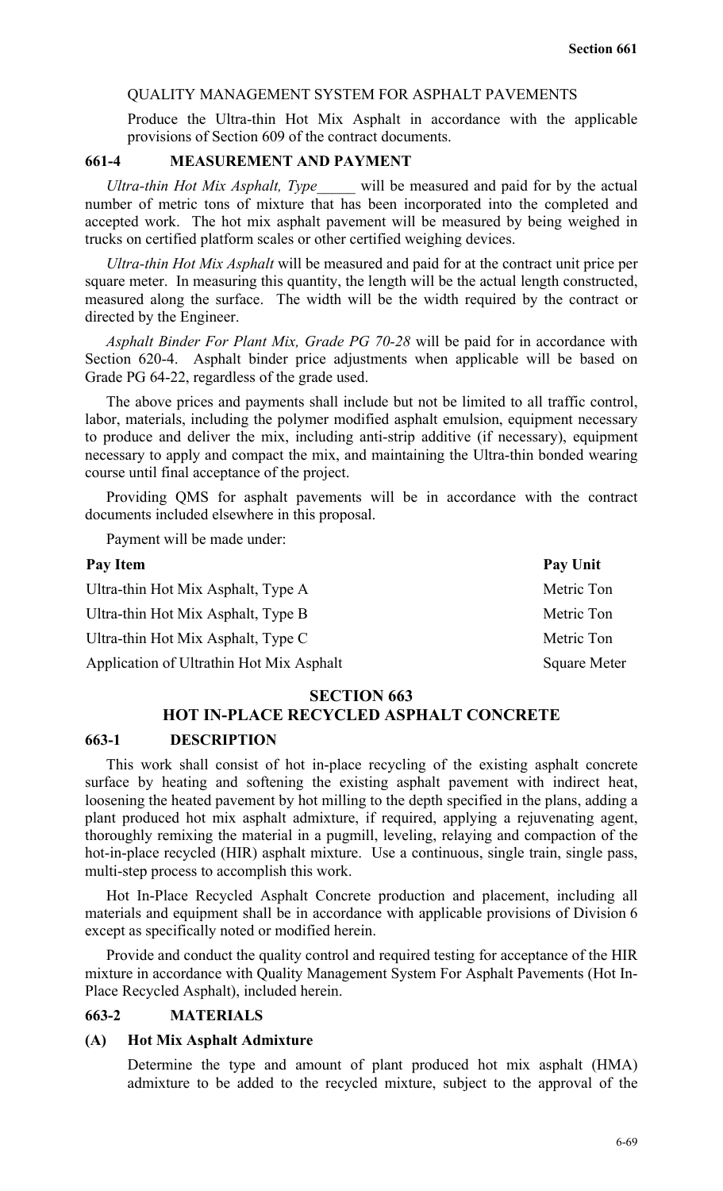QUALITY MANAGEMENT SYSTEM FOR ASPHALT PAVEMENTS

Produce the Ultra-thin Hot Mix Asphalt in accordance with the applicable provisions of Section 609 of the contract documents.

### 661-4 MEASUREMENT AND PAYMENT

*Ultra-thin Hot Mix Asphalt, Type_____* will be measured and paid for by the actual number of metric tons of mixture that has been incorporated into the completed and accepted work. The hot mix asphalt pavement will be measured by being weighed in trucks on certified platform scales or other certified weighing devices.

*Ultra-thin Hot Mix Asphalt* will be measured and paid for at the contract unit price per square meter. In measuring this quantity, the length will be the actual length constructed, measured along the surface. The width will be the width required by the contract or directed by the Engineer.

*Asphalt Binder For Plant Mix, Grade PG 70-28* will be paid for in accordance with Section 620-4. Asphalt binder price adjustments when applicable will be based on Grade PG 64-22, regardless of the grade used.

The above prices and payments shall include but not be limited to all traffic control, labor, materials, including the polymer modified asphalt emulsion, equipment necessary to produce and deliver the mix, including anti-strip additive (if necessary), equipment necessary to apply and compact the mix, and maintaining the Ultra-thin bonded wearing course until final acceptance of the project.

Providing QMS for asphalt pavements will be in accordance with the contract documents included elsewhere in this proposal.

Payment will be made under:

| Pay Item | Pay Unit |
|---|---|
| Ultra-thin Hot Mix Asphalt, Type A | Metric Ton |
| Ultra-thin Hot Mix Asphalt, Type B | Metric Ton |
| Ultra-thin Hot Mix Asphalt, Type C | Metric Ton |
| Application of Ultrathin Hot Mix Asphalt | Square Meter |

## SECTION 663
## HOT IN-PLACE RECYCLED ASPHALT CONCRETE

### 663-1 DESCRIPTION

This work shall consist of hot in-place recycling of the existing asphalt concrete surface by heating and softening the existing asphalt pavement with indirect heat, loosening the heated pavement by hot milling to the depth specified in the plans, adding a plant produced hot mix asphalt admixture, if required, applying a rejuvenating agent, thoroughly remixing the material in a pugmill, leveling, relaying and compaction of the hot-in-place recycled (HIR) asphalt mixture. Use a continuous, single train, single pass, multi-step process to accomplish this work.

Hot In-Place Recycled Asphalt Concrete production and placement, including all materials and equipment shall be in accordance with applicable provisions of Division 6 except as specifically noted or modified herein.

Provide and conduct the quality control and required testing for acceptance of the HIR mixture in accordance with Quality Management System For Asphalt Pavements (Hot In-Place Recycled Asphalt), included herein.

### 663-2 MATERIALS

#### (A) Hot Mix Asphalt Admixture

Determine the type and amount of plant produced hot mix asphalt (HMA) admixture to be added to the recycled mixture, subject to the approval of the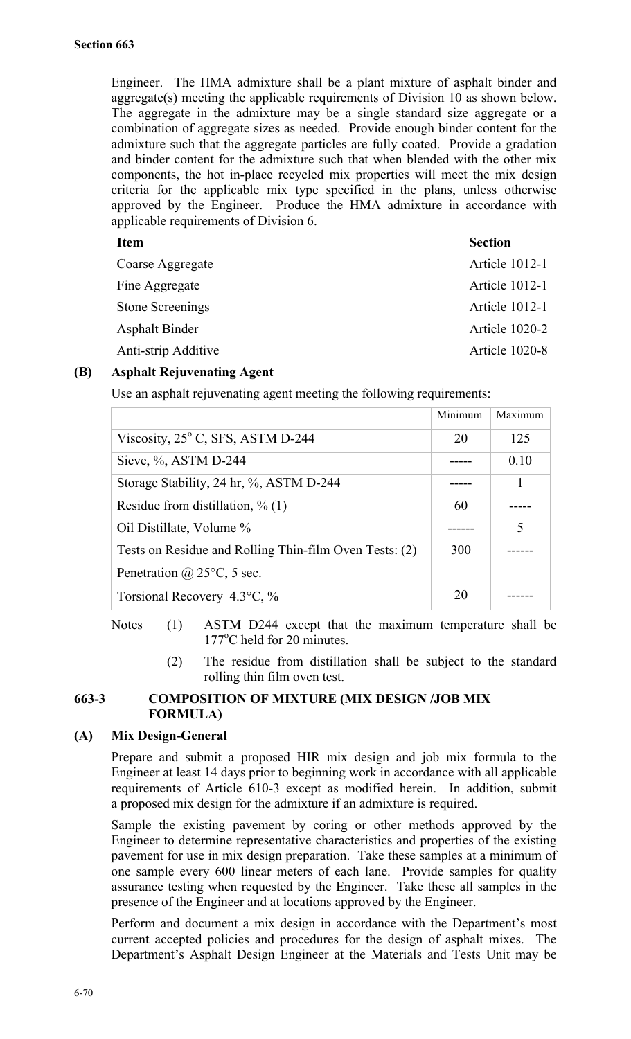Engineer. The HMA admixture shall be a plant mixture of asphalt binder and aggregate(s) meeting the applicable requirements of Division 10 as shown below. The aggregate in the admixture may be a single standard size aggregate or a combination of aggregate sizes as needed. Provide enough binder content for the admixture such that the aggregate particles are fully coated. Provide a gradation and binder content for the admixture such that when blended with the other mix components, the hot in-place recycled mix properties will meet the mix design criteria for the applicable mix type specified in the plans, unless otherwise approved by the Engineer. Produce the HMA admixture in accordance with applicable requirements of Division 6.

| **Item** | **Section** |
|---|---|
| Coarse Aggregate | Article 1012-1 |
| Fine Aggregate | Article 1012-1 |
| Stone Screenings | Article 1012-1 |
| Asphalt Binder | Article 1020-2 |
| Anti-strip Additive | Article 1020-8 |

**(B) Asphalt Rejuvenating Agent**

Use an asphalt rejuvenating agent meeting the following requirements:

| | Minimum | Maximum |
|---|---|---|
| Viscosity, 25° C, SFS, ASTM D-244 | 20 | 125 |
| Sieve, %, ASTM D-244 | ----- | 0.10 |
| Storage Stability, 24 hr, %, ASTM D-244 | ----- | 1 |
| Residue from distillation, % (1) | 60 | ----- |
| Oil Distillate, Volume % | ------ | 5 |
| Tests on Residue and Rolling Thin-film Oven Tests: (2) Penetration @ 25°C, 5 sec. | 300 | ------ |
| Torsional Recovery 4.3°C, % | 20 | ------ |

Notes (1) ASTM D244 except that the maximum temperature shall be 177°C held for 20 minutes.

(2) The residue from distillation shall be subject to the standard rolling thin film oven test.

## 663-3 COMPOSITION OF MIXTURE (MIX DESIGN /JOB MIX FORMULA)

**(A) Mix Design-General**

Prepare and submit a proposed HIR mix design and job mix formula to the Engineer at least 14 days prior to beginning work in accordance with all applicable requirements of Article 610-3 except as modified herein. In addition, submit a proposed mix design for the admixture if an admixture is required.

Sample the existing pavement by coring or other methods approved by the Engineer to determine representative characteristics and properties of the existing pavement for use in mix design preparation. Take these samples at a minimum of one sample every 600 linear meters of each lane. Provide samples for quality assurance testing when requested by the Engineer. Take these all samples in the presence of the Engineer and at locations approved by the Engineer.

Perform and document a mix design in accordance with the Department's most current accepted policies and procedures for the design of asphalt mixes. The Department's Asphalt Design Engineer at the Materials and Tests Unit may be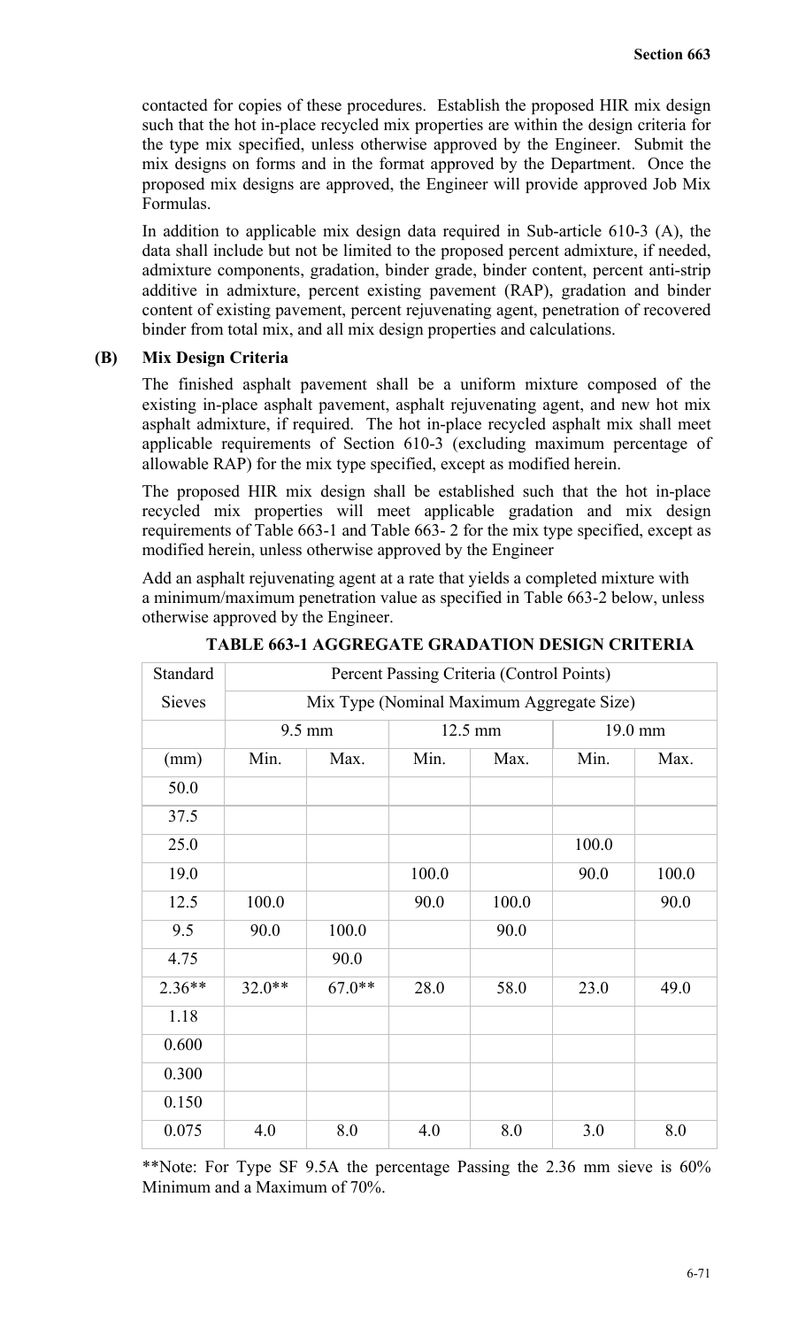contacted for copies of these procedures. Establish the proposed HIR mix design such that the hot in-place recycled mix properties are within the design criteria for the type mix specified, unless otherwise approved by the Engineer. Submit the mix designs on forms and in the format approved by the Department. Once the proposed mix designs are approved, the Engineer will provide approved Job Mix Formulas.

In addition to applicable mix design data required in Sub-article 610-3 (A), the data shall include but not be limited to the proposed percent admixture, if needed, admixture components, gradation, binder grade, binder content, percent anti-strip additive in admixture, percent existing pavement (RAP), gradation and binder content of existing pavement, percent rejuvenating agent, penetration of recovered binder from total mix, and all mix design properties and calculations.

**(B) Mix Design Criteria**

The finished asphalt pavement shall be a uniform mixture composed of the existing in-place asphalt pavement, asphalt rejuvenating agent, and new hot mix asphalt admixture, if required. The hot in-place recycled asphalt mix shall meet applicable requirements of Section 610-3 (excluding maximum percentage of allowable RAP) for the mix type specified, except as modified herein.

The proposed HIR mix design shall be established such that the hot in-place recycled mix properties will meet applicable gradation and mix design requirements of Table 663-1 and Table 663- 2 for the mix type specified, except as modified herein, unless otherwise approved by the Engineer

Add an asphalt rejuvenating agent at a rate that yields a completed mixture with a minimum/maximum penetration value as specified in Table 663-2 below, unless otherwise approved by the Engineer.

**TABLE 663-1 AGGREGATE GRADATION DESIGN CRITERIA**

| Standard | Percent Passing Criteria (Control Points) | | | | | |
|---|---|---|---|---|---|---|
| Sieves | Mix Type (Nominal Maximum Aggregate Size) | | | | | |
| | 9.5 mm | | 12.5 mm | | 19.0 mm | |
| (mm) | Min. | Max. | Min. | Max. | Min. | Max. |
| 50.0 | | | | | | |
| 37.5 | | | | | | |
| 25.0 | | | | | 100.0 | |
| 19.0 | | | 100.0 | | 90.0 | 100.0 |
| 12.5 | 100.0 | | 90.0 | 100.0 | | 90.0 |
| 9.5 | 90.0 | 100.0 | | 90.0 | | |
| 4.75 | | 90.0 | | | | |
| 2.36** | 32.0** | 67.0** | 28.0 | 58.0 | 23.0 | 49.0 |
| 1.18 | | | | | | |
| 0.600 | | | | | | |
| 0.300 | | | | | | |
| 0.150 | | | | | | |
| 0.075 | 4.0 | 8.0 | 4.0 | 8.0 | 3.0 | 8.0 |

**Note: For Type SF 9.5A the percentage Passing the 2.36 mm sieve is 60% Minimum and a Maximum of 70%.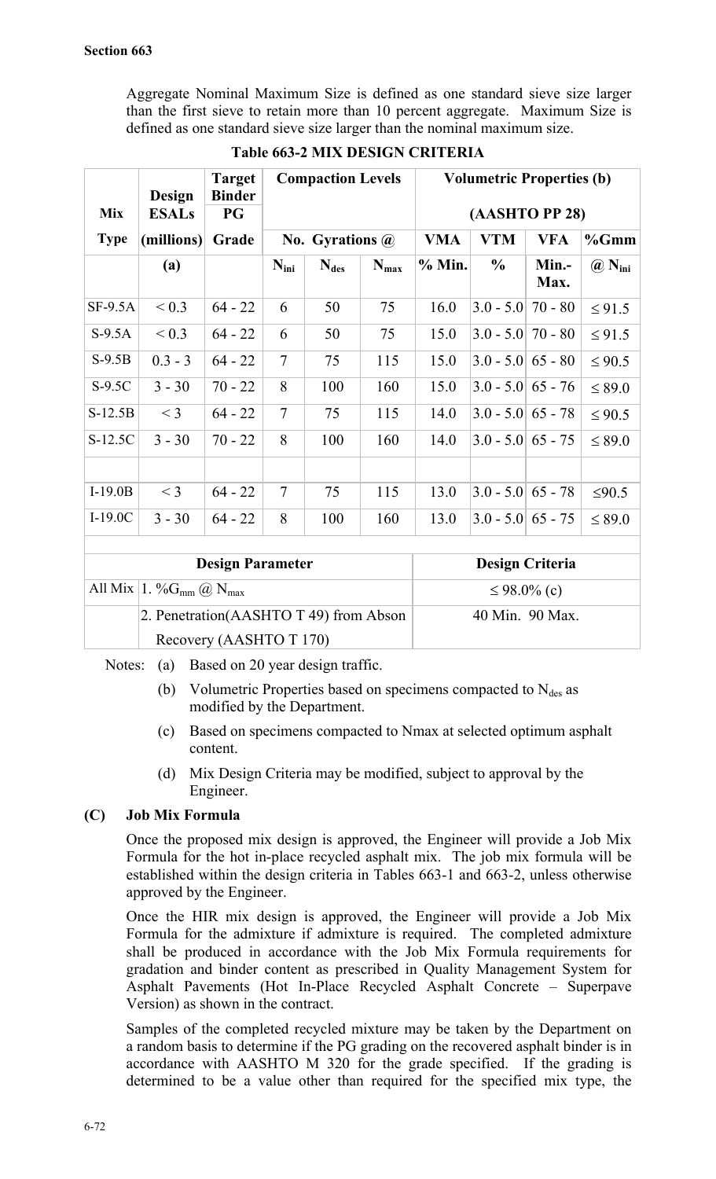Aggregate Nominal Maximum Size is defined as one standard sieve size larger than the first sieve to retain more than 10 percent aggregate. Maximum Size is defined as one standard sieve size larger than the nominal maximum size.

**Table 663-2 MIX DESIGN CRITERIA**

| Mix Type | Design ESALs (millions) (a) | Target Binder PG Grade | Compaction Levels No. Gyrations @ $N_{ini}$ | $N_{des}$ | $N_{max}$ | Volumetric Properties (b) (AASHTO PP 28) VMA % Min. | VTM % | VFA Min.-Max. | %Gmm @ $N_{ini}$ |
|---|---|---|---|---|---|---|---|---|---|
| SF-9.5A | < 0.3 | 64 - 22 | 6 | 50 | 75 | 16.0 | 3.0 - 5.0 | 70 - 80 | ≤ 91.5 |
| S-9.5A | < 0.3 | 64 - 22 | 6 | 50 | 75 | 15.0 | 3.0 - 5.0 | 70 - 80 | ≤ 91.5 |
| S-9.5B | 0.3 - 3 | 64 - 22 | 7 | 75 | 115 | 15.0 | 3.0 - 5.0 | 65 - 80 | ≤ 90.5 |
| S-9.5C | 3 - 30 | 70 - 22 | 8 | 100 | 160 | 15.0 | 3.0 - 5.0 | 65 - 76 | ≤ 89.0 |
| S-12.5B | < 3 | 64 - 22 | 7 | 75 | 115 | 14.0 | 3.0 - 5.0 | 65 - 78 | ≤ 90.5 |
| S-12.5C | 3 - 30 | 70 - 22 | 8 | 100 | 160 | 14.0 | 3.0 - 5.0 | 65 - 75 | ≤ 89.0 |
| | | | | | | | | | |
| I-19.0B | < 3 | 64 - 22 | 7 | 75 | 115 | 13.0 | 3.0 - 5.0 | 65 - 78 | ≤90.5 |
| I-19.0C | 3 - 30 | 64 - 22 | 8 | 100 | 160 | 13.0 | 3.0 - 5.0 | 65 - 75 | ≤ 89.0 |

| | Design Parameter | Design Criteria |
|---|---|---|
| All Mix | 1. $\%G_{mm}$ @ $N_{max}$ | ≤ 98.0% (c) |
| | 2. Penetration(AASHTO T 49) from Abson Recovery (AASHTO T 170) | 40 Min. 90 Max. |

Notes: (a) Based on 20 year design traffic.

(b) Volumetric Properties based on specimens compacted to $N_{des}$ as modified by the Department.

(c) Based on specimens compacted to Nmax at selected optimum asphalt content.

(d) Mix Design Criteria may be modified, subject to approval by the Engineer.

### (C) Job Mix Formula

Once the proposed mix design is approved, the Engineer will provide a Job Mix Formula for the hot in-place recycled asphalt mix. The job mix formula will be established within the design criteria in Tables 663-1 and 663-2, unless otherwise approved by the Engineer.

Once the HIR mix design is approved, the Engineer will provide a Job Mix Formula for the admixture if admixture is required. The completed admixture shall be produced in accordance with the Job Mix Formula requirements for gradation and binder content as prescribed in Quality Management System for Asphalt Pavements (Hot In-Place Recycled Asphalt Concrete – Superpave Version) as shown in the contract.

Samples of the completed recycled mixture may be taken by the Department on a random basis to determine if the PG grading on the recovered asphalt binder is in accordance with AASHTO M 320 for the grade specified. If the grading is determined to be a value other than required for the specified mix type, the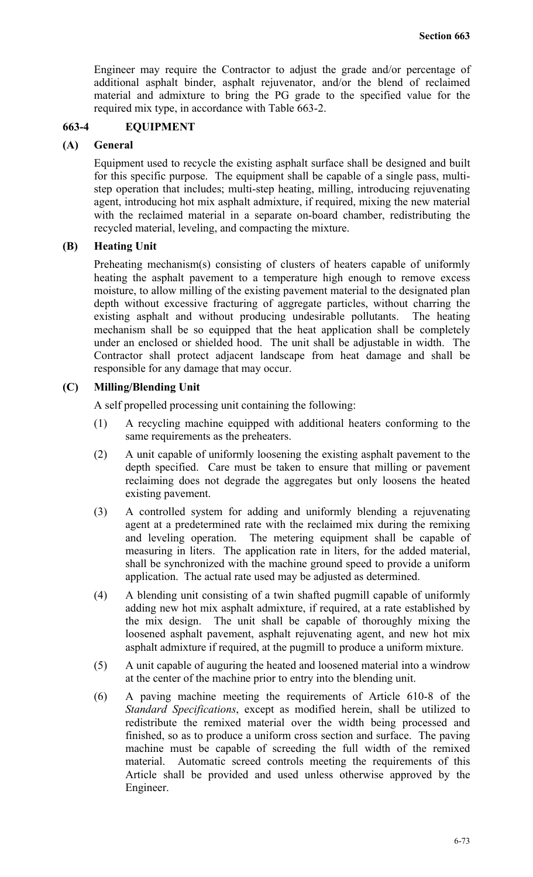Engineer may require the Contractor to adjust the grade and/or percentage of additional asphalt binder, asphalt rejuvenator, and/or the blend of reclaimed material and admixture to bring the PG grade to the specified value for the required mix type, in accordance with Table 663-2.

## 663-4 EQUIPMENT

### (A) General

Equipment used to recycle the existing asphalt surface shall be designed and built for this specific purpose. The equipment shall be capable of a single pass, multi-step operation that includes; multi-step heating, milling, introducing rejuvenating agent, introducing hot mix asphalt admixture, if required, mixing the new material with the reclaimed material in a separate on-board chamber, redistributing the recycled material, leveling, and compacting the mixture.

### (B) Heating Unit

Preheating mechanism(s) consisting of clusters of heaters capable of uniformly heating the asphalt pavement to a temperature high enough to remove excess moisture, to allow milling of the existing pavement material to the designated plan depth without excessive fracturing of aggregate particles, without charring the existing asphalt and without producing undesirable pollutants. The heating mechanism shall be so equipped that the heat application shall be completely under an enclosed or shielded hood. The unit shall be adjustable in width. The Contractor shall protect adjacent landscape from heat damage and shall be responsible for any damage that may occur.

### (C) Milling/Blending Unit

A self propelled processing unit containing the following:

(1) A recycling machine equipped with additional heaters conforming to the same requirements as the preheaters.

(2) A unit capable of uniformly loosening the existing asphalt pavement to the depth specified. Care must be taken to ensure that milling or pavement reclaiming does not degrade the aggregates but only loosens the heated existing pavement.

(3) A controlled system for adding and uniformly blending a rejuvenating agent at a predetermined rate with the reclaimed mix during the remixing and leveling operation. The metering equipment shall be capable of measuring in liters. The application rate in liters, for the added material, shall be synchronized with the machine ground speed to provide a uniform application. The actual rate used may be adjusted as determined.

(4) A blending unit consisting of a twin shafted pugmill capable of uniformly adding new hot mix asphalt admixture, if required, at a rate established by the mix design. The unit shall be capable of thoroughly mixing the loosened asphalt pavement, asphalt rejuvenating agent, and new hot mix asphalt admixture if required, at the pugmill to produce a uniform mixture.

(5) A unit capable of auguring the heated and loosened material into a windrow at the center of the machine prior to entry into the blending unit.

(6) A paving machine meeting the requirements of Article 610-8 of the *Standard Specifications*, except as modified herein, shall be utilized to redistribute the remixed material over the width being processed and finished, so as to produce a uniform cross section and surface. The paving machine must be capable of screeding the full width of the remixed material. Automatic screed controls meeting the requirements of this Article shall be provided and used unless otherwise approved by the Engineer.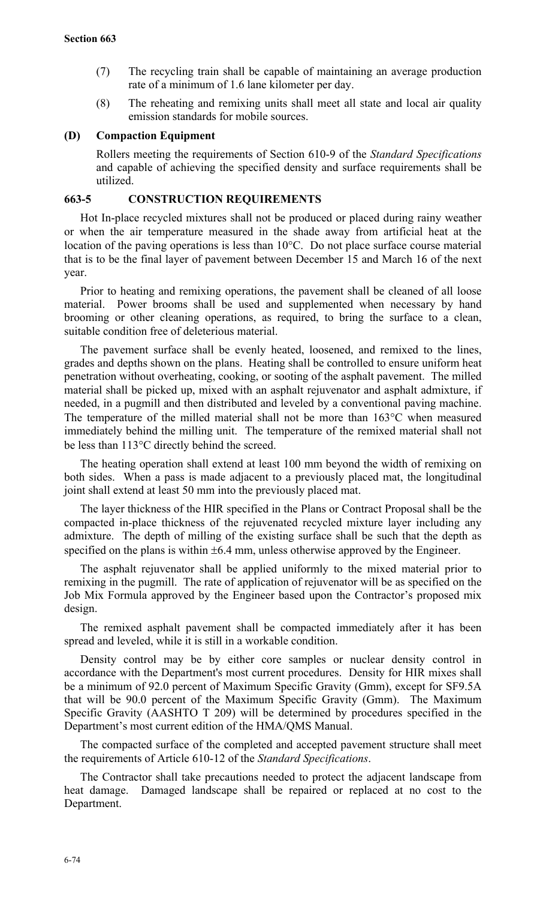(7) The recycling train shall be capable of maintaining an average production rate of a minimum of 1.6 lane kilometer per day.

(8) The reheating and remixing units shall meet all state and local air quality emission standards for mobile sources.

**(D) Compaction Equipment**

Rollers meeting the requirements of Section 610-9 of the *Standard Specifications* and capable of achieving the specified density and surface requirements shall be utilized.

## 663-5 CONSTRUCTION REQUIREMENTS

Hot In-place recycled mixtures shall not be produced or placed during rainy weather or when the air temperature measured in the shade away from artificial heat at the location of the paving operations is less than 10°C. Do not place surface course material that is to be the final layer of pavement between December 15 and March 16 of the next year.

Prior to heating and remixing operations, the pavement shall be cleaned of all loose material. Power brooms shall be used and supplemented when necessary by hand brooming or other cleaning operations, as required, to bring the surface to a clean, suitable condition free of deleterious material.

The pavement surface shall be evenly heated, loosened, and remixed to the lines, grades and depths shown on the plans. Heating shall be controlled to ensure uniform heat penetration without overheating, cooking, or sooting of the asphalt pavement. The milled material shall be picked up, mixed with an asphalt rejuvenator and asphalt admixture, if needed, in a pugmill and then distributed and leveled by a conventional paving machine. The temperature of the milled material shall not be more than 163°C when measured immediately behind the milling unit. The temperature of the remixed material shall not be less than 113°C directly behind the screed.

The heating operation shall extend at least 100 mm beyond the width of remixing on both sides. When a pass is made adjacent to a previously placed mat, the longitudinal joint shall extend at least 50 mm into the previously placed mat.

The layer thickness of the HIR specified in the Plans or Contract Proposal shall be the compacted in-place thickness of the rejuvenated recycled mixture layer including any admixture. The depth of milling of the existing surface shall be such that the depth as specified on the plans is within ±6.4 mm, unless otherwise approved by the Engineer.

The asphalt rejuvenator shall be applied uniformly to the mixed material prior to remixing in the pugmill. The rate of application of rejuvenator will be as specified on the Job Mix Formula approved by the Engineer based upon the Contractor's proposed mix design.

The remixed asphalt pavement shall be compacted immediately after it has been spread and leveled, while it is still in a workable condition.

Density control may be by either core samples or nuclear density control in accordance with the Department's most current procedures. Density for HIR mixes shall be a minimum of 92.0 percent of Maximum Specific Gravity (Gmm), except for SF9.5A that will be 90.0 percent of the Maximum Specific Gravity (Gmm). The Maximum Specific Gravity (AASHTO T 209) will be determined by procedures specified in the Department's most current edition of the HMA/QMS Manual.

The compacted surface of the completed and accepted pavement structure shall meet the requirements of Article 610-12 of the *Standard Specifications*.

The Contractor shall take precautions needed to protect the adjacent landscape from heat damage. Damaged landscape shall be repaired or replaced at no cost to the Department.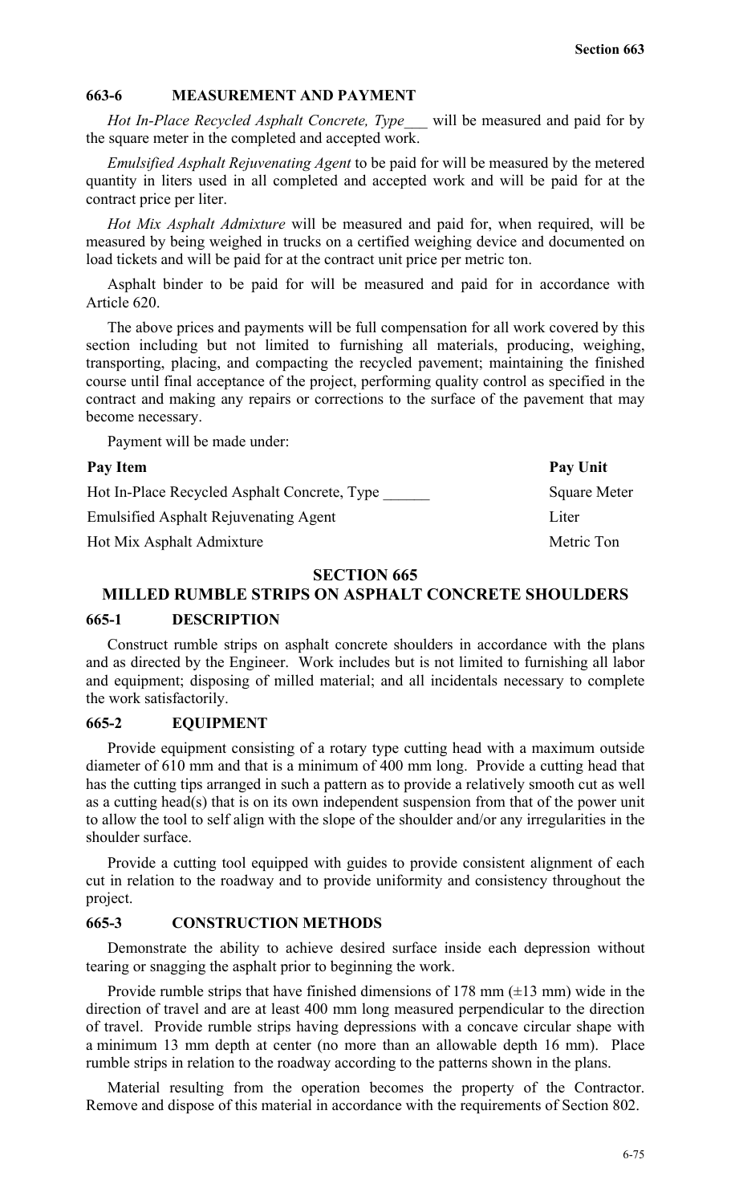## 663-6 MEASUREMENT AND PAYMENT

*Hot In-Place Recycled Asphalt Concrete, Type___* will be measured and paid for by the square meter in the completed and accepted work.

*Emulsified Asphalt Rejuvenating Agent* to be paid for will be measured by the metered quantity in liters used in all completed and accepted work and will be paid for at the contract price per liter.

*Hot Mix Asphalt Admixture* will be measured and paid for, when required, will be measured by being weighed in trucks on a certified weighing device and documented on load tickets and will be paid for at the contract unit price per metric ton.

Asphalt binder to be paid for will be measured and paid for in accordance with Article 620.

The above prices and payments will be full compensation for all work covered by this section including but not limited to furnishing all materials, producing, weighing, transporting, placing, and compacting the recycled pavement; maintaining the finished course until final acceptance of the project, performing quality control as specified in the contract and making any repairs or corrections to the surface of the pavement that may become necessary.

Payment will be made under:

| Pay Item | Pay Unit |
|---|---|
| Hot In-Place Recycled Asphalt Concrete, Type ______ | Square Meter |
| Emulsified Asphalt Rejuvenating Agent | Liter |
| Hot Mix Asphalt Admixture | Metric Ton |

# SECTION 665
# MILLED RUMBLE STRIPS ON ASPHALT CONCRETE SHOULDERS

## 665-1 DESCRIPTION

Construct rumble strips on asphalt concrete shoulders in accordance with the plans and as directed by the Engineer. Work includes but is not limited to furnishing all labor and equipment; disposing of milled material; and all incidentals necessary to complete the work satisfactorily.

## 665-2 EQUIPMENT

Provide equipment consisting of a rotary type cutting head with a maximum outside diameter of 610 mm and that is a minimum of 400 mm long. Provide a cutting head that has the cutting tips arranged in such a pattern as to provide a relatively smooth cut as well as a cutting head(s) that is on its own independent suspension from that of the power unit to allow the tool to self align with the slope of the shoulder and/or any irregularities in the shoulder surface.

Provide a cutting tool equipped with guides to provide consistent alignment of each cut in relation to the roadway and to provide uniformity and consistency throughout the project.

## 665-3 CONSTRUCTION METHODS

Demonstrate the ability to achieve desired surface inside each depression without tearing or snagging the asphalt prior to beginning the work.

Provide rumble strips that have finished dimensions of 178 mm (±13 mm) wide in the direction of travel and are at least 400 mm long measured perpendicular to the direction of travel. Provide rumble strips having depressions with a concave circular shape with a minimum 13 mm depth at center (no more than an allowable depth 16 mm). Place rumble strips in relation to the roadway according to the patterns shown in the plans.

Material resulting from the operation becomes the property of the Contractor. Remove and dispose of this material in accordance with the requirements of Section 802.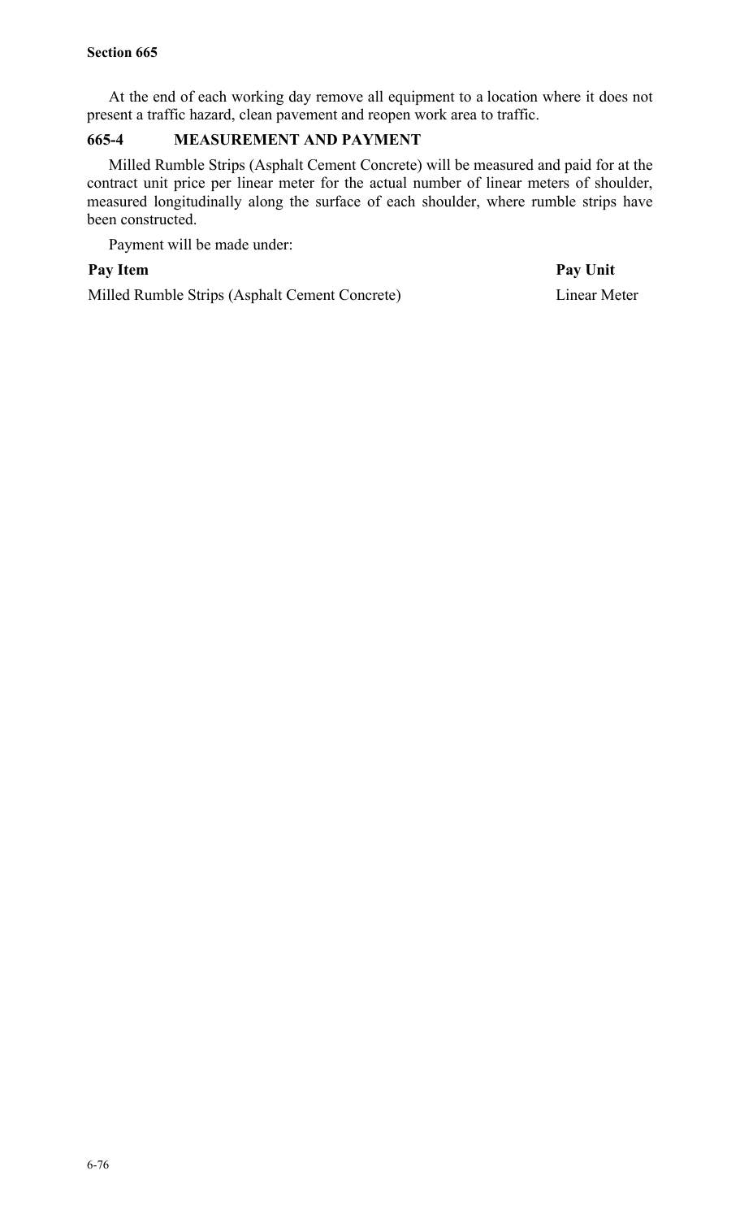At the end of each working day remove all equipment to a location where it does not present a traffic hazard, clean pavement and reopen work area to traffic.

### 665-4 MEASUREMENT AND PAYMENT

Milled Rumble Strips (Asphalt Cement Concrete) will be measured and paid for at the contract unit price per linear meter for the actual number of linear meters of shoulder, measured longitudinally along the surface of each shoulder, where rumble strips have been constructed.

Payment will be made under:

| **Pay Item** | **Pay Unit** |
|---|---|
| Milled Rumble Strips (Asphalt Cement Concrete) | Linear Meter |